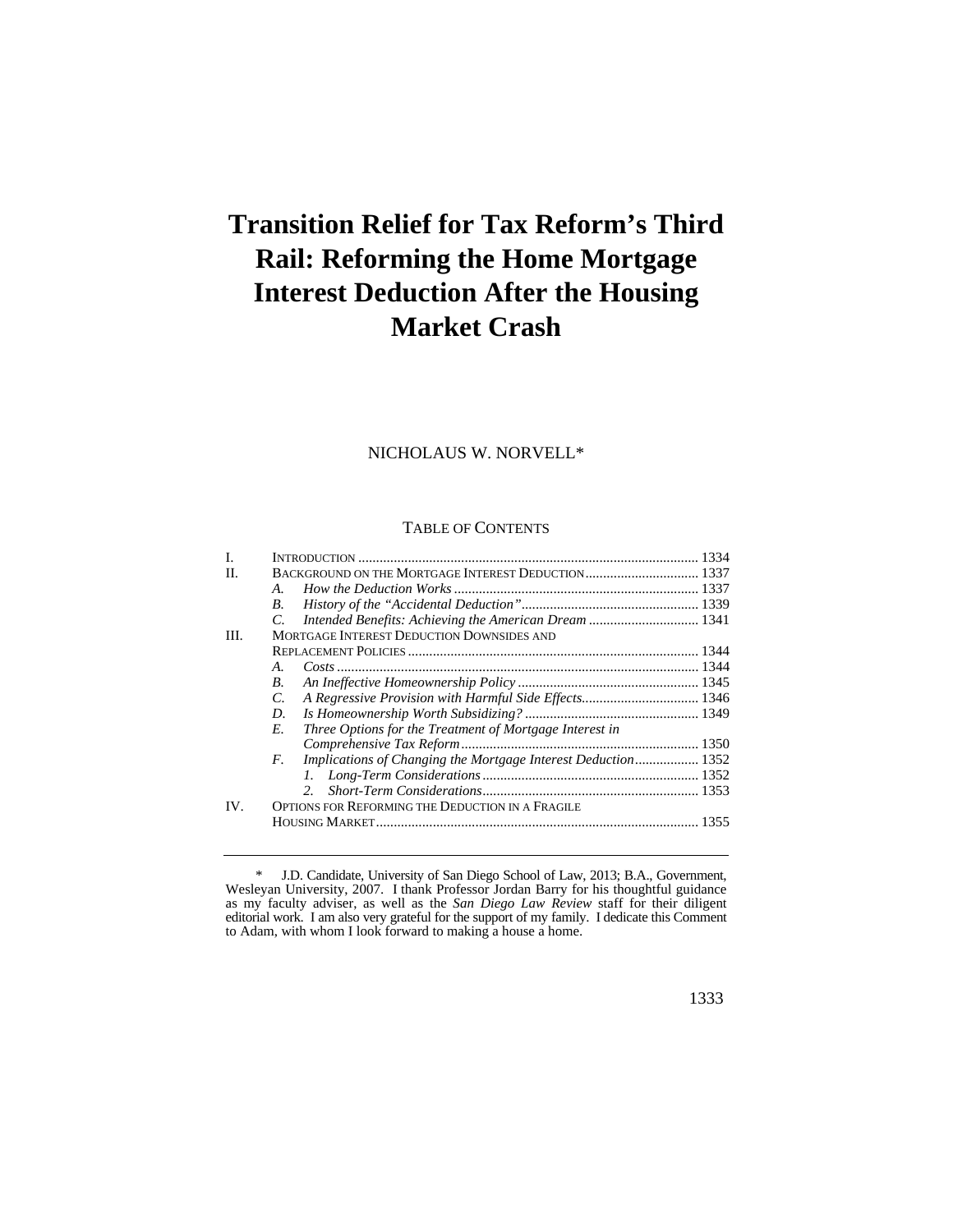# Transition Relief for Tax Reform's Third Rail: Reforming the Home Mortgage Interest Deduction After the Housing Market Crash

NICHOLAUS W. NORVELL*

TABLE OF CONTENTS

I. INTRODUCTION ............ 1334

II. BACKGROUND ON THE MORTGAGE INTEREST DEDUCTION ............ 1337

  A. *How the Deduction Works* ............ 1337

  B. *History of the "Accidental Deduction"* ............ 1339

  C. *Intended Benefits: Achieving the American Dream* ............ 1341

III. MORTGAGE INTEREST DEDUCTION DOWNSIDES AND REPLACEMENT POLICIES ............ 1344

  A. *Costs* ............ 1344

  B. *An Ineffective Homeownership Policy* ............ 1345

  C. *A Regressive Provision with Harmful Side Effects* ............ 1346

  D. *Is Homeownership Worth Subsidizing?* ............ 1349

  E. *Three Options for the Treatment of Mortgage Interest in Comprehensive Tax Reform* ............ 1350

  F. *Implications of Changing the Mortgage Interest Deduction* ............ 1352

    1. *Long-Term Considerations* ............ 1352

    2. *Short-Term Considerations* ............ 1353

IV. OPTIONS FOR REFORMING THE DEDUCTION IN A FRAGILE HOUSING MARKET ............ 1355

---

\* J.D. Candidate, University of San Diego School of Law, 2013; B.A., Government, Wesleyan University, 2007. I thank Professor Jordan Barry for his thoughtful guidance as my faculty adviser, as well as the *San Diego Law Review* staff for their diligent editorial work. I am also very grateful for the support of my family. I dedicate this Comment to Adam, with whom I look forward to making a house a home.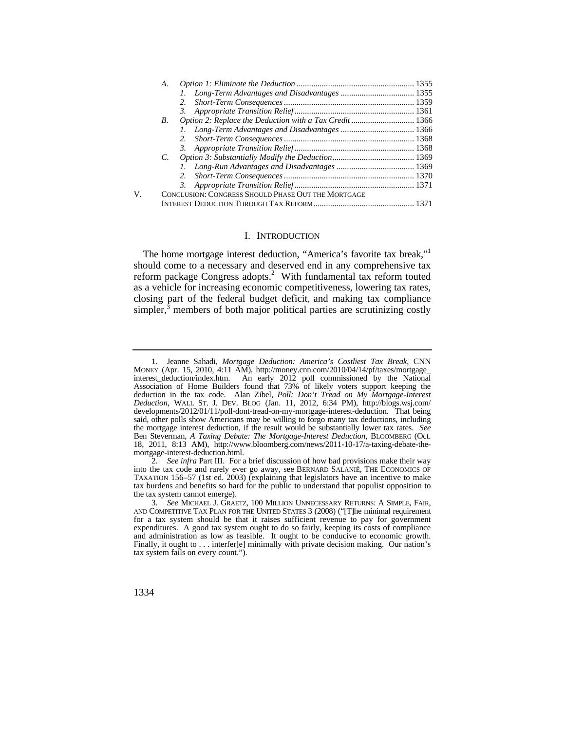- A. *Option 1: Eliminate the Deduction* ........................................................ 1355
  - 1. *Long-Term Advantages and Disadvantages* ................................... 1355
  - 2. *Short-Term Consequences* .............................................................. 1359
  - 3. *Appropriate Transition Relief* ......................................................... 1361
- B. *Option 2: Replace the Deduction with a Tax Credit* .............................. 1366
  - 1. *Long-Term Advantages and Disadvantages* ................................... 1366
  - 2. *Short-Term Consequences* .............................................................. 1368
  - 3. *Appropriate Transition Relief* ......................................................... 1368
- C. *Option 3: Substantially Modify the Deduction* ....................................... 1369
  - 1. *Long-Run Advantages and Disadvantages* ..................................... 1369
  - 2. *Short-Term Consequences* .............................................................. 1370
  - 3. *Appropriate Transition Relief* ......................................................... 1371

V. CONCLUSION: CONGRESS SHOULD PHASE OUT THE MORTGAGE INTEREST DEDUCTION THROUGH TAX REFORM ................................................ 1371

## I. INTRODUCTION

The home mortgage interest deduction, "America's favorite tax break,"[1] should come to a necessary and deserved end in any comprehensive tax reform package Congress adopts.[2] With fundamental tax reform touted as a vehicle for increasing economic competitiveness, lowering tax rates, closing part of the federal budget deficit, and making tax compliance simpler,[3] members of both major political parties are scrutinizing costly

---

1. Jeanne Sahadi, *Mortgage Deduction: America's Costliest Tax Break*, CNN MONEY (Apr. 15, 2010, 4:11 AM), http://money.cnn.com/2010/04/14/pf/taxes/mortgage_interest_deduction/index.htm. An early 2012 poll commissioned by the National Association of Home Builders found that 73% of likely voters support keeping the deduction in the tax code. Alan Zibel, *Poll: Don't Tread on My Mortgage-Interest Deduction*, WALL ST. J. DEV. BLOG (Jan. 11, 2012, 6:34 PM), http://blogs.wsj.com/developments/2012/01/11/poll-dont-tread-on-my-mortgage-interest-deduction. That being said, other polls show Americans may be willing to forgo many tax deductions, including the mortgage interest deduction, if the result would be substantially lower tax rates. *See* Ben Steverman, *A Taxing Debate: The Mortgage-Interest Deduction*, BLOOMBERG (Oct. 18, 2011, 8:13 AM), http://www.bloomberg.com/news/2011-10-17/a-taxing-debate-the-mortgage-interest-deduction.html.

2. *See infra* Part III. For a brief discussion of how bad provisions make their way into the tax code and rarely ever go away, see BERNARD SALANIÉ, THE ECONOMICS OF TAXATION 156–57 (1st ed. 2003) (explaining that legislators have an incentive to make tax burdens and benefits so hard for the public to understand that populist opposition to the tax system cannot emerge).

3. *See* MICHAEL J. GRAETZ, 100 MILLION UNNECESSARY RETURNS: A SIMPLE, FAIR, AND COMPETITIVE TAX PLAN FOR THE UNITED STATES 3 (2008) ("[T]he minimal requirement for a tax system should be that it raises sufficient revenue to pay for government expenditures. A good tax system ought to do so fairly, keeping its costs of compliance and administration as low as feasible. It ought to be conducive to economic growth. Finally, it ought to . . . interfer[e] minimally with private decision making. Our nation's tax system fails on every count.").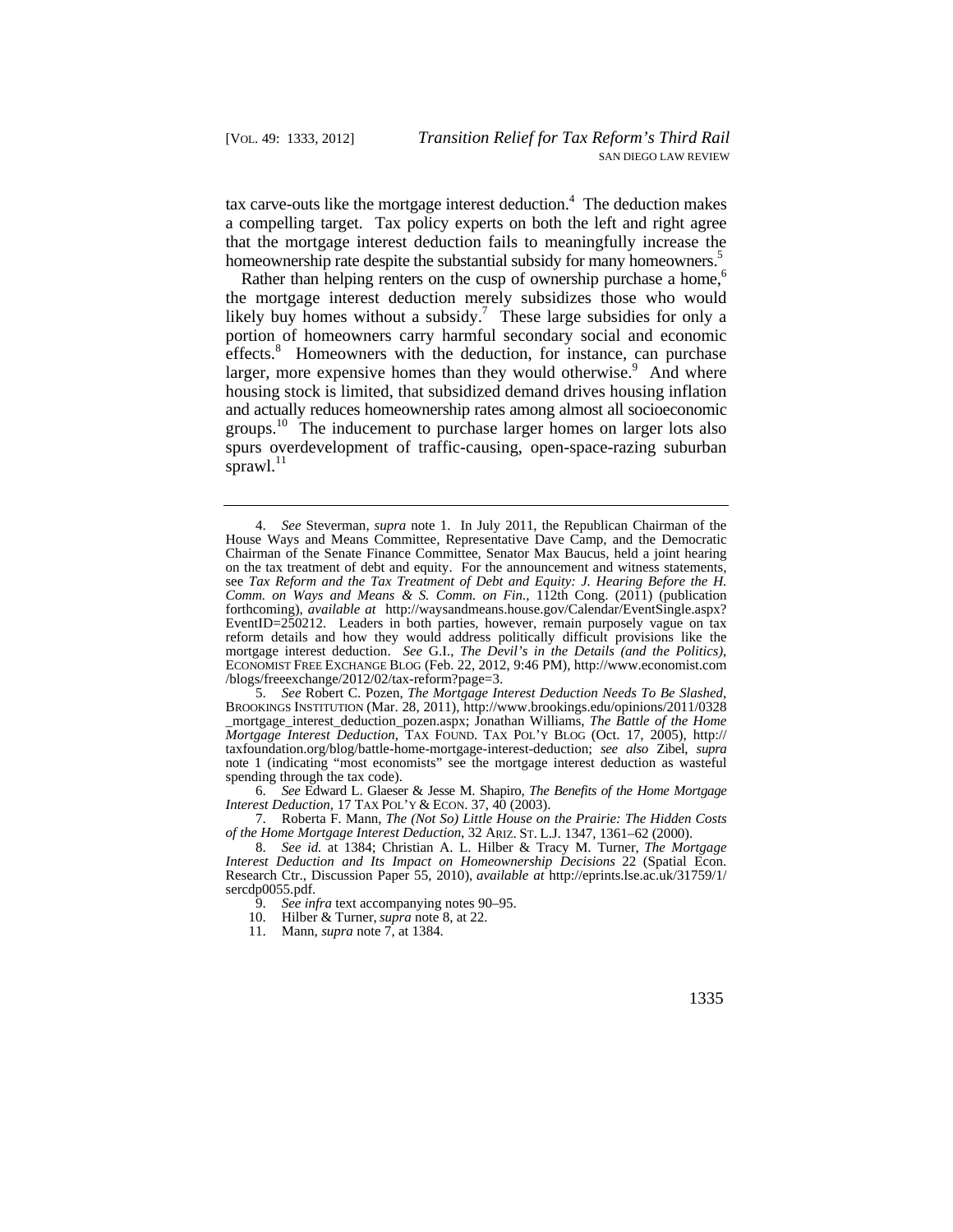tax carve-outs like the mortgage interest deduction.[4] The deduction makes a compelling target. Tax policy experts on both the left and right agree that the mortgage interest deduction fails to meaningfully increase the homeownership rate despite the substantial subsidy for many homeowners.[5]

Rather than helping renters on the cusp of ownership purchase a home,[6] the mortgage interest deduction merely subsidizes those who would likely buy homes without a subsidy.[7] These large subsidies for only a portion of homeowners carry harmful secondary social and economic effects.[8] Homeowners with the deduction, for instance, can purchase larger, more expensive homes than they would otherwise.[9] And where housing stock is limited, that subsidized demand drives housing inflation and actually reduces homeownership rates among almost all socioeconomic groups.[10] The inducement to purchase larger homes on larger lots also spurs overdevelopment of traffic-causing, open-space-razing suburban sprawl.[11]

---

4. *See* Steverman, *supra* note 1. In July 2011, the Republican Chairman of the House Ways and Means Committee, Representative Dave Camp, and the Democratic Chairman of the Senate Finance Committee, Senator Max Baucus, held a joint hearing on the tax treatment of debt and equity. For the announcement and witness statements, see *Tax Reform and the Tax Treatment of Debt and Equity: J. Hearing Before the H. Comm. on Ways and Means & S. Comm. on Fin.*, 112th Cong. (2011) (publication forthcoming), *available at* http://waysandmeans.house.gov/Calendar/EventSingle.aspx?EventID=250212. Leaders in both parties, however, remain purposely vague on tax reform details and how they would address politically difficult provisions like the mortgage interest deduction. *See* G.I., *The Devil's in the Details (and the Politics)*, ECONOMIST FREE EXCHANGE BLOG (Feb. 22, 2012, 9:46 PM), http://www.economist.com/blogs/freeexchange/2012/02/tax-reform?page=3.

5. *See* Robert C. Pozen, *The Mortgage Interest Deduction Needs To Be Slashed*, BROOKINGS INSTITUTION (Mar. 28, 2011), http://www.brookings.edu/opinions/2011/0328_mortgage_interest_deduction_pozen.aspx; Jonathan Williams, *The Battle of the Home Mortgage Interest Deduction*, TAX FOUND. TAX POL'Y BLOG (Oct. 17, 2005), http://taxfoundation.org/blog/battle-home-mortgage-interest-deduction; *see also* Zibel, *supra* note 1 (indicating "most economists" see the mortgage interest deduction as wasteful spending through the tax code).

6. *See* Edward L. Glaeser & Jesse M. Shapiro, *The Benefits of the Home Mortgage Interest Deduction*, 17 TAX POL'Y & ECON. 37, 40 (2003).

7. Roberta F. Mann, *The (Not So) Little House on the Prairie: The Hidden Costs of the Home Mortgage Interest Deduction*, 32 ARIZ. ST. L.J. 1347, 1361–62 (2000).

8. *See id.* at 1384; Christian A. L. Hilber & Tracy M. Turner, *The Mortgage Interest Deduction and Its Impact on Homeownership Decisions* 22 (Spatial Econ. Research Ctr., Discussion Paper 55, 2010), *available at* http://eprints.lse.ac.uk/31759/1/sercdp0055.pdf.

9. *See infra* text accompanying notes 90–95.

10. Hilber & Turner, *supra* note 8, at 22.

11. Mann, *supra* note 7, at 1384.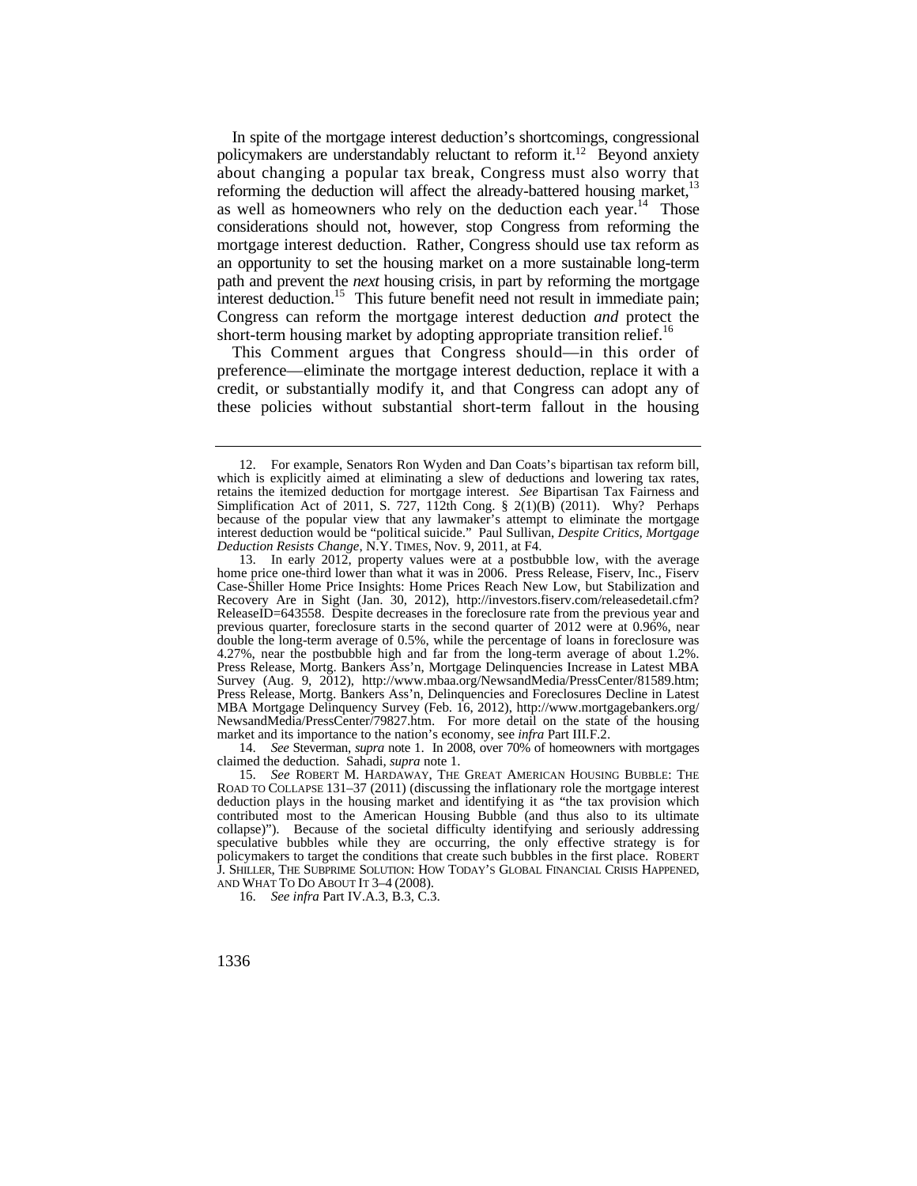In spite of the mortgage interest deduction's shortcomings, congressional policymakers are understandably reluctant to reform it.[12] Beyond anxiety about changing a popular tax break, Congress must also worry that reforming the deduction will affect the already-battered housing market,[13] as well as homeowners who rely on the deduction each year.[14] Those considerations should not, however, stop Congress from reforming the mortgage interest deduction. Rather, Congress should use tax reform as an opportunity to set the housing market on a more sustainable long-term path and prevent the *next* housing crisis, in part by reforming the mortgage interest deduction.[15] This future benefit need not result in immediate pain; Congress can reform the mortgage interest deduction *and* protect the short-term housing market by adopting appropriate transition relief.[16]

This Comment argues that Congress should—in this order of preference—eliminate the mortgage interest deduction, replace it with a credit, or substantially modify it, and that Congress can adopt any of these policies without substantial short-term fallout in the housing

---

12. For example, Senators Ron Wyden and Dan Coats's bipartisan tax reform bill, which is explicitly aimed at eliminating a slew of deductions and lowering tax rates, retains the itemized deduction for mortgage interest. *See* Bipartisan Tax Fairness and Simplification Act of 2011, S. 727, 112th Cong. § 2(1)(B) (2011). Why? Perhaps because of the popular view that any lawmaker's attempt to eliminate the mortgage interest deduction would be "political suicide." Paul Sullivan, *Despite Critics, Mortgage Deduction Resists Change*, N.Y. TIMES, Nov. 9, 2011, at F4.

13. In early 2012, property values were at a postbubble low, with the average home price one-third lower than what it was in 2006. Press Release, Fiserv, Inc., Fiserv Case-Shiller Home Price Insights: Home Prices Reach New Low, but Stabilization and Recovery Are in Sight (Jan. 30, 2012), http://investors.fiserv.com/releasedetail.cfm?ReleaseID=643558. Despite decreases in the foreclosure rate from the previous year and previous quarter, foreclosure starts in the second quarter of 2012 were at 0.96%, near double the long-term average of 0.5%, while the percentage of loans in foreclosure was 4.27%, near the postbubble high and far from the long-term average of about 1.2%. Press Release, Mortg. Bankers Ass'n, Mortgage Delinquencies Increase in Latest MBA Survey (Aug. 9, 2012), http://www.mbaa.org/NewsandMedia/PressCenter/81589.htm; Press Release, Mortg. Bankers Ass'n, Delinquencies and Foreclosures Decline in Latest MBA Mortgage Delinquency Survey (Feb. 16, 2012), http://www.mortgagebankers.org/NewsandMedia/PressCenter/79827.htm. For more detail on the state of the housing market and its importance to the nation's economy, see *infra* Part III.F.2.

14. *See* Steverman, *supra* note 1. In 2008, over 70% of homeowners with mortgages claimed the deduction. Sahadi, *supra* note 1.

15. *See* ROBERT M. HARDAWAY, THE GREAT AMERICAN HOUSING BUBBLE: THE ROAD TO COLLAPSE 131–37 (2011) (discussing the inflationary role the mortgage interest deduction plays in the housing market and identifying it as "the tax provision which contributed most to the American Housing Bubble (and thus also to its ultimate collapse)"). Because of the societal difficulty identifying and seriously addressing speculative bubbles while they are occurring, the only effective strategy is for policymakers to target the conditions that create such bubbles in the first place. ROBERT J. SHILLER, THE SUBPRIME SOLUTION: HOW TODAY'S GLOBAL FINANCIAL CRISIS HAPPENED, AND WHAT TO DO ABOUT IT 3–4 (2008).

16. *See infra* Part IV.A.3, B.3, C.3.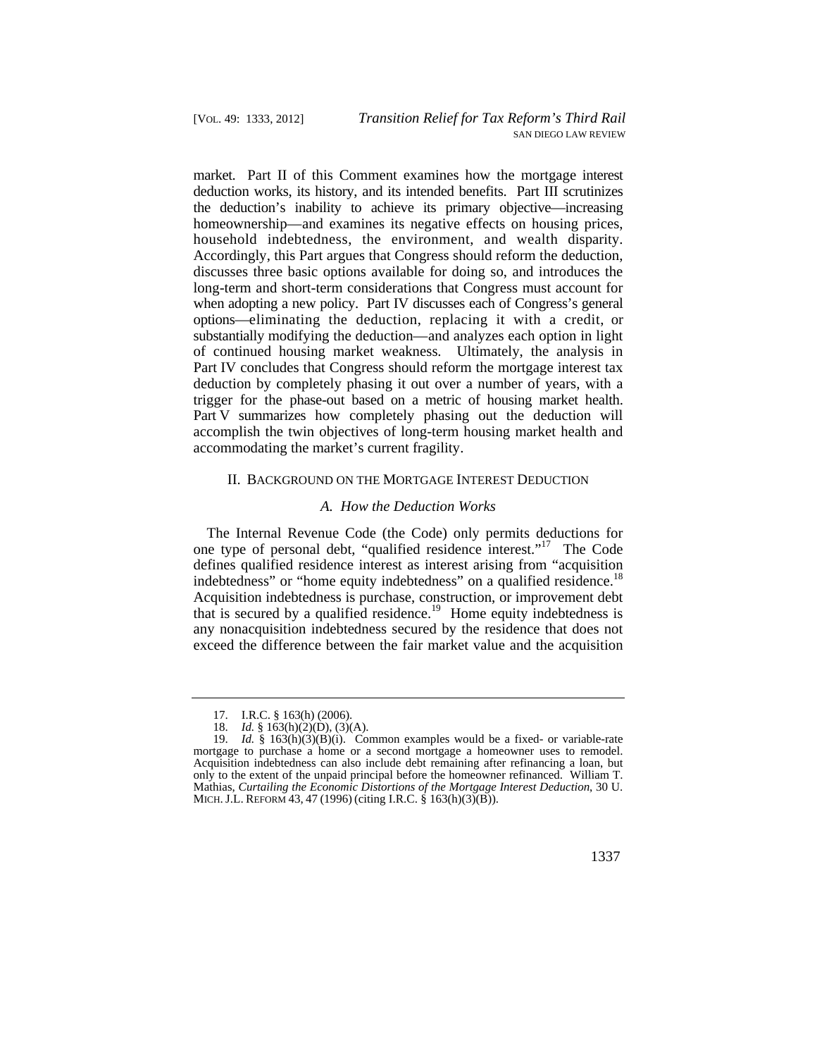market. Part II of this Comment examines how the mortgage interest deduction works, its history, and its intended benefits. Part III scrutinizes the deduction's inability to achieve its primary objective—increasing homeownership—and examines its negative effects on housing prices, household indebtedness, the environment, and wealth disparity. Accordingly, this Part argues that Congress should reform the deduction, discusses three basic options available for doing so, and introduces the long-term and short-term considerations that Congress must account for when adopting a new policy. Part IV discusses each of Congress's general options—eliminating the deduction, replacing it with a credit, or substantially modifying the deduction—and analyzes each option in light of continued housing market weakness. Ultimately, the analysis in Part IV concludes that Congress should reform the mortgage interest tax deduction by completely phasing it out over a number of years, with a trigger for the phase-out based on a metric of housing market health. Part V summarizes how completely phasing out the deduction will accomplish the twin objectives of long-term housing market health and accommodating the market's current fragility.

## II. Background on the Mortgage Interest Deduction

### *A. How the Deduction Works*

The Internal Revenue Code (the Code) only permits deductions for one type of personal debt, "qualified residence interest."[17] The Code defines qualified residence interest as interest arising from "acquisition indebtedness" or "home equity indebtedness" on a qualified residence.[18] Acquisition indebtedness is purchase, construction, or improvement debt that is secured by a qualified residence.[19] Home equity indebtedness is any nonacquisition indebtedness secured by the residence that does not exceed the difference between the fair market value and the acquisition

---

17. I.R.C. § 163(h) (2006).

18. *Id.* § 163(h)(2)(D), (3)(A).

19. *Id.* § 163(h)(3)(B)(i). Common examples would be a fixed- or variable-rate mortgage to purchase a home or a second mortgage a homeowner uses to remodel. Acquisition indebtedness can also include debt remaining after refinancing a loan, but only to the extent of the unpaid principal before the homeowner refinanced. William T. Mathias, *Curtailing the Economic Distortions of the Mortgage Interest Deduction*, 30 U. MICH. J.L. REFORM 43, 47 (1996) (citing I.R.C. § 163(h)(3)(B)).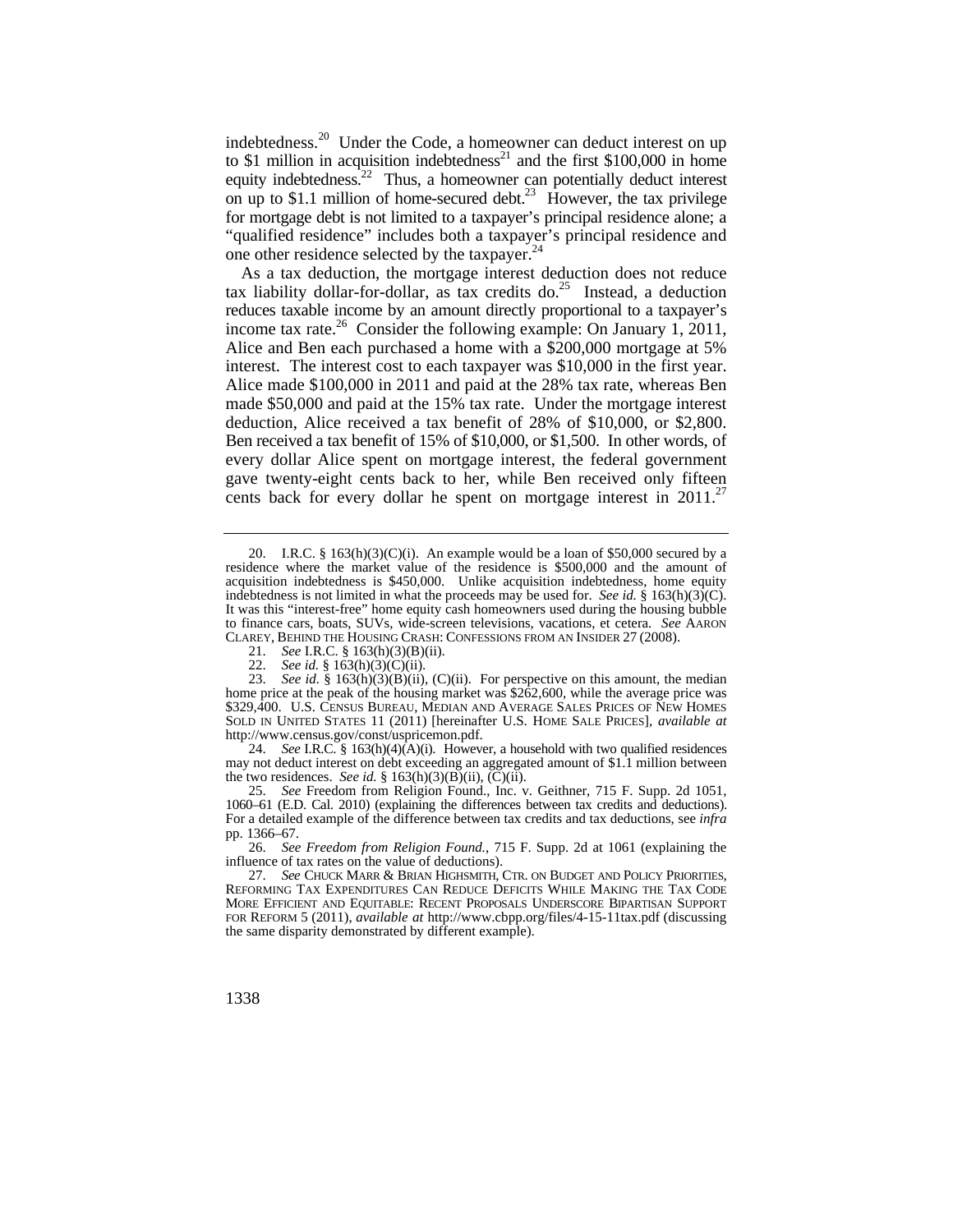indebtedness.[20] Under the Code, a homeowner can deduct interest on up to $1 million in acquisition indebtedness[21] and the first $100,000 in home equity indebtedness.[22] Thus, a homeowner can potentially deduct interest on up to $1.1 million of home-secured debt.[23] However, the tax privilege for mortgage debt is not limited to a taxpayer's principal residence alone; a "qualified residence" includes both a taxpayer's principal residence and one other residence selected by the taxpayer.[24]

As a tax deduction, the mortgage interest deduction does not reduce tax liability dollar-for-dollar, as tax credits do.[25] Instead, a deduction reduces taxable income by an amount directly proportional to a taxpayer's income tax rate.[26] Consider the following example: On January 1, 2011, Alice and Ben each purchased a home with a $200,000 mortgage at 5% interest. The interest cost to each taxpayer was $10,000 in the first year. Alice made $100,000 in 2011 and paid at the 28% tax rate, whereas Ben made $50,000 and paid at the 15% tax rate. Under the mortgage interest deduction, Alice received a tax benefit of 28% of $10,000, or $2,800. Ben received a tax benefit of 15% of $10,000, or $1,500. In other words, of every dollar Alice spent on mortgage interest, the federal government gave twenty-eight cents back to her, while Ben received only fifteen cents back for every dollar he spent on mortgage interest in 2011.[27]

---

20. I.R.C. § 163(h)(3)(C)(i). An example would be a loan of $50,000 secured by a residence where the market value of the residence is $500,000 and the amount of acquisition indebtedness is $450,000. Unlike acquisition indebtedness, home equity indebtedness is not limited in what the proceeds may be used for. *See id.* § 163(h)(3)(C). It was this "interest-free" home equity cash homeowners used during the housing bubble to finance cars, boats, SUVs, wide-screen televisions, vacations, et cetera. *See* AARON CLAREY, BEHIND THE HOUSING CRASH: CONFESSIONS FROM AN INSIDER 27 (2008).

21. *See* I.R.C. § 163(h)(3)(B)(ii).

22. *See id.* § 163(h)(3)(C)(ii).

23. *See id.* § 163(h)(3)(B)(ii), (C)(ii). For perspective on this amount, the median home price at the peak of the housing market was $262,600, while the average price was $329,400. U.S. CENSUS BUREAU, MEDIAN AND AVERAGE SALES PRICES OF NEW HOMES SOLD IN UNITED STATES 11 (2011) [hereinafter U.S. HOME SALE PRICES], *available at* http://www.census.gov/const/uspricemon.pdf.

24. *See* I.R.C. § 163(h)(4)(A)(i). However, a household with two qualified residences may not deduct interest on debt exceeding an aggregated amount of $1.1 million between the two residences. *See id.* § 163(h)(3)(B)(ii), (C)(ii).

25. *See* Freedom from Religion Found., Inc. v. Geithner, 715 F. Supp. 2d 1051, 1060–61 (E.D. Cal. 2010) (explaining the differences between tax credits and deductions). For a detailed example of the difference between tax credits and tax deductions, see *infra* pp. 1366–67.

26. *See Freedom from Religion Found.*, 715 F. Supp. 2d at 1061 (explaining the influence of tax rates on the value of deductions).

27. *See* CHUCK MARR & BRIAN HIGHSMITH, CTR. ON BUDGET AND POLICY PRIORITIES, REFORMING TAX EXPENDITURES CAN REDUCE DEFICITS WHILE MAKING THE TAX CODE MORE EFFICIENT AND EQUITABLE: RECENT PROPOSALS UNDERSCORE BIPARTISAN SUPPORT FOR REFORM 5 (2011), *available at* http://www.cbpp.org/files/4-15-11tax.pdf (discussing the same disparity demonstrated by different example).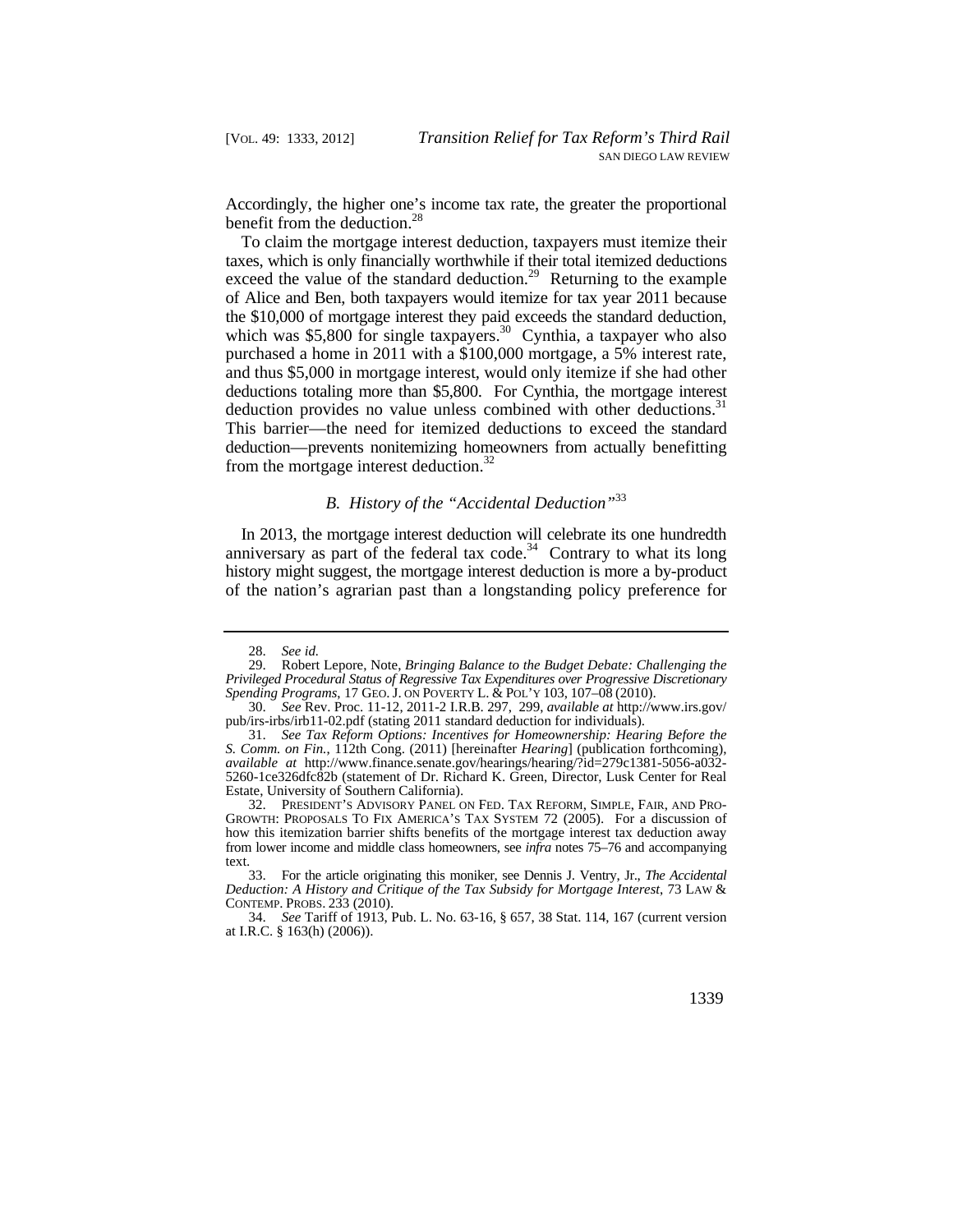Accordingly, the higher one's income tax rate, the greater the proportional benefit from the deduction.[28]

To claim the mortgage interest deduction, taxpayers must itemize their taxes, which is only financially worthwhile if their total itemized deductions exceed the value of the standard deduction.[29] Returning to the example of Alice and Ben, both taxpayers would itemize for tax year 2011 because the $10,000 of mortgage interest they paid exceeds the standard deduction, which was $5,800 for single taxpayers.[30] Cynthia, a taxpayer who also purchased a home in 2011 with a $100,000 mortgage, a 5% interest rate, and thus $5,000 in mortgage interest, would only itemize if she had other deductions totaling more than $5,800. For Cynthia, the mortgage interest deduction provides no value unless combined with other deductions.[31] This barrier—the need for itemized deductions to exceed the standard deduction—prevents nonitemizing homeowners from actually benefitting from the mortgage interest deduction.[32]

### *B. History of the "Accidental Deduction"*[33]

In 2013, the mortgage interest deduction will celebrate its one hundredth anniversary as part of the federal tax code.[34] Contrary to what its long history might suggest, the mortgage interest deduction is more a by-product of the nation's agrarian past than a longstanding policy preference for

---

28. *See id.*

29. Robert Lepore, Note, *Bringing Balance to the Budget Debate: Challenging the Privileged Procedural Status of Regressive Tax Expenditures over Progressive Discretionary Spending Programs*, 17 GEO. J. ON POVERTY L. & POL'Y 103, 107–08 (2010).

30. *See* Rev. Proc. 11-12, 2011-2 I.R.B. 297, 299, *available at* http://www.irs.gov/pub/irs-irbs/irb11-02.pdf (stating 2011 standard deduction for individuals).

31. *See Tax Reform Options: Incentives for Homeownership: Hearing Before the S. Comm. on Fin.*, 112th Cong. (2011) [hereinafter *Hearing*] (publication forthcoming), *available at* http://www.finance.senate.gov/hearings/hearing/?id=279c1381-5056-a032-5260-1ce326dfc82b (statement of Dr. Richard K. Green, Director, Lusk Center for Real Estate, University of Southern California).

32. PRESIDENT'S ADVISORY PANEL ON FED. TAX REFORM, SIMPLE, FAIR, AND PRO-GROWTH: PROPOSALS TO FIX AMERICA'S TAX SYSTEM 72 (2005). For a discussion of how this itemization barrier shifts benefits of the mortgage interest tax deduction away from lower income and middle class homeowners, see *infra* notes 75–76 and accompanying text.

33. For the article originating this moniker, see Dennis J. Ventry, Jr., *The Accidental Deduction: A History and Critique of the Tax Subsidy for Mortgage Interest*, 73 LAW & CONTEMP. PROBS. 233 (2010).

34. *See* Tariff of 1913, Pub. L. No. 63-16, § 657, 38 Stat. 114, 167 (current version at I.R.C. § 163(h) (2006)).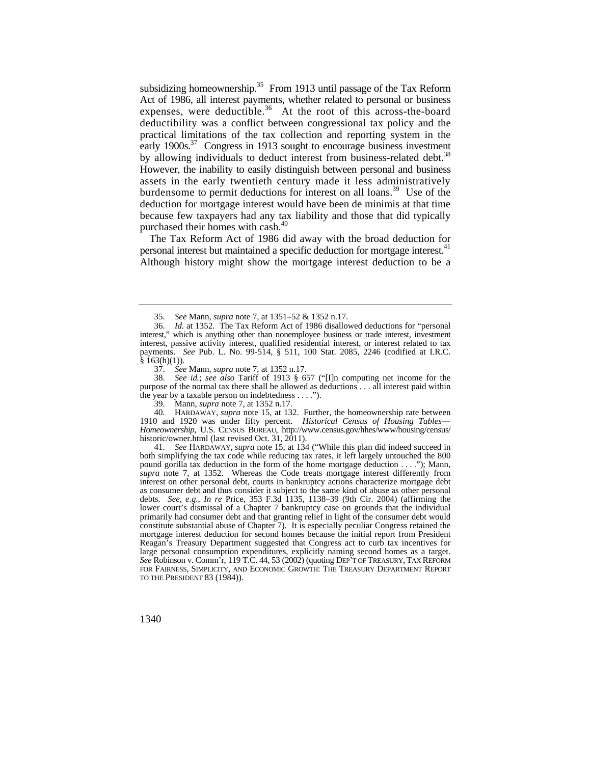subsidizing homeownership.[35] From 1913 until passage of the Tax Reform Act of 1986, all interest payments, whether related to personal or business expenses, were deductible.[36] At the root of this across-the-board deductibility was a conflict between congressional tax policy and the practical limitations of the tax collection and reporting system in the early 1900s.[37] Congress in 1913 sought to encourage business investment by allowing individuals to deduct interest from business-related debt.[38] However, the inability to easily distinguish between personal and business assets in the early twentieth century made it less administratively burdensome to permit deductions for interest on all loans.[39] Use of the deduction for mortgage interest would have been de minimis at that time because few taxpayers had any tax liability and those that did typically purchased their homes with cash.[40]

The Tax Reform Act of 1986 did away with the broad deduction for personal interest but maintained a specific deduction for mortgage interest.[41] Although history might show the mortgage interest deduction to be a

---

35. *See* Mann, *supra* note 7, at 1351–52 & 1352 n.17.

36. *Id.* at 1352. The Tax Reform Act of 1986 disallowed deductions for "personal interest," which is anything other than nonemployee business or trade interest, investment interest, passive activity interest, qualified residential interest, or interest related to tax payments. *See* Pub. L. No. 99-514, § 511, 100 Stat. 2085, 2246 (codified at I.R.C. § 163(h)(1)).

37. *See* Mann, *supra* note 7, at 1352 n.17.

38. *See id.*; *see also* Tariff of 1913 § 657 ("[I]n computing net income for the purpose of the normal tax there shall be allowed as deductions . . . all interest paid within the year by a taxable person on indebtedness . . . .").

39. Mann, *supra* note 7, at 1352 n.17.

40. HARDAWAY, *supra* note 15, at 132. Further, the homeownership rate between 1910 and 1920 was under fifty percent. *Historical Census of Housing Tables—Homeownership*, U.S. CENSUS BUREAU, http://www.census.gov/hhes/www/housing/census/historic/owner.html (last revised Oct. 31, 2011).

41. *See* HARDAWAY, *supra* note 15, at 134 ("While this plan did indeed succeed in both simplifying the tax code while reducing tax rates, it left largely untouched the 800 pound gorilla tax deduction in the form of the home mortgage deduction . . . ."); Mann, *supra* note 7, at 1352. Whereas the Code treats mortgage interest differently from interest on other personal debt, courts in bankruptcy actions characterize mortgage debt as consumer debt and thus consider it subject to the same kind of abuse as other personal debts. *See, e.g.*, *In re* Price, 353 F.3d 1135, 1138–39 (9th Cir. 2004) (affirming the lower court's dismissal of a Chapter 7 bankruptcy case on grounds that the individual primarily had consumer debt and that granting relief in light of the consumer debt would constitute substantial abuse of Chapter 7). It is especially peculiar Congress retained the mortgage interest deduction for second homes because the initial report from President Reagan's Treasury Department suggested that Congress act to curb tax incentives for large personal consumption expenditures, explicitly naming second homes as a target. *See* Robinson v. Comm'r, 119 T.C. 44, 53 (2002) (quoting DEP'T OF TREASURY, TAX REFORM FOR FAIRNESS, SIMPLICITY, AND ECONOMIC GROWTH: THE TREASURY DEPARTMENT REPORT TO THE PRESIDENT 83 (1984)).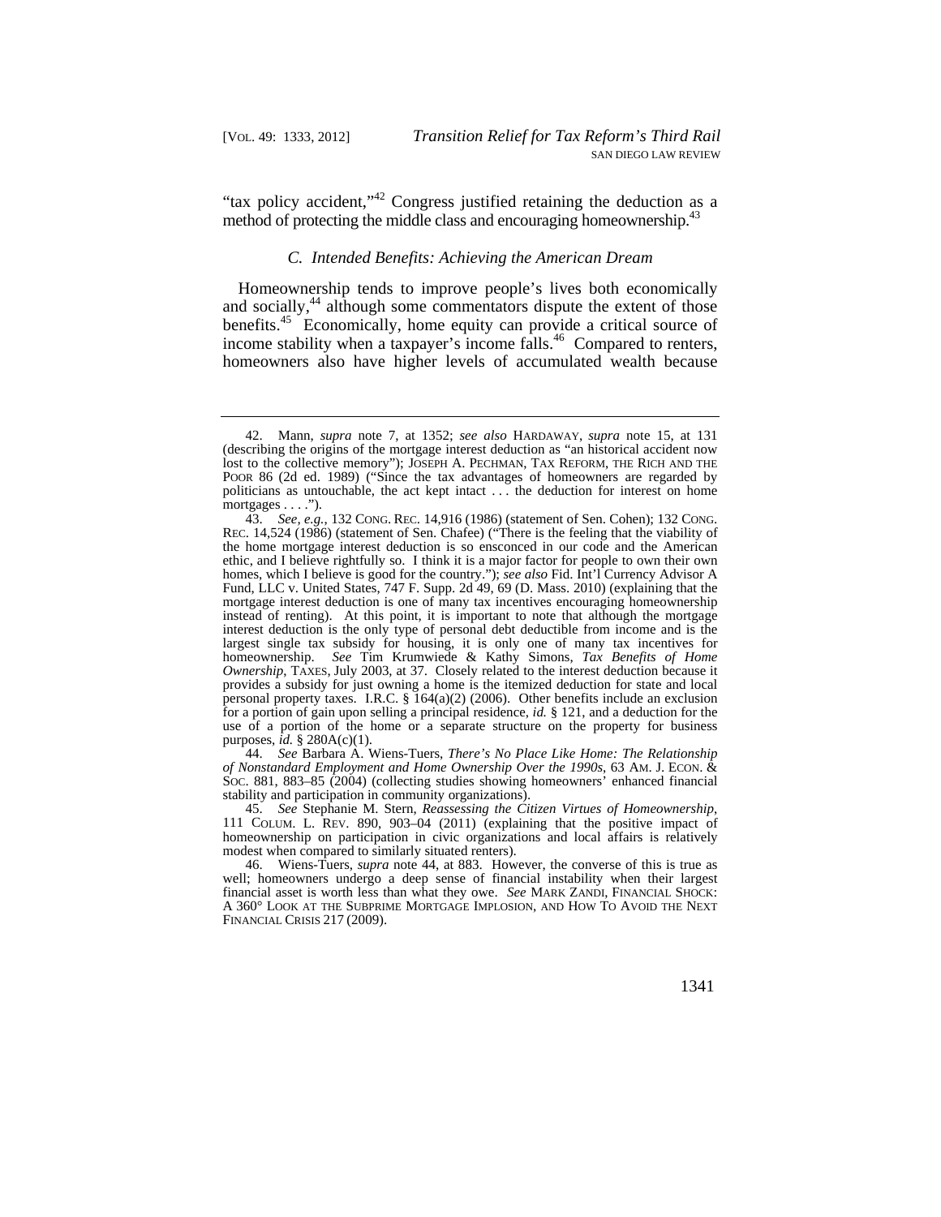"tax policy accident,"[42] Congress justified retaining the deduction as a method of protecting the middle class and encouraging homeownership.[43]

### *C. Intended Benefits: Achieving the American Dream*

Homeownership tends to improve people's lives both economically and socially,[44] although some commentators dispute the extent of those benefits.[45] Economically, home equity can provide a critical source of income stability when a taxpayer's income falls.[46] Compared to renters, homeowners also have higher levels of accumulated wealth because

---

42. Mann, *supra* note 7, at 1352; *see also* HARDAWAY, *supra* note 15, at 131 (describing the origins of the mortgage interest deduction as "an historical accident now lost to the collective memory"); JOSEPH A. PECHMAN, TAX REFORM, THE RICH AND THE POOR 86 (2d ed. 1989) ("Since the tax advantages of homeowners are regarded by politicians as untouchable, the act kept intact . . . the deduction for interest on home mortgages . . . .").

43. *See, e.g.*, 132 CONG. REC. 14,916 (1986) (statement of Sen. Cohen); 132 CONG. REC. 14,524 (1986) (statement of Sen. Chafee) ("There is the feeling that the viability of the home mortgage interest deduction is so ensconced in our code and the American ethic, and I believe rightfully so. I think it is a major factor for people to own their own homes, which I believe is good for the country."); *see also* Fid. Int'l Currency Advisor A Fund, LLC v. United States, 747 F. Supp. 2d 49, 69 (D. Mass. 2010) (explaining that the mortgage interest deduction is one of many tax incentives encouraging homeownership instead of renting). At this point, it is important to note that although the mortgage interest deduction is the only type of personal debt deductible from income and is the largest single tax subsidy for housing, it is only one of many tax incentives for homeownership. *See* Tim Krumwiede & Kathy Simons, *Tax Benefits of Home Ownership*, TAXES, July 2003, at 37. Closely related to the interest deduction because it provides a subsidy for just owning a home is the itemized deduction for state and local personal property taxes. I.R.C. § 164(a)(2) (2006). Other benefits include an exclusion for a portion of gain upon selling a principal residence, *id.* § 121, and a deduction for the use of a portion of the home or a separate structure on the property for business purposes, *id.* § 280A(c)(1).

44. *See* Barbara A. Wiens-Tuers, *There's No Place Like Home: The Relationship of Nonstandard Employment and Home Ownership Over the 1990s*, 63 AM. J. ECON. & SOC. 881, 883–85 (2004) (collecting studies showing homeowners' enhanced financial stability and participation in community organizations).

45. *See* Stephanie M. Stern, *Reassessing the Citizen Virtues of Homeownership*, 111 COLUM. L. REV. 890, 903–04 (2011) (explaining that the positive impact of homeownership on participation in civic organizations and local affairs is relatively modest when compared to similarly situated renters).

46. Wiens-Tuers, *supra* note 44, at 883. However, the converse of this is true as well; homeowners undergo a deep sense of financial instability when their largest financial asset is worth less than what they owe. *See* MARK ZANDI, FINANCIAL SHOCK: A 360° LOOK AT THE SUBPRIME MORTGAGE IMPLOSION, AND HOW TO AVOID THE NEXT FINANCIAL CRISIS 217 (2009).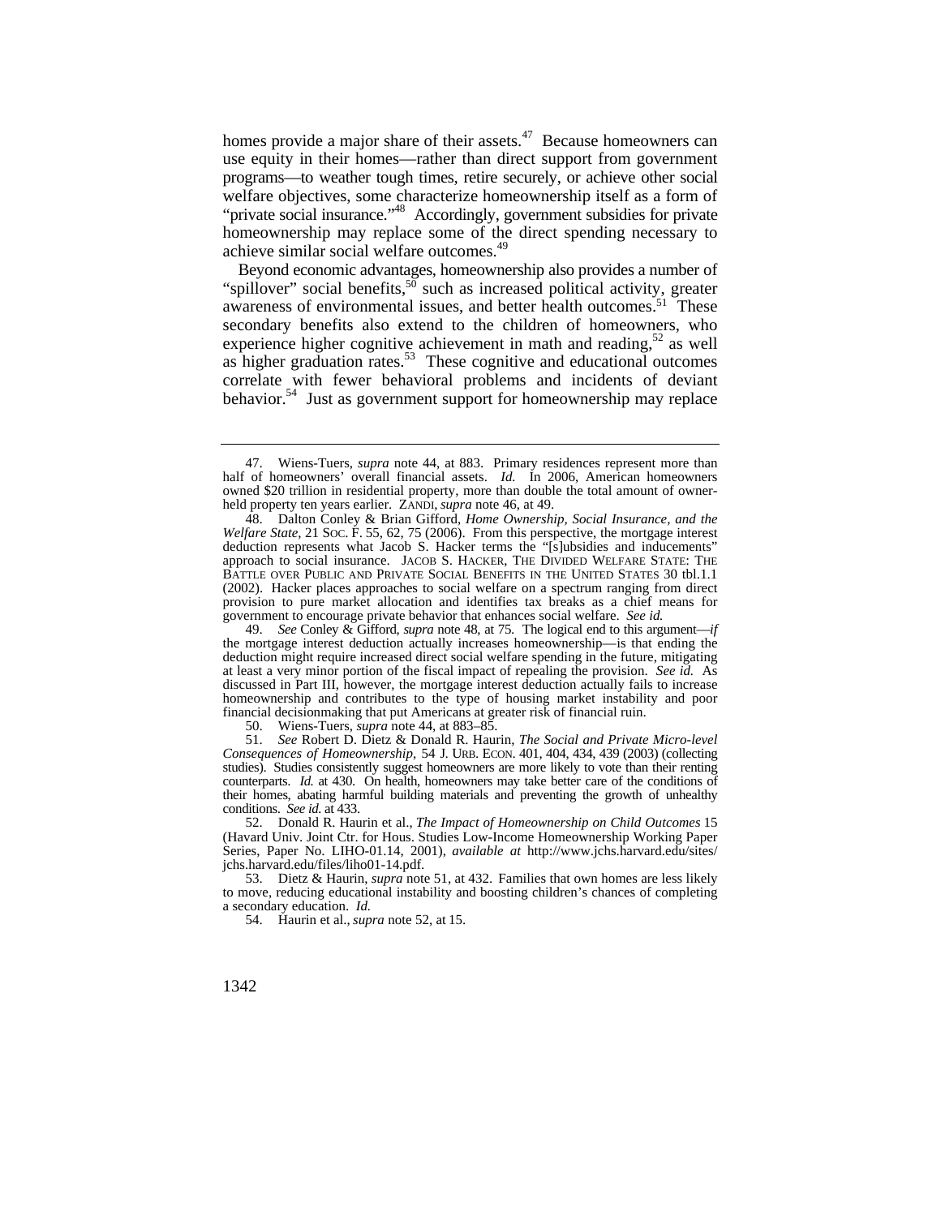homes provide a major share of their assets.[47] Because homeowners can use equity in their homes—rather than direct support from government programs—to weather tough times, retire securely, or achieve other social welfare objectives, some characterize homeownership itself as a form of "private social insurance."[48] Accordingly, government subsidies for private homeownership may replace some of the direct spending necessary to achieve similar social welfare outcomes.[49]

Beyond economic advantages, homeownership also provides a number of "spillover" social benefits,[50] such as increased political activity, greater awareness of environmental issues, and better health outcomes.[51] These secondary benefits also extend to the children of homeowners, who experience higher cognitive achievement in math and reading,[52] as well as higher graduation rates.[53] These cognitive and educational outcomes correlate with fewer behavioral problems and incidents of deviant behavior.[54] Just as government support for homeownership may replace

---

47. Wiens-Tuers, *supra* note 44, at 883. Primary residences represent more than half of homeowners' overall financial assets. *Id.* In 2006, American homeowners owned $20 trillion in residential property, more than double the total amount of owner-held property ten years earlier. ZANDI, *supra* note 46, at 49.

48. Dalton Conley & Brian Gifford, *Home Ownership, Social Insurance, and the Welfare State*, 21 SOC. F. 55, 62, 75 (2006). From this perspective, the mortgage interest deduction represents what Jacob S. Hacker terms the "[s]ubsidies and inducements" approach to social insurance. JACOB S. HACKER, THE DIVIDED WELFARE STATE: THE BATTLE OVER PUBLIC AND PRIVATE SOCIAL BENEFITS IN THE UNITED STATES 30 tbl.1.1 (2002). Hacker places approaches to social welfare on a spectrum ranging from direct provision to pure market allocation and identifies tax breaks as a chief means for government to encourage private behavior that enhances social welfare. *See id.*

49. *See* Conley & Gifford, *supra* note 48, at 75. The logical end to this argument—*if* the mortgage interest deduction actually increases homeownership—is that ending the deduction might require increased direct social welfare spending in the future, mitigating at least a very minor portion of the fiscal impact of repealing the provision. *See id.* As discussed in Part III, however, the mortgage interest deduction actually fails to increase homeownership and contributes to the type of housing market instability and poor financial decisionmaking that put Americans at greater risk of financial ruin.

50. Wiens-Tuers, *supra* note 44, at 883–85.

51. *See* Robert D. Dietz & Donald R. Haurin, *The Social and Private Micro-level Consequences of Homeownership*, 54 J. URB. ECON. 401, 404, 434, 439 (2003) (collecting studies). Studies consistently suggest homeowners are more likely to vote than their renting counterparts. *Id.* at 430. On health, homeowners may take better care of the conditions of their homes, abating harmful building materials and preventing the growth of unhealthy conditions. *See id.* at 433.

52. Donald R. Haurin et al., *The Impact of Homeownership on Child Outcomes* 15 (Havard Univ. Joint Ctr. for Hous. Studies Low-Income Homeownership Working Paper Series, Paper No. LIHO-01.14, 2001), *available at* http://www.jchs.harvard.edu/sites/jchs.harvard.edu/files/liho01-14.pdf.

53. Dietz & Haurin, *supra* note 51, at 432. Families that own homes are less likely to move, reducing educational instability and boosting children's chances of completing a secondary education. *Id.*

54. Haurin et al., *supra* note 52, at 15.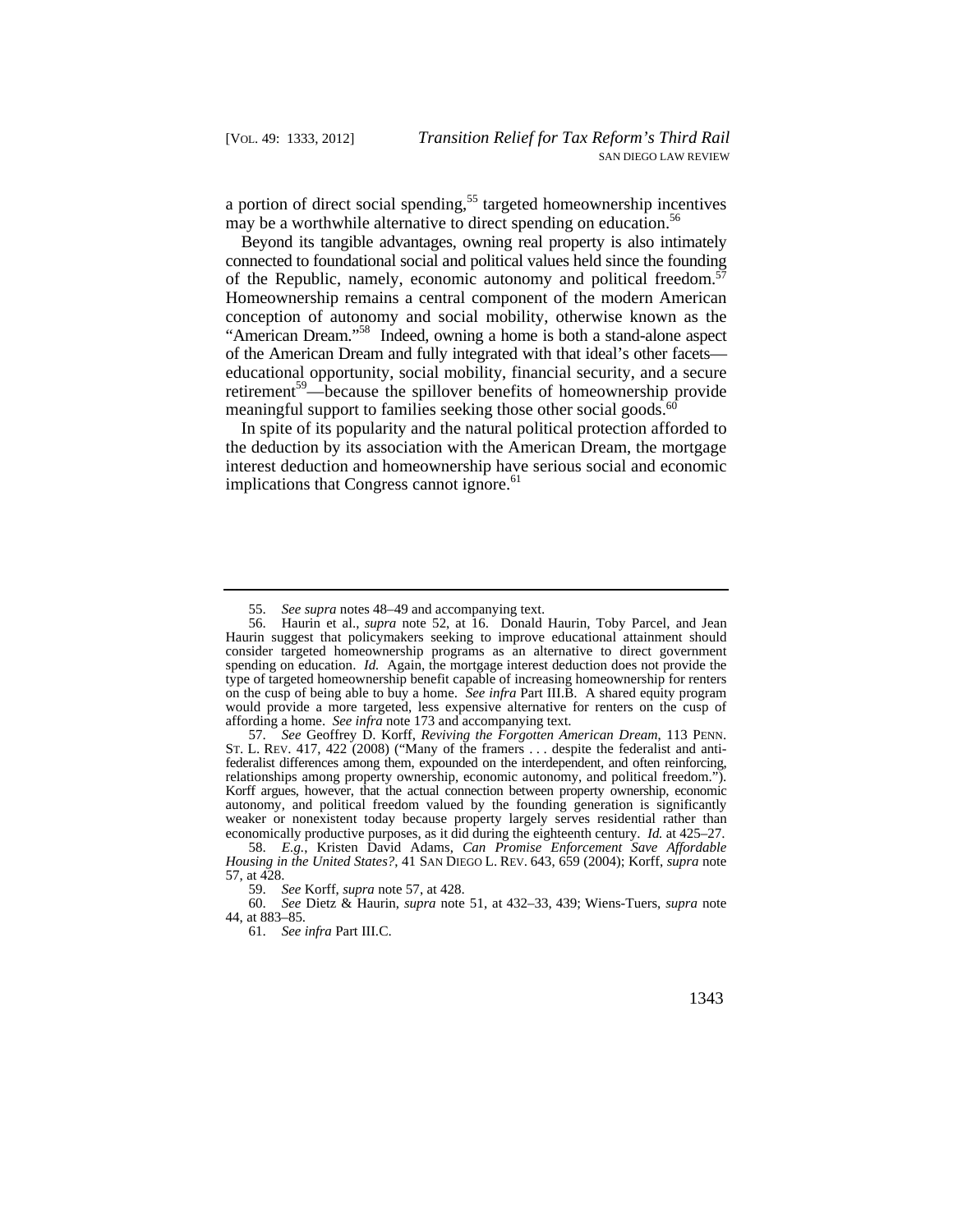a portion of direct social spending,[55] targeted homeownership incentives may be a worthwhile alternative to direct spending on education.[56]

Beyond its tangible advantages, owning real property is also intimately connected to foundational social and political values held since the founding of the Republic, namely, economic autonomy and political freedom.[57] Homeownership remains a central component of the modern American conception of autonomy and social mobility, otherwise known as the "American Dream."[58] Indeed, owning a home is both a stand-alone aspect of the American Dream and fully integrated with that ideal's other facets—educational opportunity, social mobility, financial security, and a secure retirement[59]—because the spillover benefits of homeownership provide meaningful support to families seeking those other social goods.[60]

In spite of its popularity and the natural political protection afforded to the deduction by its association with the American Dream, the mortgage interest deduction and homeownership have serious social and economic implications that Congress cannot ignore.[61]

---

55. *See supra* notes 48–49 and accompanying text.

56. Haurin et al., *supra* note 52, at 16. Donald Haurin, Toby Parcel, and Jean Haurin suggest that policymakers seeking to improve educational attainment should consider targeted homeownership programs as an alternative to direct government spending on education. *Id.* Again, the mortgage interest deduction does not provide the type of targeted homeownership benefit capable of increasing homeownership for renters on the cusp of being able to buy a home. *See infra* Part III.B. A shared equity program would provide a more targeted, less expensive alternative for renters on the cusp of affording a home. *See infra* note 173 and accompanying text.

57. *See* Geoffrey D. Korff, *Reviving the Forgotten American Dream*, 113 PENN. ST. L. REV. 417, 422 (2008) ("Many of the framers . . . despite the federalist and anti-federalist differences among them, expounded on the interdependent, and often reinforcing, relationships among property ownership, economic autonomy, and political freedom."). Korff argues, however, that the actual connection between property ownership, economic autonomy, and political freedom valued by the founding generation is significantly weaker or nonexistent today because property largely serves residential rather than economically productive purposes, as it did during the eighteenth century. *Id.* at 425–27.

58. *E.g.*, Kristen David Adams, *Can Promise Enforcement Save Affordable Housing in the United States?*, 41 SAN DIEGO L. REV. 643, 659 (2004); Korff, *supra* note 57, at 428.

59. *See* Korff, *supra* note 57, at 428.

60. *See* Dietz & Haurin, *supra* note 51, at 432–33, 439; Wiens-Tuers, *supra* note 44, at 883–85.

61. *See infra* Part III.C.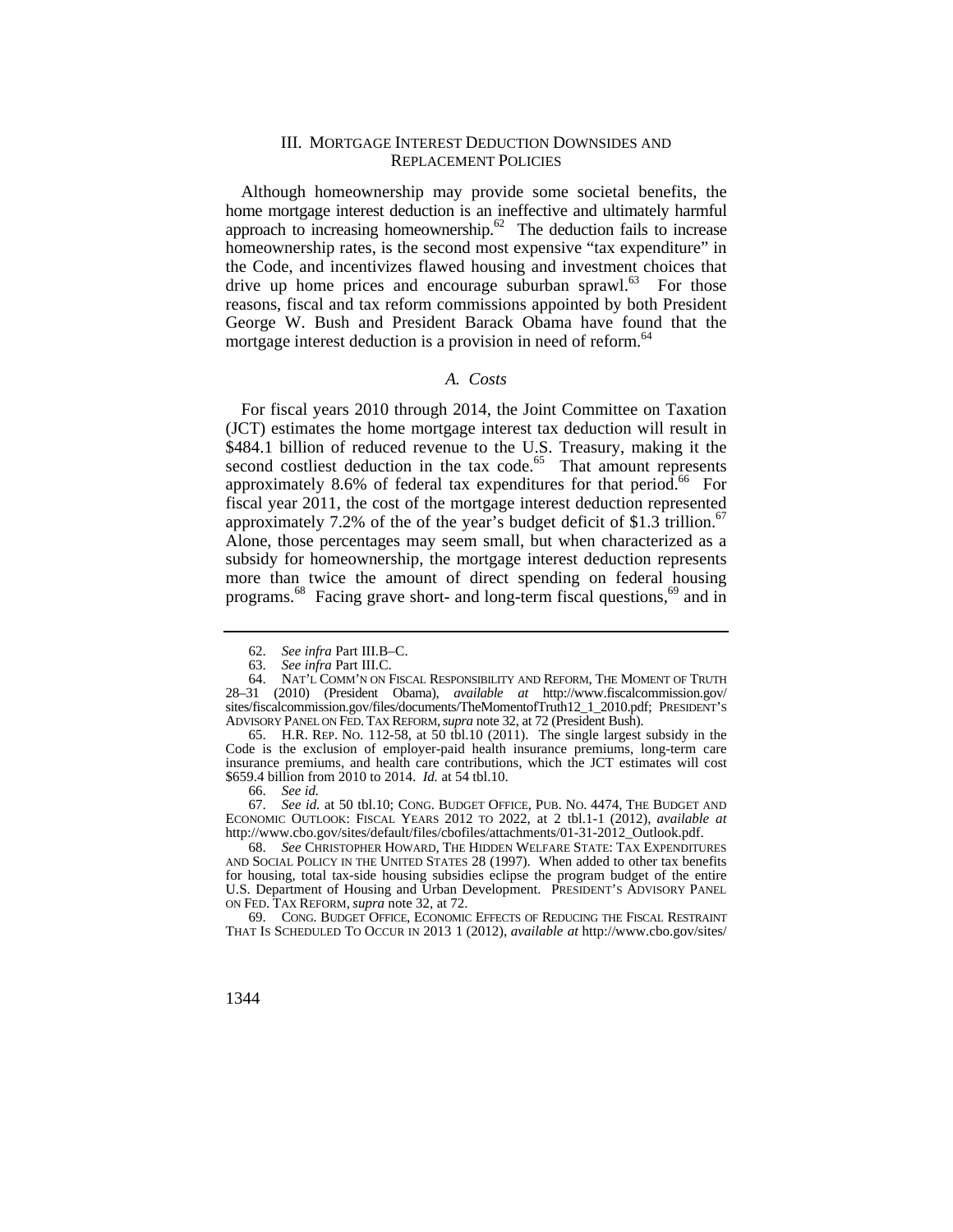## III. MORTGAGE INTEREST DEDUCTION DOWNSIDES AND REPLACEMENT POLICIES

Although homeownership may provide some societal benefits, the home mortgage interest deduction is an ineffective and ultimately harmful approach to increasing homeownership.[62] The deduction fails to increase homeownership rates, is the second most expensive "tax expenditure" in the Code, and incentivizes flawed housing and investment choices that drive up home prices and encourage suburban sprawl.[63] For those reasons, fiscal and tax reform commissions appointed by both President George W. Bush and President Barack Obama have found that the mortgage interest deduction is a provision in need of reform.[64]

### *A. Costs*

For fiscal years 2010 through 2014, the Joint Committee on Taxation (JCT) estimates the home mortgage interest tax deduction will result in $484.1 billion of reduced revenue to the U.S. Treasury, making it the second costliest deduction in the tax code.[65] That amount represents approximately 8.6% of federal tax expenditures for that period.[66] For fiscal year 2011, the cost of the mortgage interest deduction represented approximately 7.2% of the of the year's budget deficit of $1.3 trillion.[67] Alone, those percentages may seem small, but when characterized as a subsidy for homeownership, the mortgage interest deduction represents more than twice the amount of direct spending on federal housing programs.[68] Facing grave short- and long-term fiscal questions,[69] and in

---

62. *See infra* Part III.B–C.

63. *See infra* Part III.C.

64. NAT'L COMM'N ON FISCAL RESPONSIBILITY AND REFORM, THE MOMENT OF TRUTH 28–31 (2010) (President Obama), *available at* http://www.fiscalcommission.gov/sites/fiscalcommission.gov/files/documents/TheMomentofTruth12_1_2010.pdf; PRESIDENT'S ADVISORY PANEL ON FED. TAX REFORM, *supra* note 32, at 72 (President Bush).

65. H.R. REP. NO. 112-58, at 50 tbl.10 (2011). The single largest subsidy in the Code is the exclusion of employer-paid health insurance premiums, long-term care insurance premiums, and health care contributions, which the JCT estimates will cost $659.4 billion from 2010 to 2014. *Id.* at 54 tbl.10.

66. *See id.*

67. *See id.* at 50 tbl.10; CONG. BUDGET OFFICE, PUB. NO. 4474, THE BUDGET AND ECONOMIC OUTLOOK: FISCAL YEARS 2012 TO 2022, at 2 tbl.1-1 (2012), *available at* http://www.cbo.gov/sites/default/files/cbofiles/attachments/01-31-2012_Outlook.pdf.

68. *See* CHRISTOPHER HOWARD, THE HIDDEN WELFARE STATE: TAX EXPENDITURES AND SOCIAL POLICY IN THE UNITED STATES 28 (1997). When added to other tax benefits for housing, total tax-side housing subsidies eclipse the program budget of the entire U.S. Department of Housing and Urban Development. PRESIDENT'S ADVISORY PANEL ON FED. TAX REFORM, *supra* note 32, at 72.

69. CONG. BUDGET OFFICE, ECONOMIC EFFECTS OF REDUCING THE FISCAL RESTRAINT THAT IS SCHEDULED TO OCCUR IN 2013 1 (2012), *available at* http://www.cbo.gov/sites/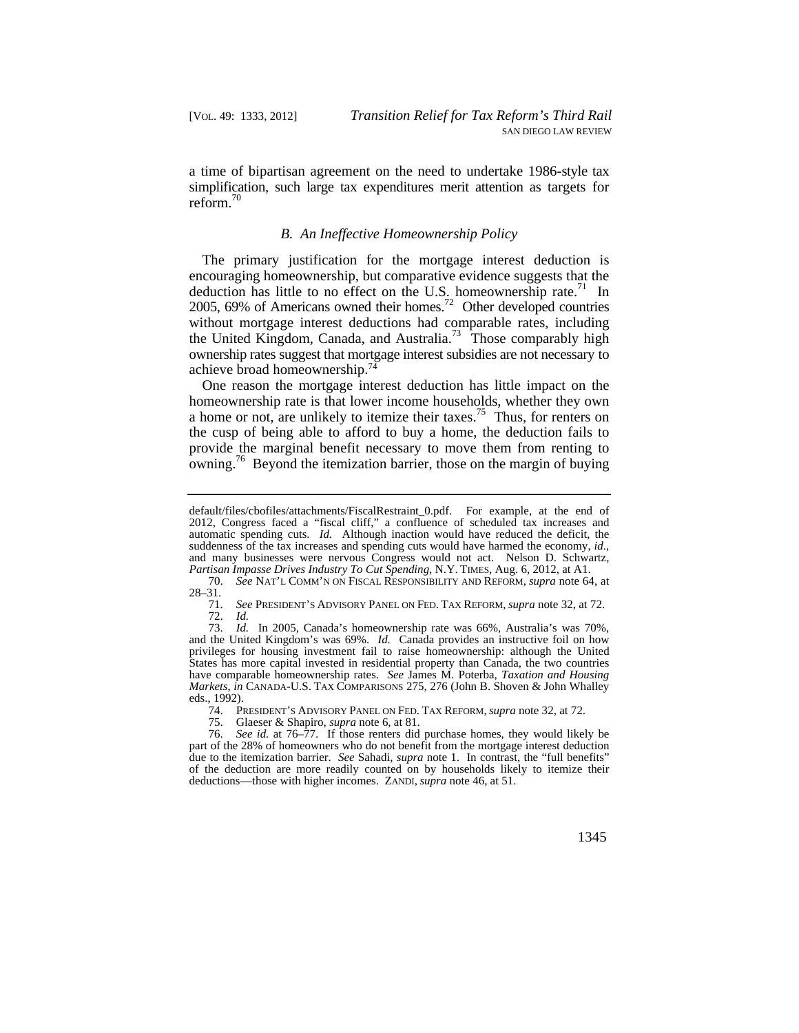a time of bipartisan agreement on the need to undertake 1986-style tax simplification, such large tax expenditures merit attention as targets for reform.[70]

### *B. An Ineffective Homeownership Policy*

The primary justification for the mortgage interest deduction is encouraging homeownership, but comparative evidence suggests that the deduction has little to no effect on the U.S. homeownership rate.[71] In 2005, 69% of Americans owned their homes.[72] Other developed countries without mortgage interest deductions had comparable rates, including the United Kingdom, Canada, and Australia.[73] Those comparably high ownership rates suggest that mortgage interest subsidies are not necessary to achieve broad homeownership.[74]

One reason the mortgage interest deduction has little impact on the homeownership rate is that lower income households, whether they own a home or not, are unlikely to itemize their taxes.[75] Thus, for renters on the cusp of being able to afford to buy a home, the deduction fails to provide the marginal benefit necessary to move them from renting to owning.[76] Beyond the itemization barrier, those on the margin of buying

---

default/files/cbofiles/attachments/FiscalRestraint_0.pdf. For example, at the end of 2012, Congress faced a "fiscal cliff," a confluence of scheduled tax increases and automatic spending cuts. *Id.* Although inaction would have reduced the deficit, the suddenness of the tax increases and spending cuts would have harmed the economy, *id.*, and many businesses were nervous Congress would not act. Nelson D. Schwartz, *Partisan Impasse Drives Industry To Cut Spending*, N.Y. TIMES, Aug. 6, 2012, at A1.

70. *See* NAT'L COMM'N ON FISCAL RESPONSIBILITY AND REFORM, *supra* note 64, at 28–31.

71. *See* PRESIDENT'S ADVISORY PANEL ON FED. TAX REFORM, *supra* note 32, at 72.

72. *Id.*

73. *Id.* In 2005, Canada's homeownership rate was 66%, Australia's was 70%, and the United Kingdom's was 69%. *Id.* Canada provides an instructive foil on how privileges for housing investment fail to raise homeownership: although the United States has more capital invested in residential property than Canada, the two countries have comparable homeownership rates. *See* James M. Poterba, *Taxation and Housing Markets*, *in* CANADA-U.S. TAX COMPARISONS 275, 276 (John B. Shoven & John Whalley eds., 1992).

74. PRESIDENT'S ADVISORY PANEL ON FED. TAX REFORM, *supra* note 32, at 72.

75. Glaeser & Shapiro, *supra* note 6, at 81.

76. *See id.* at 76–77. If those renters did purchase homes, they would likely be part of the 28% of homeowners who do not benefit from the mortgage interest deduction due to the itemization barrier. *See* Sahadi, *supra* note 1. In contrast, the "full benefits" of the deduction are more readily counted on by households likely to itemize their deductions—those with higher incomes. ZANDI, *supra* note 46, at 51.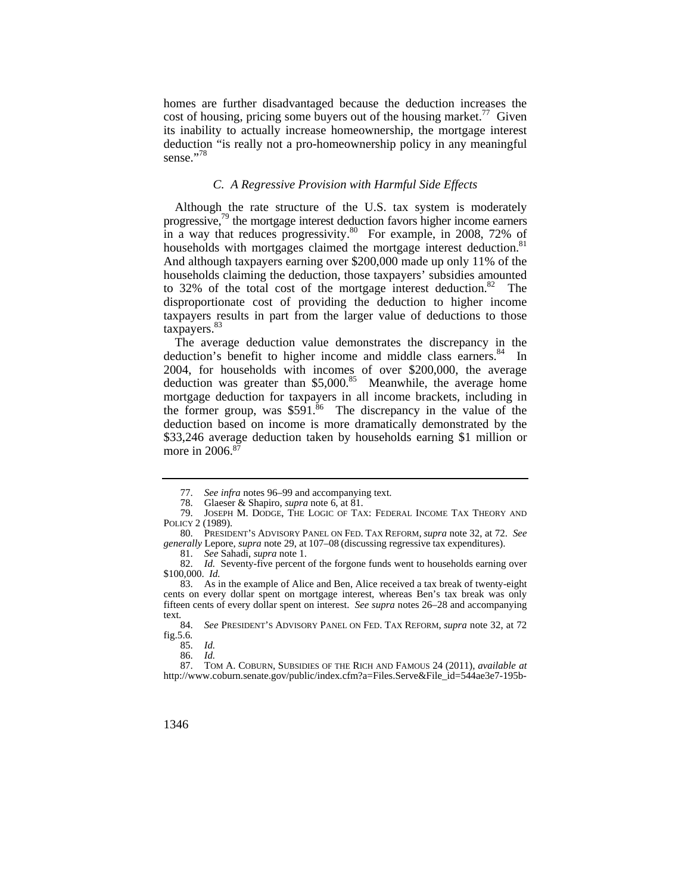homes are further disadvantaged because the deduction increases the cost of housing, pricing some buyers out of the housing market.[77] Given its inability to actually increase homeownership, the mortgage interest deduction "is really not a pro-homeownership policy in any meaningful sense."[78]

### *C. A Regressive Provision with Harmful Side Effects*

Although the rate structure of the U.S. tax system is moderately progressive,[79] the mortgage interest deduction favors higher income earners in a way that reduces progressivity.[80] For example, in 2008, 72% of households with mortgages claimed the mortgage interest deduction.[81] And although taxpayers earning over $200,000 made up only 11% of the households claiming the deduction, those taxpayers' subsidies amounted to 32% of the total cost of the mortgage interest deduction.[82] The disproportionate cost of providing the deduction to higher income taxpayers results in part from the larger value of deductions to those taxpayers.[83]

The average deduction value demonstrates the discrepancy in the deduction's benefit to higher income and middle class earners.[84] In 2004, for households with incomes of over $200,000, the average deduction was greater than $5,000.[85] Meanwhile, the average home mortgage deduction for taxpayers in all income brackets, including in the former group, was $591.[86] The discrepancy in the value of the deduction based on income is more dramatically demonstrated by the $33,246 average deduction taken by households earning $1 million or more in 2006.[87]

---

77. *See infra* notes 96–99 and accompanying text.

78. Glaeser & Shapiro, *supra* note 6, at 81.

79. JOSEPH M. DODGE, THE LOGIC OF TAX: FEDERAL INCOME TAX THEORY AND POLICY 2 (1989).

80. PRESIDENT'S ADVISORY PANEL ON FED. TAX REFORM, *supra* note 32, at 72. *See generally* Lepore, *supra* note 29, at 107–08 (discussing regressive tax expenditures).

81. *See* Sahadi, *supra* note 1.

82. *Id.* Seventy-five percent of the forgone funds went to households earning over $100,000. *Id.*

83. As in the example of Alice and Ben, Alice received a tax break of twenty-eight cents on every dollar spent on mortgage interest, whereas Ben's tax break was only fifteen cents of every dollar spent on interest. *See supra* notes 26–28 and accompanying text.

84. *See* PRESIDENT'S ADVISORY PANEL ON FED. TAX REFORM, *supra* note 32, at 72 fig.5.6.

85. *Id.*

86. *Id.*

87. TOM A. COBURN, SUBSIDIES OF THE RICH AND FAMOUS 24 (2011), *available at* http://www.coburn.senate.gov/public/index.cfm?a=Files.Serve&File_id=544ae3e7-195b-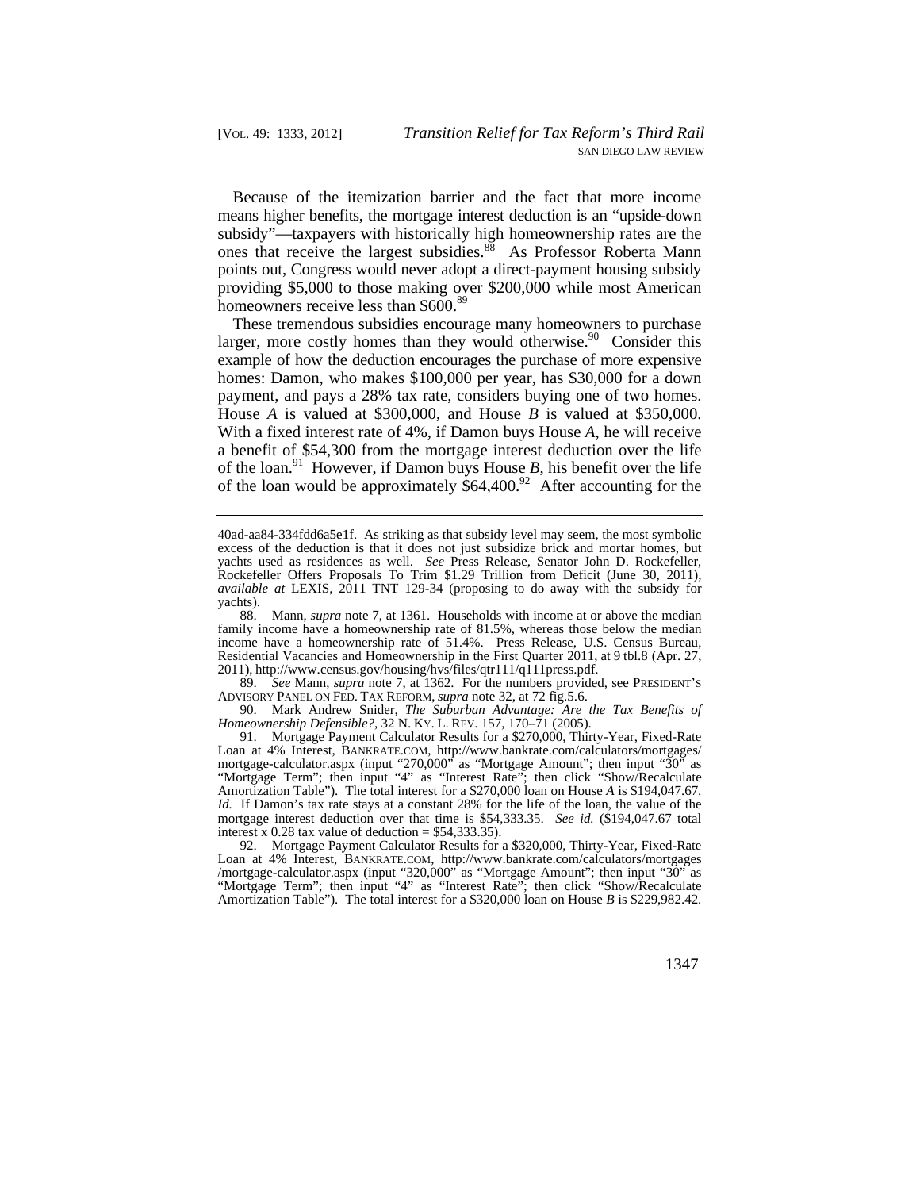Because of the itemization barrier and the fact that more income means higher benefits, the mortgage interest deduction is an "upside-down subsidy"—taxpayers with historically high homeownership rates are the ones that receive the largest subsidies.[88] As Professor Roberta Mann points out, Congress would never adopt a direct-payment housing subsidy providing $5,000 to those making over $200,000 while most American homeowners receive less than $600.[89]

These tremendous subsidies encourage many homeowners to purchase larger, more costly homes than they would otherwise.[90] Consider this example of how the deduction encourages the purchase of more expensive homes: Damon, who makes $100,000 per year, has $30,000 for a down payment, and pays a 28% tax rate, considers buying one of two homes. House *A* is valued at $300,000, and House *B* is valued at $350,000. With a fixed interest rate of 4%, if Damon buys House *A*, he will receive a benefit of $54,300 from the mortgage interest deduction over the life of the loan.[91] However, if Damon buys House *B*, his benefit over the life of the loan would be approximately $64,400.[92] After accounting for the

---

40ad-aa84-334fdd6a5e1f. As striking as that subsidy level may seem, the most symbolic excess of the deduction is that it does not just subsidize brick and mortar homes, but yachts used as residences as well. *See* Press Release, Senator John D. Rockefeller, Rockefeller Offers Proposals To Trim $1.29 Trillion from Deficit (June 30, 2011), *available at* LEXIS, 2011 TNT 129-34 (proposing to do away with the subsidy for yachts).

88. Mann, *supra* note 7, at 1361. Households with income at or above the median family income have a homeownership rate of 81.5%, whereas those below the median income have a homeownership rate of 51.4%. Press Release, U.S. Census Bureau, Residential Vacancies and Homeownership in the First Quarter 2011, at 9 tbl.8 (Apr. 27, 2011), http://www.census.gov/housing/hvs/files/qtr111/q111press.pdf.

89. *See* Mann, *supra* note 7, at 1362. For the numbers provided, see PRESIDENT'S ADVISORY PANEL ON FED. TAX REFORM, *supra* note 32, at 72 fig.5.6.

90. Mark Andrew Snider, *The Suburban Advantage: Are the Tax Benefits of Homeownership Defensible?*, 32 N. KY. L. REV. 157, 170–71 (2005).

91. Mortgage Payment Calculator Results for a $270,000, Thirty-Year, Fixed-Rate Loan at 4% Interest, BANKRATE.COM, http://www.bankrate.com/calculators/mortgages/mortgage-calculator.aspx (input "270,000" as "Mortgage Amount"; then input "30" as "Mortgage Term"; then input "4" as "Interest Rate"; then click "Show/Recalculate Amortization Table"). The total interest for a $270,000 loan on House *A* is $194,047.67. *Id.* If Damon's tax rate stays at a constant 28% for the life of the loan, the value of the mortgage interest deduction over that time is $54,333.35. *See id.* ($194,047.67 total interest x 0.28 tax value of deduction = $54,333.35).

92. Mortgage Payment Calculator Results for a $320,000, Thirty-Year, Fixed-Rate Loan at 4% Interest, BANKRATE.COM, http://www.bankrate.com/calculators/mortgages/mortgage-calculator.aspx (input "320,000" as "Mortgage Amount"; then input "30" as "Mortgage Term"; then input "4" as "Interest Rate"; then click "Show/Recalculate Amortization Table"). The total interest for a $320,000 loan on House *B* is $229,982.42.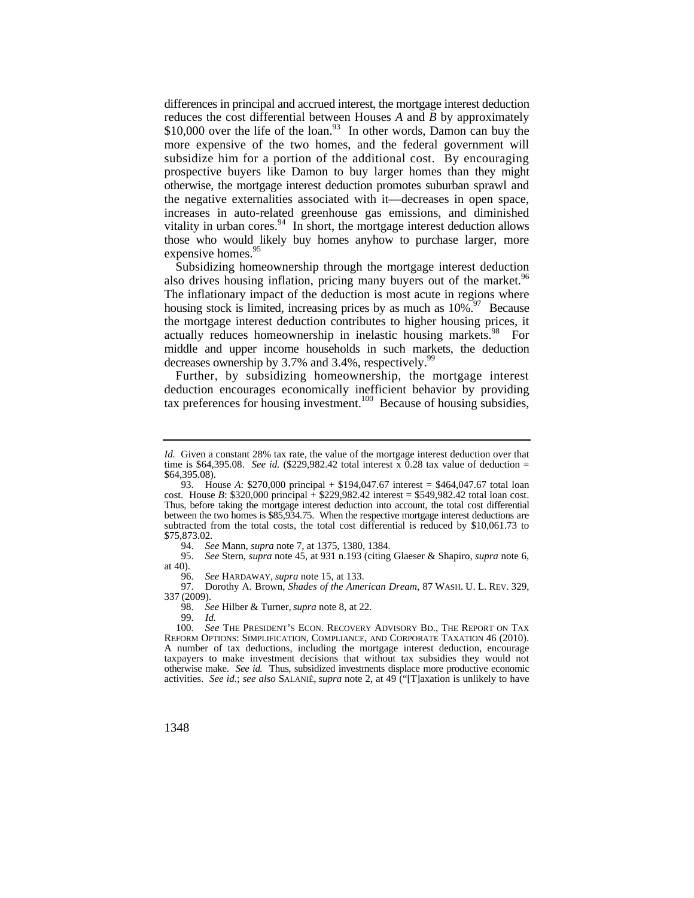differences in principal and accrued interest, the mortgage interest deduction reduces the cost differential between Houses *A* and *B* by approximately $10,000 over the life of the loan.[93] In other words, Damon can buy the more expensive of the two homes, and the federal government will subsidize him for a portion of the additional cost. By encouraging prospective buyers like Damon to buy larger homes than they might otherwise, the mortgage interest deduction promotes suburban sprawl and the negative externalities associated with it—decreases in open space, increases in auto-related greenhouse gas emissions, and diminished vitality in urban cores.[94] In short, the mortgage interest deduction allows those who would likely buy homes anyhow to purchase larger, more expensive homes.[95]

Subsidizing homeownership through the mortgage interest deduction also drives housing inflation, pricing many buyers out of the market.[96] The inflationary impact of the deduction is most acute in regions where housing stock is limited, increasing prices by as much as 10%.[97] Because the mortgage interest deduction contributes to higher housing prices, it actually reduces homeownership in inelastic housing markets.[98] For middle and upper income households in such markets, the deduction decreases ownership by 3.7% and 3.4%, respectively.[99]

Further, by subsidizing homeownership, the mortgage interest deduction encourages economically inefficient behavior by providing tax preferences for housing investment.[100] Because of housing subsidies,

---

*Id.* Given a constant 28% tax rate, the value of the mortgage interest deduction over that time is $64,395.08. *See id.* ($229,982.42 total interest x 0.28 tax value of deduction = $64,395.08).

93. House *A*: $270,000 principal + $194,047.67 interest = $464,047.67 total loan cost. House *B*: $320,000 principal + $229,982.42 interest = $549,982.42 total loan cost. Thus, before taking the mortgage interest deduction into account, the total cost differential between the two homes is $85,934.75. When the respective mortgage interest deductions are subtracted from the total costs, the total cost differential is reduced by $10,061.73 to $75,873.02.

94. *See* Mann, *supra* note 7, at 1375, 1380, 1384.

95. *See* Stern, *supra* note 45, at 931 n.193 (citing Glaeser & Shapiro, *supra* note 6, at 40).

96. *See* HARDAWAY, *supra* note 15, at 133.

97. Dorothy A. Brown, *Shades of the American Dream*, 87 WASH. U. L. REV. 329, 337 (2009).

98. *See* Hilber & Turner, *supra* note 8, at 22.

99. *Id.*

100. *See* THE PRESIDENT'S ECON. RECOVERY ADVISORY BD., THE REPORT ON TAX REFORM OPTIONS: SIMPLIFICATION, COMPLIANCE, AND CORPORATE TAXATION 46 (2010). A number of tax deductions, including the mortgage interest deduction, encourage taxpayers to make investment decisions that without tax subsidies they would not otherwise make. *See id.* Thus, subsidized investments displace more productive economic activities. *See id.*; *see also* SALANIÉ, *supra* note 2, at 49 ("[T]axation is unlikely to have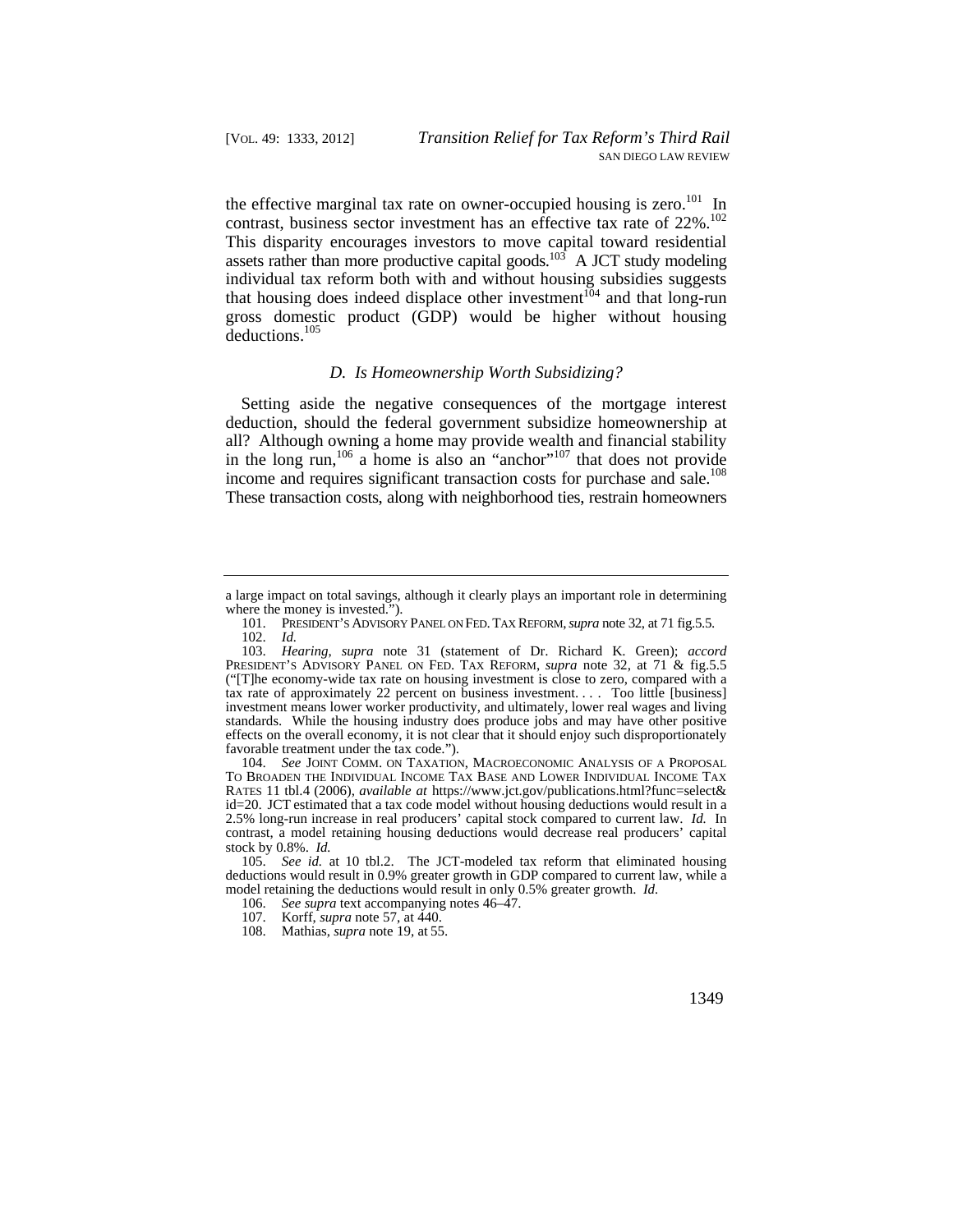the effective marginal tax rate on owner-occupied housing is zero.[101] In contrast, business sector investment has an effective tax rate of 22%.[102] This disparity encourages investors to move capital toward residential assets rather than more productive capital goods.[103] A JCT study modeling individual tax reform both with and without housing subsidies suggests that housing does indeed displace other investment[104] and that long-run gross domestic product (GDP) would be higher without housing deductions.[105]

### *D. Is Homeownership Worth Subsidizing?*

Setting aside the negative consequences of the mortgage interest deduction, should the federal government subsidize homeownership at all? Although owning a home may provide wealth and financial stability in the long run,[106] a home is also an "anchor"[107] that does not provide income and requires significant transaction costs for purchase and sale.[108] These transaction costs, along with neighborhood ties, restrain homeowners

---

a large impact on total savings, although it clearly plays an important role in determining where the money is invested.").

101. PRESIDENT'S ADVISORY PANEL ON FED. TAX REFORM, *supra* note 32, at 71 fig.5.5.

102. *Id.*

103. *Hearing*, *supra* note 31 (statement of Dr. Richard K. Green); *accord* PRESIDENT'S ADVISORY PANEL ON FED. TAX REFORM, *supra* note 32, at 71 & fig.5.5 ("[T]he economy-wide tax rate on housing investment is close to zero, compared with a tax rate of approximately 22 percent on business investment. . . . Too little [business] investment means lower worker productivity, and ultimately, lower real wages and living standards. While the housing industry does produce jobs and may have other positive effects on the overall economy, it is not clear that it should enjoy such disproportionately favorable treatment under the tax code.").

104. *See* JOINT COMM. ON TAXATION, MACROECONOMIC ANALYSIS OF A PROPOSAL TO BROADEN THE INDIVIDUAL INCOME TAX BASE AND LOWER INDIVIDUAL INCOME TAX RATES 11 tbl.4 (2006), *available at* https://www.jct.gov/publications.html?func=select&id=20. JCT estimated that a tax code model without housing deductions would result in a 2.5% long-run increase in real producers' capital stock compared to current law. *Id.* In contrast, a model retaining housing deductions would decrease real producers' capital stock by 0.8%. *Id.*

105. *See id.* at 10 tbl.2. The JCT-modeled tax reform that eliminated housing deductions would result in 0.9% greater growth in GDP compared to current law, while a model retaining the deductions would result in only 0.5% greater growth. *Id.*

106. *See supra* text accompanying notes 46–47.

107. Korff, *supra* note 57, at 440.

108. Mathias, *supra* note 19, at 55.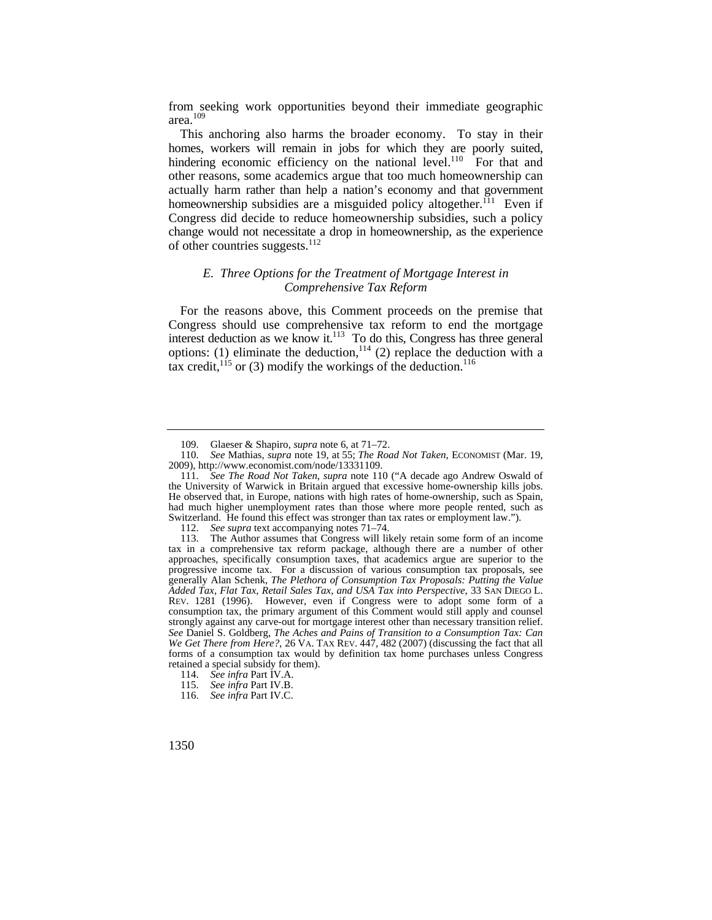from seeking work opportunities beyond their immediate geographic area.[109]

This anchoring also harms the broader economy. To stay in their homes, workers will remain in jobs for which they are poorly suited, hindering economic efficiency on the national level.[110] For that and other reasons, some academics argue that too much homeownership can actually harm rather than help a nation's economy and that government homeownership subsidies are a misguided policy altogether.[111] Even if Congress did decide to reduce homeownership subsidies, such a policy change would not necessitate a drop in homeownership, as the experience of other countries suggests.[112]

### *E. Three Options for the Treatment of Mortgage Interest in Comprehensive Tax Reform*

For the reasons above, this Comment proceeds on the premise that Congress should use comprehensive tax reform to end the mortgage interest deduction as we know it.[113] To do this, Congress has three general options: (1) eliminate the deduction,[114] (2) replace the deduction with a tax credit,[115] or (3) modify the workings of the deduction.[116]

---

109. Glaeser & Shapiro, *supra* note 6, at 71–72.

110. *See* Mathias, *supra* note 19, at 55; *The Road Not Taken*, ECONOMIST (Mar. 19, 2009), http://www.economist.com/node/13331109.

111. *See The Road Not Taken*, *supra* note 110 ("A decade ago Andrew Oswald of the University of Warwick in Britain argued that excessive home-ownership kills jobs. He observed that, in Europe, nations with high rates of home-ownership, such as Spain, had much higher unemployment rates than those where more people rented, such as Switzerland. He found this effect was stronger than tax rates or employment law.").

112. *See supra* text accompanying notes 71–74.

113. The Author assumes that Congress will likely retain some form of an income tax in a comprehensive tax reform package, although there are a number of other approaches, specifically consumption taxes, that academics argue are superior to the progressive income tax. For a discussion of various consumption tax proposals, see generally Alan Schenk, *The Plethora of Consumption Tax Proposals: Putting the Value Added Tax, Flat Tax, Retail Sales Tax, and USA Tax into Perspective*, 33 SAN DIEGO L. REV. 1281 (1996). However, even if Congress were to adopt some form of a consumption tax, the primary argument of this Comment would still apply and counsel strongly against any carve-out for mortgage interest other than necessary transition relief. *See* Daniel S. Goldberg, *The Aches and Pains of Transition to a Consumption Tax: Can We Get There from Here?*, 26 VA. TAX REV. 447, 482 (2007) (discussing the fact that all forms of a consumption tax would by definition tax home purchases unless Congress retained a special subsidy for them).

114. *See infra* Part IV.A.

115. *See infra* Part IV.B.

116. *See infra* Part IV.C.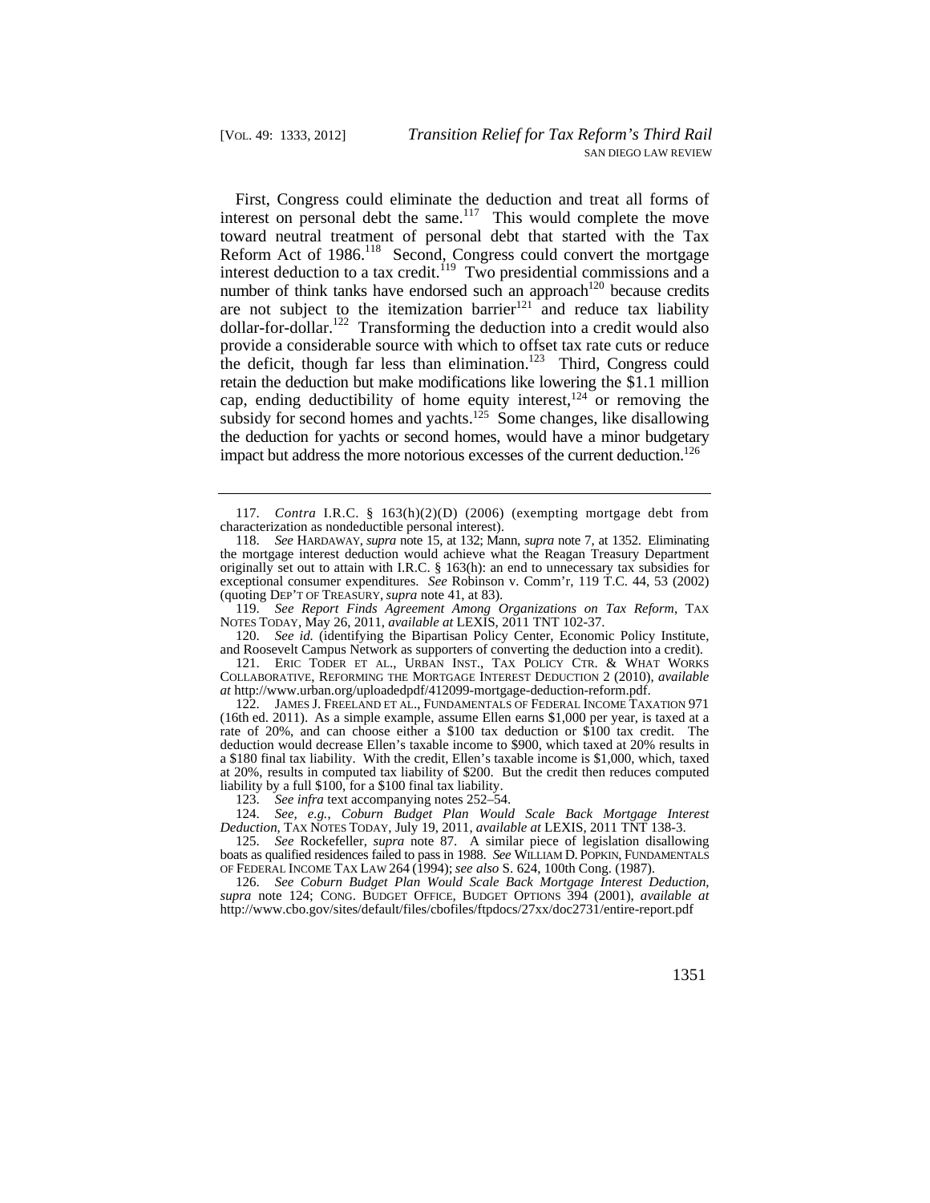First, Congress could eliminate the deduction and treat all forms of interest on personal debt the same.[117] This would complete the move toward neutral treatment of personal debt that started with the Tax Reform Act of 1986.[118] Second, Congress could convert the mortgage interest deduction to a tax credit.[119] Two presidential commissions and a number of think tanks have endorsed such an approach[120] because credits are not subject to the itemization barrier[121] and reduce tax liability dollar-for-dollar.[122] Transforming the deduction into a credit would also provide a considerable source with which to offset tax rate cuts or reduce the deficit, though far less than elimination.[123] Third, Congress could retain the deduction but make modifications like lowering the $1.1 million cap, ending deductibility of home equity interest,[124] or removing the subsidy for second homes and yachts.[125] Some changes, like disallowing the deduction for yachts or second homes, would have a minor budgetary impact but address the more notorious excesses of the current deduction.[126]

---

117. *Contra* I.R.C. § 163(h)(2)(D) (2006) (exempting mortgage debt from characterization as nondeductible personal interest).

118. *See* HARDAWAY, *supra* note 15, at 132; Mann, *supra* note 7, at 1352. Eliminating the mortgage interest deduction would achieve what the Reagan Treasury Department originally set out to attain with I.R.C. § 163(h): an end to unnecessary tax subsidies for exceptional consumer expenditures. *See* Robinson v. Comm'r, 119 T.C. 44, 53 (2002) (quoting DEP'T OF TREASURY, *supra* note 41, at 83).

119. *See Report Finds Agreement Among Organizations on Tax Reform*, TAX NOTES TODAY, May 26, 2011, *available at* LEXIS, 2011 TNT 102-37.

120. *See id.* (identifying the Bipartisan Policy Center, Economic Policy Institute, and Roosevelt Campus Network as supporters of converting the deduction into a credit).

121. ERIC TODER ET AL., URBAN INST., TAX POLICY CTR. & WHAT WORKS COLLABORATIVE, REFORMING THE MORTGAGE INTEREST DEDUCTION 2 (2010), *available at* http://www.urban.org/uploadedpdf/412099-mortgage-deduction-reform.pdf.

122. JAMES J. FREELAND ET AL., FUNDAMENTALS OF FEDERAL INCOME TAXATION 971 (16th ed. 2011). As a simple example, assume Ellen earns $1,000 per year, is taxed at a rate of 20%, and can choose either a $100 tax deduction or $100 tax credit. The deduction would decrease Ellen's taxable income to $900, which taxed at 20% results in a $180 final tax liability. With the credit, Ellen's taxable income is $1,000, which, taxed at 20%, results in computed tax liability of $200. But the credit then reduces computed liability by a full $100, for a $100 final tax liability.

123. *See infra* text accompanying notes 252–54.

124. *See, e.g.*, *Coburn Budget Plan Would Scale Back Mortgage Interest Deduction*, TAX NOTES TODAY, July 19, 2011, *available at* LEXIS, 2011 TNT 138-3.

125. *See* Rockefeller, *supra* note 87. A similar piece of legislation disallowing boats as qualified residences failed to pass in 1988. *See* WILLIAM D. POPKIN, FUNDAMENTALS OF FEDERAL INCOME TAX LAW 264 (1994); *see also* S. 624, 100th Cong. (1987).

126. *See Coburn Budget Plan Would Scale Back Mortgage Interest Deduction*, *supra* note 124; CONG. BUDGET OFFICE, BUDGET OPTIONS 394 (2001), *available at* http://www.cbo.gov/sites/default/files/cbofiles/ftpdocs/27xx/doc2731/entire-report.pdf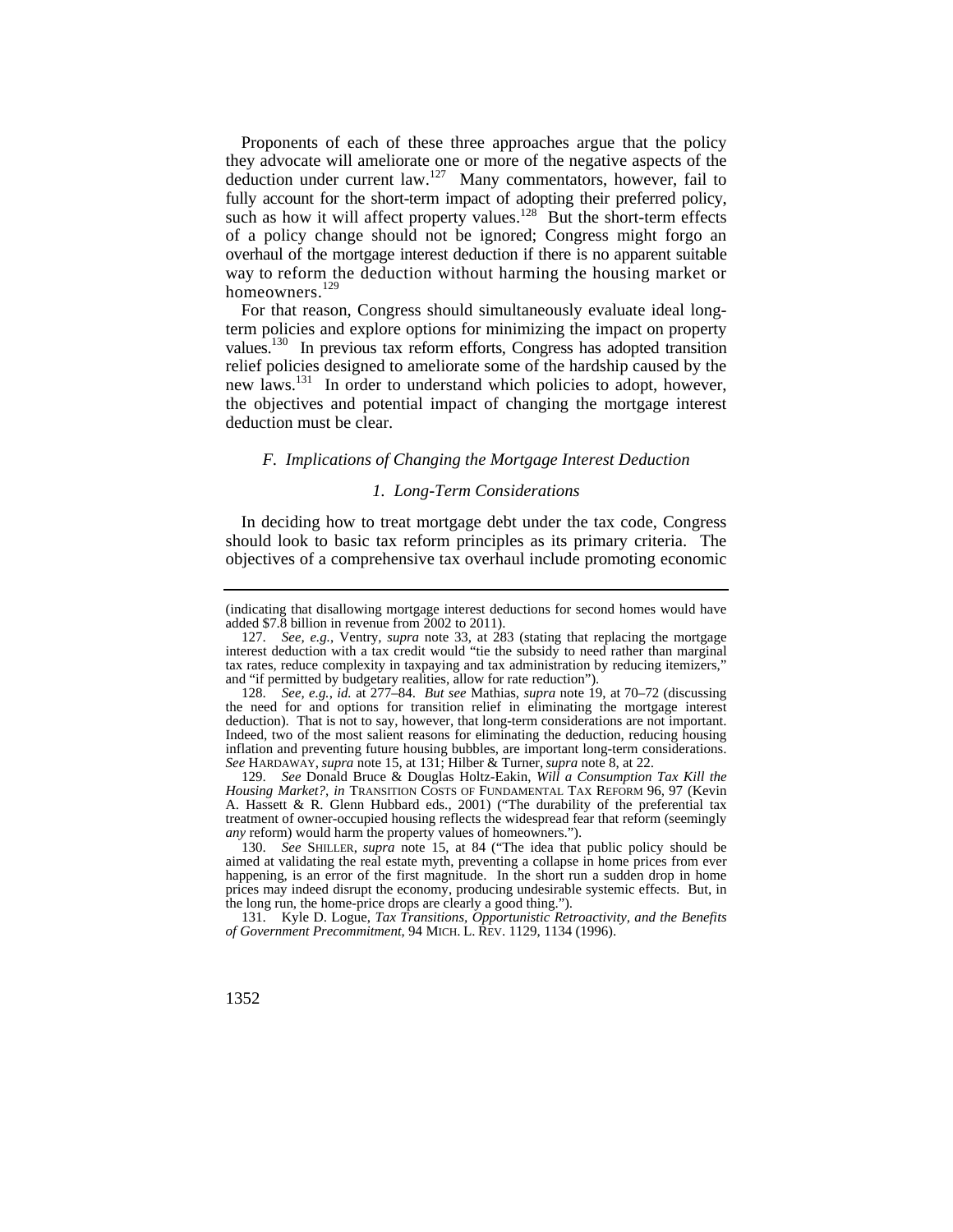Proponents of each of these three approaches argue that the policy they advocate will ameliorate one or more of the negative aspects of the deduction under current law.[127] Many commentators, however, fail to fully account for the short-term impact of adopting their preferred policy, such as how it will affect property values.[128] But the short-term effects of a policy change should not be ignored; Congress might forgo an overhaul of the mortgage interest deduction if there is no apparent suitable way to reform the deduction without harming the housing market or homeowners.[129]

For that reason, Congress should simultaneously evaluate ideal long-term policies and explore options for minimizing the impact on property values.[130] In previous tax reform efforts, Congress has adopted transition relief policies designed to ameliorate some of the hardship caused by the new laws.[131] In order to understand which policies to adopt, however, the objectives and potential impact of changing the mortgage interest deduction must be clear.

### *F. Implications of Changing the Mortgage Interest Deduction*

#### *1. Long-Term Considerations*

In deciding how to treat mortgage debt under the tax code, Congress should look to basic tax reform principles as its primary criteria. The objectives of a comprehensive tax overhaul include promoting economic

---

(indicating that disallowing mortgage interest deductions for second homes would have added $7.8 billion in revenue from 2002 to 2011).

127. *See, e.g.*, Ventry, *supra* note 33, at 283 (stating that replacing the mortgage interest deduction with a tax credit would "tie the subsidy to need rather than marginal tax rates, reduce complexity in taxpaying and tax administration by reducing itemizers," and "if permitted by budgetary realities, allow for rate reduction").

128. *See, e.g.*, *id.* at 277–84. *But see* Mathias, *supra* note 19, at 70–72 (discussing the need for and options for transition relief in eliminating the mortgage interest deduction). That is not to say, however, that long-term considerations are not important. Indeed, two of the most salient reasons for eliminating the deduction, reducing housing inflation and preventing future housing bubbles, are important long-term considerations. *See* HARDAWAY, *supra* note 15, at 131; Hilber & Turner, *supra* note 8, at 22.

129. *See* Donald Bruce & Douglas Holtz-Eakin, *Will a Consumption Tax Kill the Housing Market?*, *in* TRANSITION COSTS OF FUNDAMENTAL TAX REFORM 96, 97 (Kevin A. Hassett & R. Glenn Hubbard eds., 2001) ("The durability of the preferential tax treatment of owner-occupied housing reflects the widespread fear that reform (seemingly *any* reform) would harm the property values of homeowners.").

130. *See* SHILLER, *supra* note 15, at 84 ("The idea that public policy should be aimed at validating the real estate myth, preventing a collapse in home prices from ever happening, is an error of the first magnitude. In the short run a sudden drop in home prices may indeed disrupt the economy, producing undesirable systemic effects. But, in the long run, the home-price drops are clearly a good thing.").

131. Kyle D. Logue, *Tax Transitions, Opportunistic Retroactivity, and the Benefits of Government Precommitment*, 94 MICH. L. REV. 1129, 1134 (1996).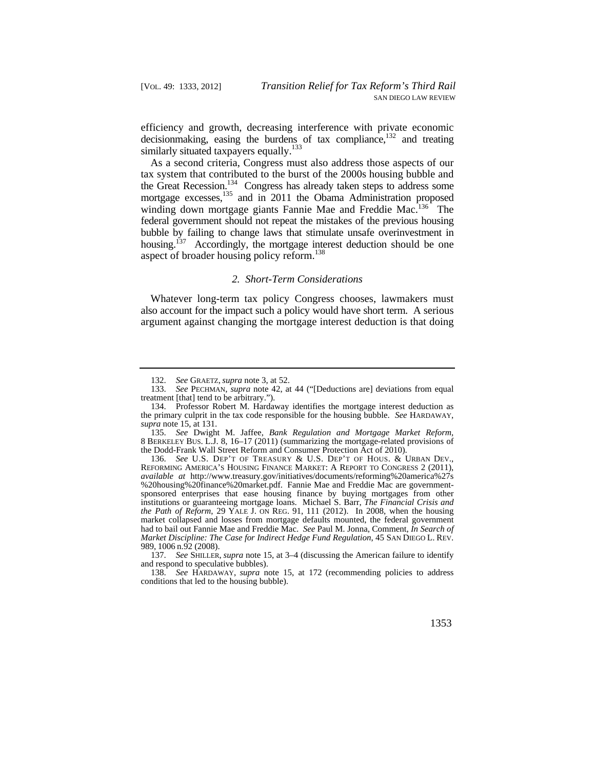efficiency and growth, decreasing interference with private economic decisionmaking, easing the burdens of tax compliance,[132] and treating similarly situated taxpayers equally.[133]

As a second criteria, Congress must also address those aspects of our tax system that contributed to the burst of the 2000s housing bubble and the Great Recession.[134] Congress has already taken steps to address some mortgage excesses,[135] and in 2011 the Obama Administration proposed winding down mortgage giants Fannie Mae and Freddie Mac.[136] The federal government should not repeat the mistakes of the previous housing bubble by failing to change laws that stimulate unsafe overinvestment in housing.[137] Accordingly, the mortgage interest deduction should be one aspect of broader housing policy reform.[138]

### *2. Short-Term Considerations*

Whatever long-term tax policy Congress chooses, lawmakers must also account for the impact such a policy would have short term. A serious argument against changing the mortgage interest deduction is that doing

---

132. *See* GRAETZ, *supra* note 3, at 52.

133. *See* PECHMAN, *supra* note 42, at 44 ("[Deductions are] deviations from equal treatment [that] tend to be arbitrary.").

134. Professor Robert M. Hardaway identifies the mortgage interest deduction as the primary culprit in the tax code responsible for the housing bubble. *See* HARDAWAY, *supra* note 15, at 131.

135. *See* Dwight M. Jaffee, *Bank Regulation and Mortgage Market Reform*, 8 BERKELEY BUS. L.J. 8, 16–17 (2011) (summarizing the mortgage-related provisions of the Dodd-Frank Wall Street Reform and Consumer Protection Act of 2010).

136. *See* U.S. DEP'T OF TREASURY & U.S. DEP'T OF HOUS. & URBAN DEV., REFORMING AMERICA'S HOUSING FINANCE MARKET: A REPORT TO CONGRESS 2 (2011), *available at* http://www.treasury.gov/initiatives/documents/reforming%20america%27s%20housing%20finance%20market.pdf. Fannie Mae and Freddie Mac are government-sponsored enterprises that ease housing finance by buying mortgages from other institutions or guaranteeing mortgage loans. Michael S. Barr, *The Financial Crisis and the Path of Reform*, 29 YALE J. ON REG. 91, 111 (2012). In 2008, when the housing market collapsed and losses from mortgage defaults mounted, the federal government had to bail out Fannie Mae and Freddie Mac. *See* Paul M. Jonna, Comment, *In Search of Market Discipline: The Case for Indirect Hedge Fund Regulation*, 45 SAN DIEGO L. REV. 989, 1006 n.92 (2008).

137. *See* SHILLER, *supra* note 15, at 3–4 (discussing the American failure to identify and respond to speculative bubbles).

138. *See* HARDAWAY, *supra* note 15, at 172 (recommending policies to address conditions that led to the housing bubble).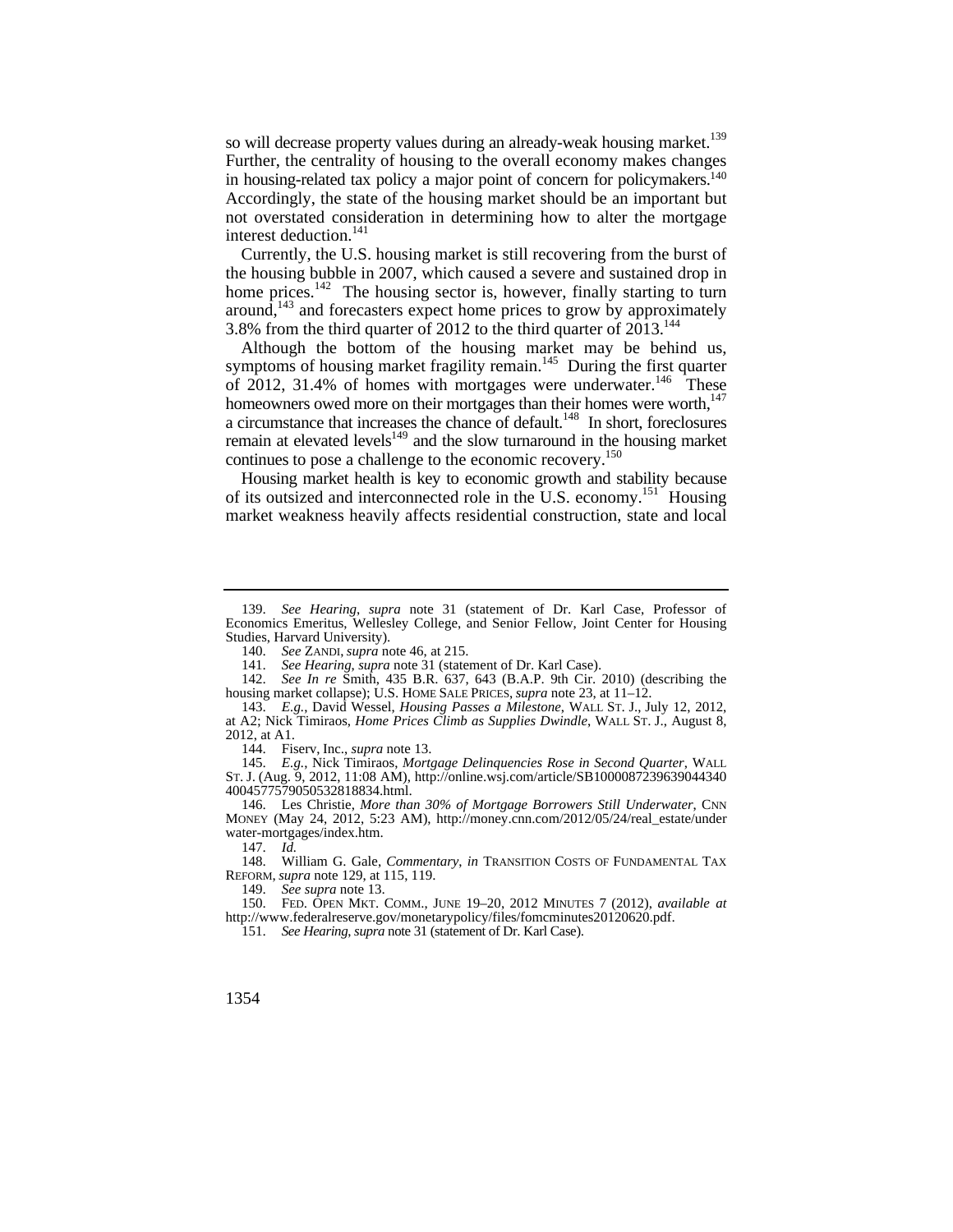so will decrease property values during an already-weak housing market.[139] Further, the centrality of housing to the overall economy makes changes in housing-related tax policy a major point of concern for policymakers.[140] Accordingly, the state of the housing market should be an important but not overstated consideration in determining how to alter the mortgage interest deduction.[141]

Currently, the U.S. housing market is still recovering from the burst of the housing bubble in 2007, which caused a severe and sustained drop in home prices.[142] The housing sector is, however, finally starting to turn around,[143] and forecasters expect home prices to grow by approximately 3.8% from the third quarter of 2012 to the third quarter of 2013.[144]

Although the bottom of the housing market may be behind us, symptoms of housing market fragility remain.[145] During the first quarter of 2012, 31.4% of homes with mortgages were underwater.[146] These homeowners owed more on their mortgages than their homes were worth,[147] a circumstance that increases the chance of default.[148] In short, foreclosures remain at elevated levels[149] and the slow turnaround in the housing market continues to pose a challenge to the economic recovery.[150]

Housing market health is key to economic growth and stability because of its outsized and interconnected role in the U.S. economy.[151] Housing market weakness heavily affects residential construction, state and local

---

139. *See Hearing*, *supra* note 31 (statement of Dr. Karl Case, Professor of Economics Emeritus, Wellesley College, and Senior Fellow, Joint Center for Housing Studies, Harvard University).

140. *See* ZANDI, *supra* note 46, at 215.

141. *See Hearing*, *supra* note 31 (statement of Dr. Karl Case).

142. *See In re* Smith, 435 B.R. 637, 643 (B.A.P. 9th Cir. 2010) (describing the housing market collapse); U.S. HOME SALE PRICES, *supra* note 23, at 11–12.

143. *E.g.*, David Wessel, *Housing Passes a Milestone*, WALL ST. J., July 12, 2012, at A2; Nick Timiraos, *Home Prices Climb as Supplies Dwindle*, WALL ST. J., August 8, 2012, at A1.

144. Fiserv, Inc., *supra* note 13.

145. *E.g.*, Nick Timiraos, *Mortgage Delinquencies Rose in Second Quarter*, WALL ST. J. (Aug. 9, 2012, 11:08 AM), http://online.wsj.com/article/SB10000872396390443404004577579050532818834.html.

146. Les Christie, *More than 30% of Mortgage Borrowers Still Underwater*, CNN MONEY (May 24, 2012, 5:23 AM), http://money.cnn.com/2012/05/24/real_estate/underwater-mortgages/index.htm.

147. *Id.*

148. William G. Gale, *Commentary*, *in* TRANSITION COSTS OF FUNDAMENTAL TAX REFORM, *supra* note 129, at 115, 119.

149. *See supra* note 13.

150. FED. OPEN MKT. COMM., JUNE 19–20, 2012 MINUTES 7 (2012), *available at* http://www.federalreserve.gov/monetarypolicy/files/fomcminutes20120620.pdf.

151. *See Hearing*, *supra* note 31 (statement of Dr. Karl Case).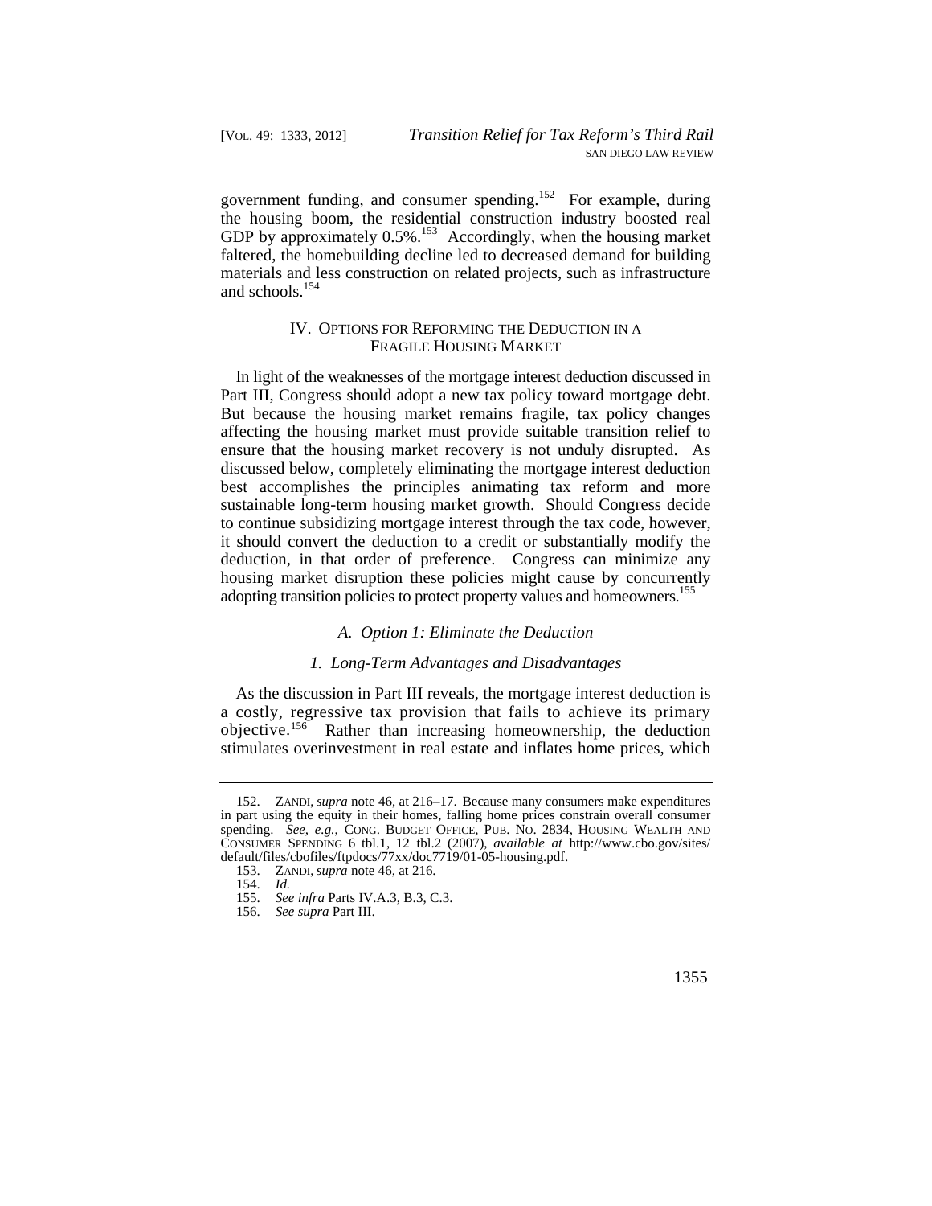government funding, and consumer spending.[152] For example, during the housing boom, the residential construction industry boosted real GDP by approximately 0.5%.[153] Accordingly, when the housing market faltered, the homebuilding decline led to decreased demand for building materials and less construction on related projects, such as infrastructure and schools.[154]

## IV. Options for Reforming the Deduction in a Fragile Housing Market

In light of the weaknesses of the mortgage interest deduction discussed in Part III, Congress should adopt a new tax policy toward mortgage debt. But because the housing market remains fragile, tax policy changes affecting the housing market must provide suitable transition relief to ensure that the housing market recovery is not unduly disrupted. As discussed below, completely eliminating the mortgage interest deduction best accomplishes the principles animating tax reform and more sustainable long-term housing market growth. Should Congress decide to continue subsidizing mortgage interest through the tax code, however, it should convert the deduction to a credit or substantially modify the deduction, in that order of preference. Congress can minimize any housing market disruption these policies might cause by concurrently adopting transition policies to protect property values and homeowners.[155]

### *A. Option 1: Eliminate the Deduction*

#### *1. Long-Term Advantages and Disadvantages*

As the discussion in Part III reveals, the mortgage interest deduction is a costly, regressive tax provision that fails to achieve its primary objective.[156] Rather than increasing homeownership, the deduction stimulates overinvestment in real estate and inflates home prices, which

---

152. Zandi, *supra* note 46, at 216–17. Because many consumers make expenditures in part using the equity in their homes, falling home prices constrain overall consumer spending. *See, e.g.*, Cong. Budget Office, Pub. No. 2834, Housing Wealth and Consumer Spending 6 tbl.1, 12 tbl.2 (2007), *available at* http://www.cbo.gov/sites/default/files/cbofiles/ftpdocs/77xx/doc7719/01-05-housing.pdf.

153. Zandi, *supra* note 46, at 216.

154. *Id.*

155. *See infra* Parts IV.A.3, B.3, C.3.

156. *See supra* Part III.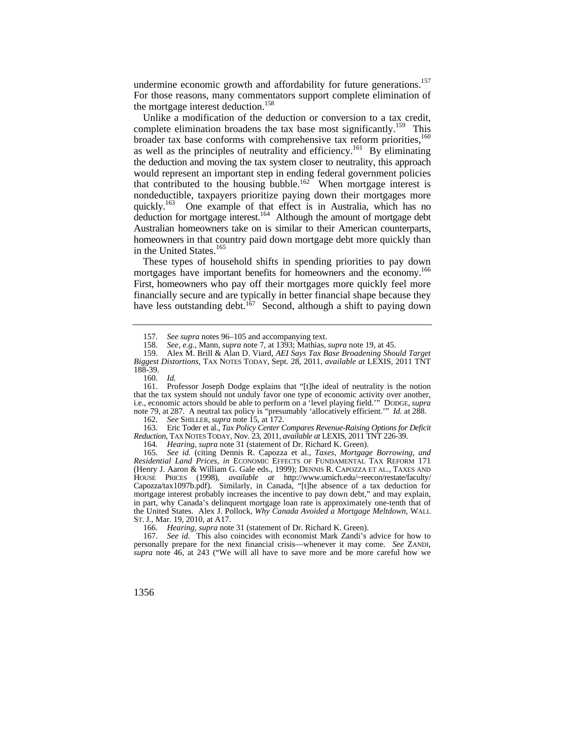undermine economic growth and affordability for future generations.[157] For those reasons, many commentators support complete elimination of the mortgage interest deduction.[158]

Unlike a modification of the deduction or conversion to a tax credit, complete elimination broadens the tax base most significantly.[159] This broader tax base conforms with comprehensive tax reform priorities,[160] as well as the principles of neutrality and efficiency.[161] By eliminating the deduction and moving the tax system closer to neutrality, this approach would represent an important step in ending federal government policies that contributed to the housing bubble.[162] When mortgage interest is nondeductible, taxpayers prioritize paying down their mortgages more quickly.[163] One example of that effect is in Australia, which has no deduction for mortgage interest.[164] Although the amount of mortgage debt Australian homeowners take on is similar to their American counterparts, homeowners in that country paid down mortgage debt more quickly than in the United States.[165]

These types of household shifts in spending priorities to pay down mortgages have important benefits for homeowners and the economy.[166] First, homeowners who pay off their mortgages more quickly feel more financially secure and are typically in better financial shape because they have less outstanding debt.[167] Second, although a shift to paying down

---

157. *See supra* notes 96–105 and accompanying text.

158. *See, e.g.*, Mann, *supra* note 7, at 1393; Mathias, *supra* note 19, at 45.

159. Alex M. Brill & Alan D. Viard, *AEI Says Tax Base Broadening Should Target Biggest Distortions*, TAX NOTES TODAY, Sept. 28, 2011, *available at* LEXIS, 2011 TNT 188-39.

160. *Id.*

161. Professor Joseph Dodge explains that "[t]he ideal of neutrality is the notion that the tax system should not unduly favor one type of economic activity over another, i.e., economic actors should be able to perform on a 'level playing field.'" DODGE, *supra* note 79, at 287. A neutral tax policy is "presumably 'allocatively efficient.'" *Id.* at 288.

162. *See* SHILLER, *supra* note 15, at 172.

163. Eric Toder et al., *Tax Policy Center Compares Revenue-Raising Options for Deficit Reduction*, TAX NOTES TODAY, Nov. 23, 2011, *available at* LEXIS, 2011 TNT 226-39.

164. *Hearing*, *supra* note 31 (statement of Dr. Richard K. Green).

165. *See id.* (citing Dennis R. Capozza et al., *Taxes, Mortgage Borrowing, and Residential Land Prices*, *in* ECONOMIC EFFECTS OF FUNDAMENTAL TAX REFORM 171 (Henry J. Aaron & William G. Gale eds., 1999); DENNIS R. CAPOZZA ET AL., TAXES AND HOUSE PRICES (1998), *available at* http://www.umich.edu/~reecon/restate/faculty/Capozza/tax1097b.pdf). Similarly, in Canada, "[t]he absence of a tax deduction for mortgage interest probably increases the incentive to pay down debt," and may explain, in part, why Canada's delinquent mortgage loan rate is approximately one-tenth that of the United States. Alex J. Pollock, *Why Canada Avoided a Mortgage Meltdown*, WALL ST. J., Mar. 19, 2010, at A17.

166. *Hearing*, *supra* note 31 (statement of Dr. Richard K. Green).

167. *See id.* This also coincides with economist Mark Zandi's advice for how to personally prepare for the next financial crisis—whenever it may come. *See* ZANDI, *supra* note 46, at 243 ("We will all have to save more and be more careful how we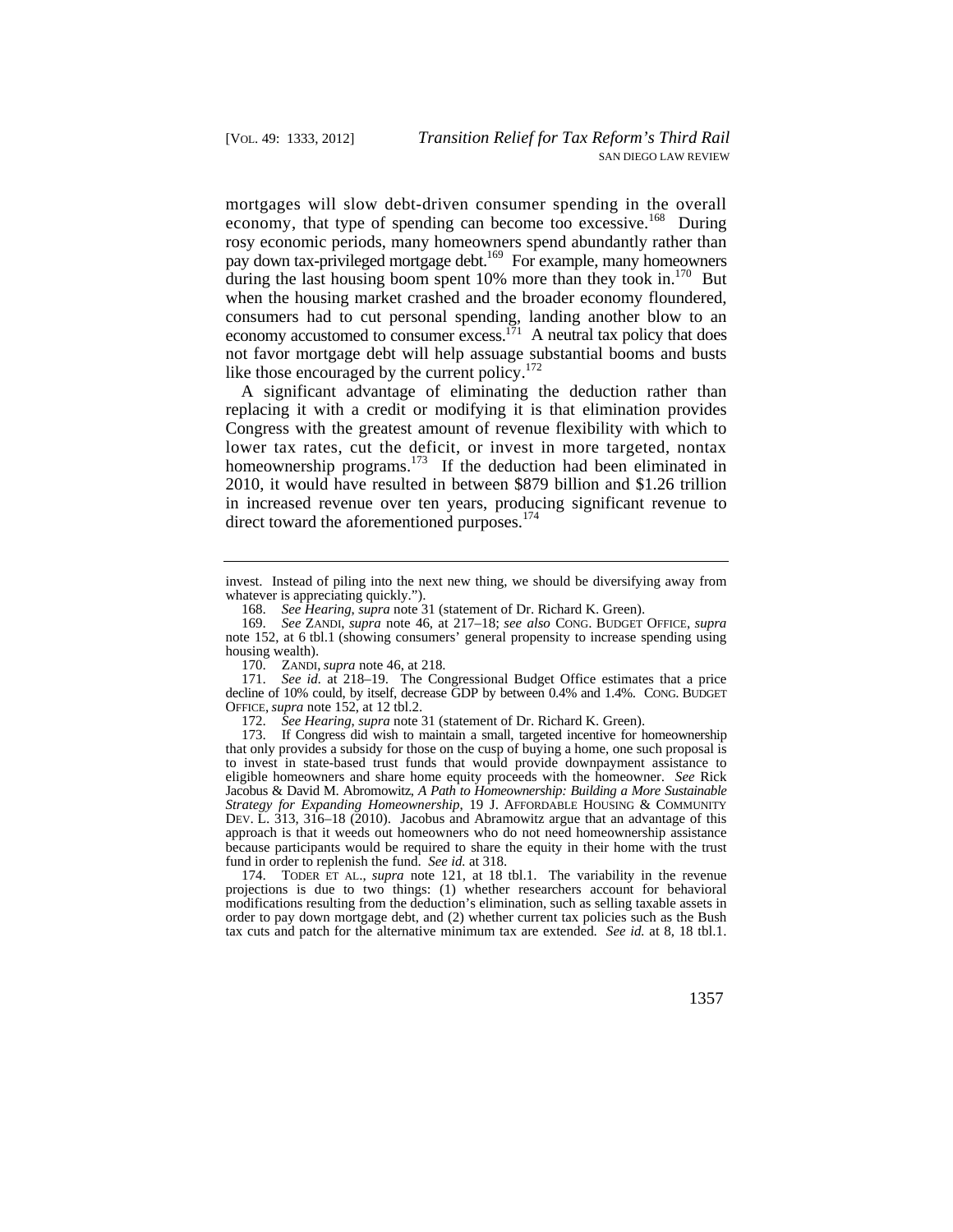mortgages will slow debt-driven consumer spending in the overall economy, that type of spending can become too excessive.[168] During rosy economic periods, many homeowners spend abundantly rather than pay down tax-privileged mortgage debt.[169] For example, many homeowners during the last housing boom spent 10% more than they took in.[170] But when the housing market crashed and the broader economy floundered, consumers had to cut personal spending, landing another blow to an economy accustomed to consumer excess.[171] A neutral tax policy that does not favor mortgage debt will help assuage substantial booms and busts like those encouraged by the current policy.[172]

A significant advantage of eliminating the deduction rather than replacing it with a credit or modifying it is that elimination provides Congress with the greatest amount of revenue flexibility with which to lower tax rates, cut the deficit, or invest in more targeted, nontax homeownership programs.[173] If the deduction had been eliminated in 2010, it would have resulted in between $879 billion and $1.26 trillion in increased revenue over ten years, producing significant revenue to direct toward the aforementioned purposes.[174]

---

invest. Instead of piling into the next new thing, we should be diversifying away from whatever is appreciating quickly.").

168. *See Hearing*, *supra* note 31 (statement of Dr. Richard K. Green).

169. *See* ZANDI, *supra* note 46, at 217–18; *see also* CONG. BUDGET OFFICE, *supra* note 152, at 6 tbl.1 (showing consumers' general propensity to increase spending using housing wealth).

170. ZANDI, *supra* note 46, at 218.

171. *See id.* at 218–19. The Congressional Budget Office estimates that a price decline of 10% could, by itself, decrease GDP by between 0.4% and 1.4%. CONG. BUDGET OFFICE, *supra* note 152, at 12 tbl.2.

172. *See Hearing*, *supra* note 31 (statement of Dr. Richard K. Green).

173. If Congress did wish to maintain a small, targeted incentive for homeownership that only provides a subsidy for those on the cusp of buying a home, one such proposal is to invest in state-based trust funds that would provide downpayment assistance to eligible homeowners and share home equity proceeds with the homeowner. *See* Rick Jacobus & David M. Abromowitz, *A Path to Homeownership: Building a More Sustainable Strategy for Expanding Homeownership*, 19 J. AFFORDABLE HOUSING & COMMUNITY DEV. L. 313, 316–18 (2010). Jacobus and Abramowitz argue that an advantage of this approach is that it weeds out homeowners who do not need homeownership assistance because participants would be required to share the equity in their home with the trust fund in order to replenish the fund. *See id.* at 318.

174. TODER ET AL., *supra* note 121, at 18 tbl.1. The variability in the revenue projections is due to two things: (1) whether researchers account for behavioral modifications resulting from the deduction's elimination, such as selling taxable assets in order to pay down mortgage debt, and (2) whether current tax policies such as the Bush tax cuts and patch for the alternative minimum tax are extended. *See id.* at 8, 18 tbl.1.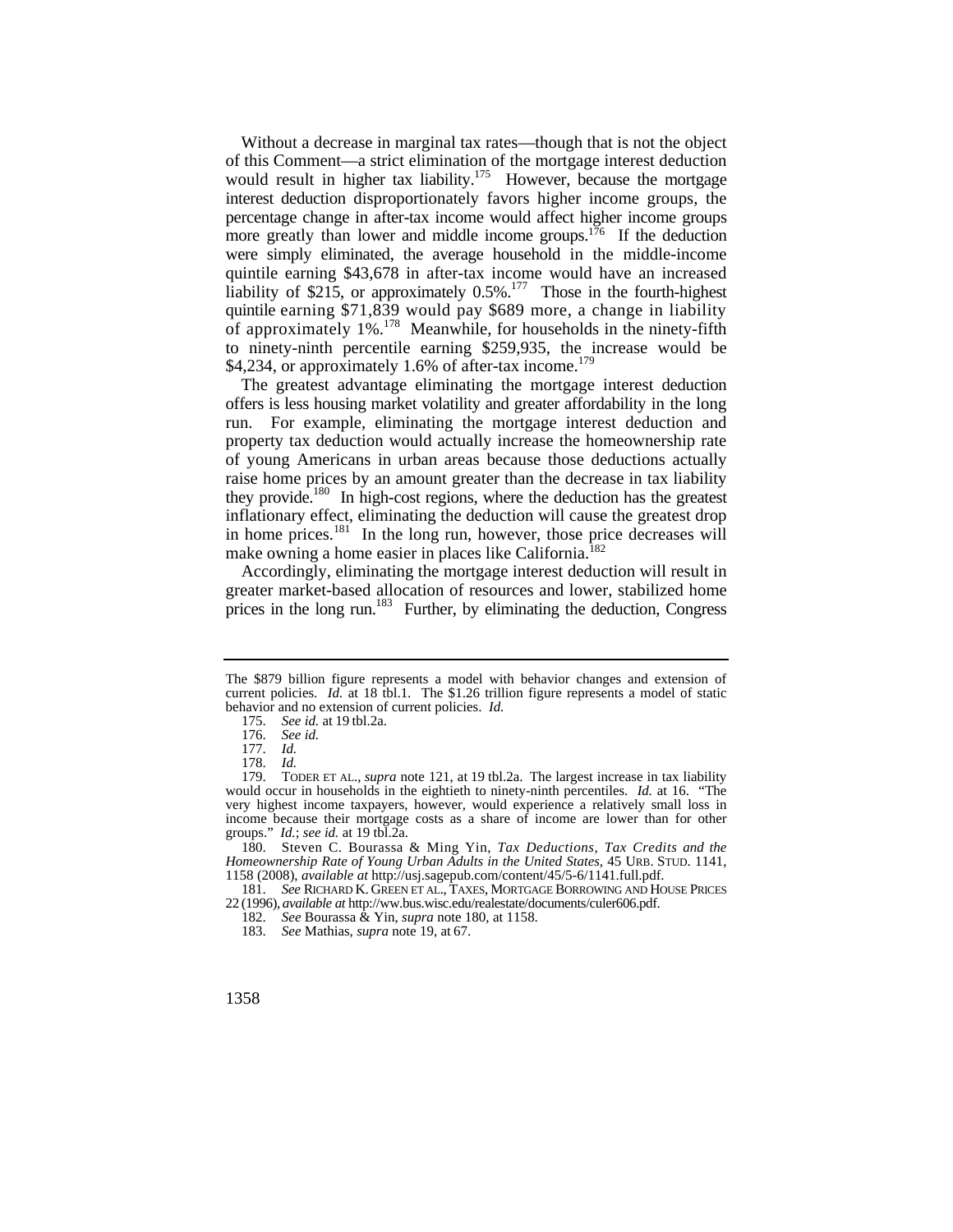Without a decrease in marginal tax rates—though that is not the object of this Comment—a strict elimination of the mortgage interest deduction would result in higher tax liability.[175] However, because the mortgage interest deduction disproportionately favors higher income groups, the percentage change in after-tax income would affect higher income groups more greatly than lower and middle income groups.[176] If the deduction were simply eliminated, the average household in the middle-income quintile earning $43,678 in after-tax income would have an increased liability of $215, or approximately 0.5%.[177] Those in the fourth-highest quintile earning $71,839 would pay $689 more, a change in liability of approximately 1%.[178] Meanwhile, for households in the ninety-fifth to ninety-ninth percentile earning $259,935, the increase would be $4,234, or approximately 1.6% of after-tax income.[179]

The greatest advantage eliminating the mortgage interest deduction offers is less housing market volatility and greater affordability in the long run. For example, eliminating the mortgage interest deduction and property tax deduction would actually increase the homeownership rate of young Americans in urban areas because those deductions actually raise home prices by an amount greater than the decrease in tax liability they provide.[180] In high-cost regions, where the deduction has the greatest inflationary effect, eliminating the deduction will cause the greatest drop in home prices.[181] In the long run, however, those price decreases will make owning a home easier in places like California.[182]

Accordingly, eliminating the mortgage interest deduction will result in greater market-based allocation of resources and lower, stabilized home prices in the long run.[183] Further, by eliminating the deduction, Congress

---

The $879 billion figure represents a model with behavior changes and extension of current policies. *Id.* at 18 tbl.1. The $1.26 trillion figure represents a model of static behavior and no extension of current policies. *Id.*

175. *See id.* at 19 tbl.2a.

176. *See id.*

177. *Id.*

178. *Id.*

179. TODER ET AL., *supra* note 121, at 19 tbl.2a. The largest increase in tax liability would occur in households in the eightieth to ninety-ninth percentiles. *Id.* at 16. "The very highest income taxpayers, however, would experience a relatively small loss in income because their mortgage costs as a share of income are lower than for other groups." *Id.*; *see id.* at 19 tbl.2a.

180. Steven C. Bourassa & Ming Yin, *Tax Deductions, Tax Credits and the Homeownership Rate of Young Urban Adults in the United States*, 45 URB. STUD. 1141, 1158 (2008), *available at* http://usj.sagepub.com/content/45/5-6/1141.full.pdf.

181. *See* RICHARD K. GREEN ET AL., TAXES, MORTGAGE BORROWING AND HOUSE PRICES 22 (1996), *available at* http://ww.bus.wisc.edu/realestate/documents/culer606.pdf.

182. *See* Bourassa & Yin, *supra* note 180, at 1158.

183. *See* Mathias, *supra* note 19, at 67.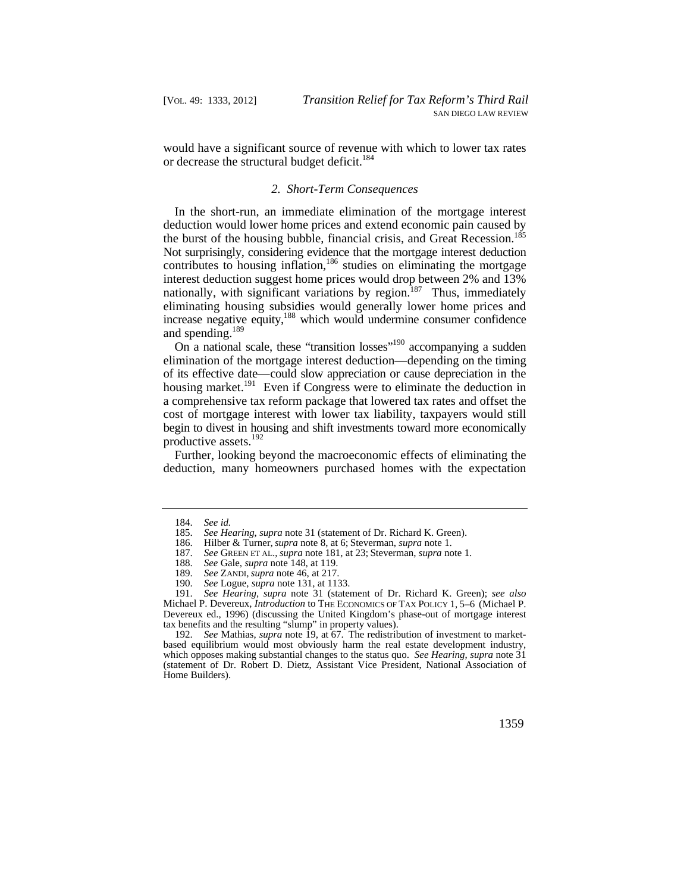would have a significant source of revenue with which to lower tax rates or decrease the structural budget deficit.[184]

### 2. *Short-Term Consequences*

In the short-run, an immediate elimination of the mortgage interest deduction would lower home prices and extend economic pain caused by the burst of the housing bubble, financial crisis, and Great Recession.[185] Not surprisingly, considering evidence that the mortgage interest deduction contributes to housing inflation,[186] studies on eliminating the mortgage interest deduction suggest home prices would drop between 2% and 13% nationally, with significant variations by region.[187] Thus, immediately eliminating housing subsidies would generally lower home prices and increase negative equity,[188] which would undermine consumer confidence and spending.[189]

On a national scale, these "transition losses"[190] accompanying a sudden elimination of the mortgage interest deduction—depending on the timing of its effective date—could slow appreciation or cause depreciation in the housing market.[191] Even if Congress were to eliminate the deduction in a comprehensive tax reform package that lowered tax rates and offset the cost of mortgage interest with lower tax liability, taxpayers would still begin to divest in housing and shift investments toward more economically productive assets.[192]

Further, looking beyond the macroeconomic effects of eliminating the deduction, many homeowners purchased homes with the expectation

---

184. *See id.*

185. *See Hearing*, *supra* note 31 (statement of Dr. Richard K. Green).

186. Hilber & Turner, *supra* note 8, at 6; Steverman, *supra* note 1.

187. *See* GREEN ET AL., *supra* note 181, at 23; Steverman, *supra* note 1.

188. *See* Gale, *supra* note 148, at 119.

189. *See* ZANDI, *supra* note 46, at 217.

190. *See* Logue, *supra* note 131, at 1133.

191. *See Hearing*, *supra* note 31 (statement of Dr. Richard K. Green); *see also* Michael P. Devereux, *Introduction* to THE ECONOMICS OF TAX POLICY 1, 5–6 (Michael P. Devereux ed., 1996) (discussing the United Kingdom's phase-out of mortgage interest tax benefits and the resulting "slump" in property values).

192. *See* Mathias, *supra* note 19, at 67. The redistribution of investment to market-based equilibrium would most obviously harm the real estate development industry, which opposes making substantial changes to the status quo. *See Hearing*, *supra* note 31 (statement of Dr. Robert D. Dietz, Assistant Vice President, National Association of Home Builders).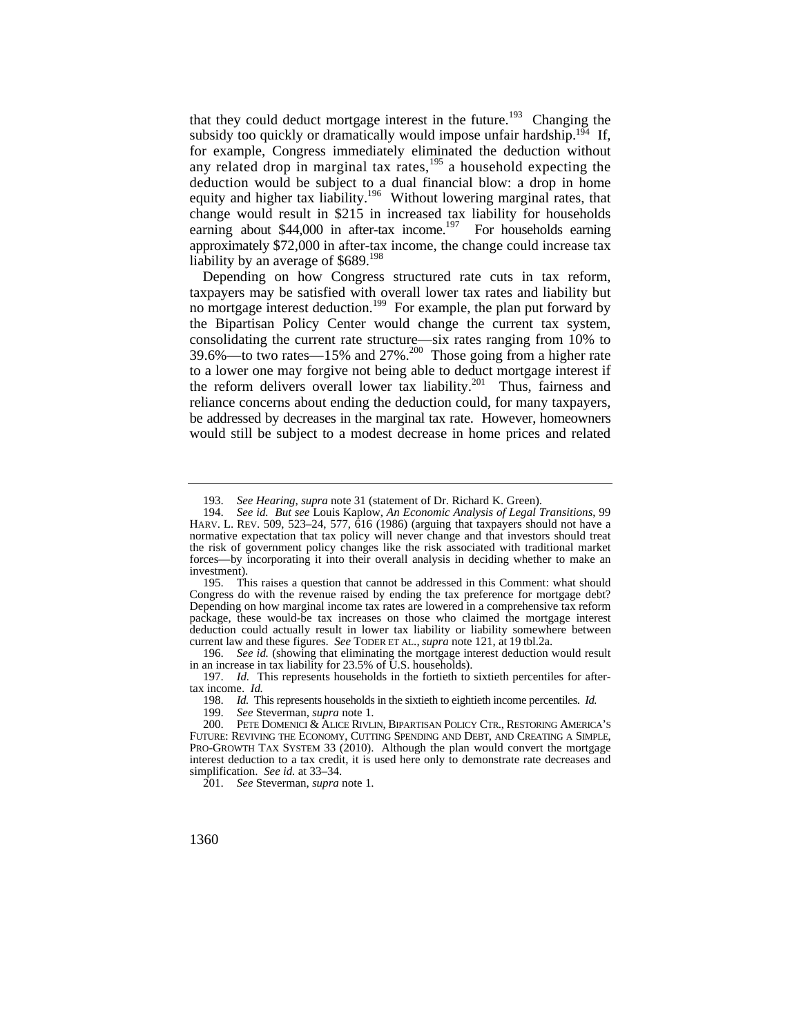that they could deduct mortgage interest in the future.[193] Changing the subsidy too quickly or dramatically would impose unfair hardship.[194] If, for example, Congress immediately eliminated the deduction without any related drop in marginal tax rates,[195] a household expecting the deduction would be subject to a dual financial blow: a drop in home equity and higher tax liability.[196] Without lowering marginal rates, that change would result in $215 in increased tax liability for households earning about $44,000 in after-tax income.[197] For households earning approximately $72,000 in after-tax income, the change could increase tax liability by an average of $689.[198]

Depending on how Congress structured rate cuts in tax reform, taxpayers may be satisfied with overall lower tax rates and liability but no mortgage interest deduction.[199] For example, the plan put forward by the Bipartisan Policy Center would change the current tax system, consolidating the current rate structure—six rates ranging from 10% to 39.6%—to two rates—15% and 27%.[200] Those going from a higher rate to a lower one may forgive not being able to deduct mortgage interest if the reform delivers overall lower tax liability.[201] Thus, fairness and reliance concerns about ending the deduction could, for many taxpayers, be addressed by decreases in the marginal tax rate. However, homeowners would still be subject to a modest decrease in home prices and related

---

193. *See Hearing*, *supra* note 31 (statement of Dr. Richard K. Green).

194. *See id. But see* Louis Kaplow, *An Economic Analysis of Legal Transitions*, 99 HARV. L. REV. 509, 523–24, 577, 616 (1986) (arguing that taxpayers should not have a normative expectation that tax policy will never change and that investors should treat the risk of government policy changes like the risk associated with traditional market forces—by incorporating it into their overall analysis in deciding whether to make an investment).

195. This raises a question that cannot be addressed in this Comment: what should Congress do with the revenue raised by ending the tax preference for mortgage debt? Depending on how marginal income tax rates are lowered in a comprehensive tax reform package, these would-be tax increases on those who claimed the mortgage interest deduction could actually result in lower tax liability or liability somewhere between current law and these figures. *See* TODER ET AL., *supra* note 121, at 19 tbl.2a.

196. *See id.* (showing that eliminating the mortgage interest deduction would result in an increase in tax liability for 23.5% of U.S. households).

197. *Id.* This represents households in the fortieth to sixtieth percentiles for after-tax income. *Id.*

198. *Id.* This represents households in the sixtieth to eightieth income percentiles. *Id.*

199. *See* Steverman, *supra* note 1.

200. PETE DOMENICI & ALICE RIVLIN, BIPARTISAN POLICY CTR., RESTORING AMERICA'S FUTURE: REVIVING THE ECONOMY, CUTTING SPENDING AND DEBT, AND CREATING A SIMPLE, PRO-GROWTH TAX SYSTEM 33 (2010). Although the plan would convert the mortgage interest deduction to a tax credit, it is used here only to demonstrate rate decreases and simplification. *See id.* at 33–34.

201. *See* Steverman, *supra* note 1.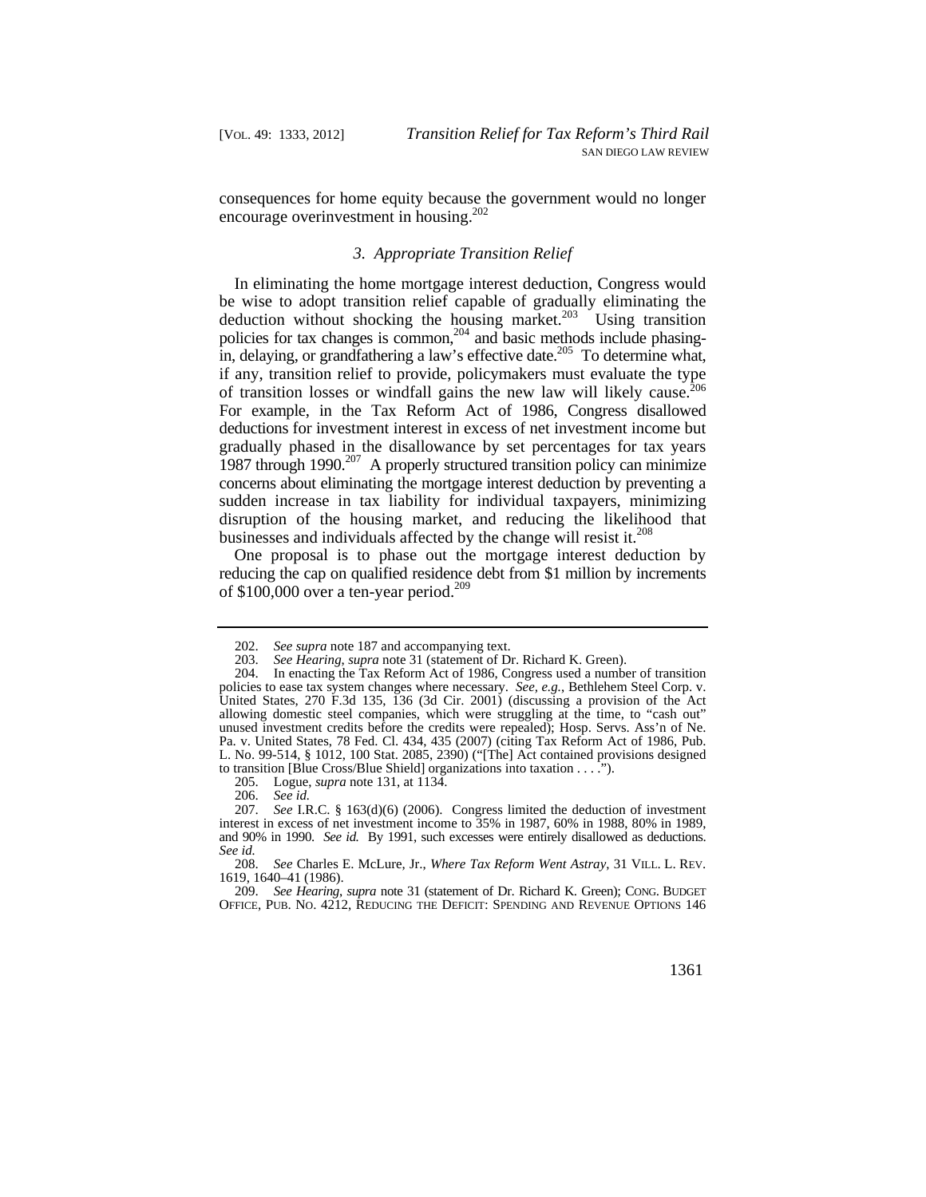consequences for home equity because the government would no longer encourage overinvestment in housing.[202]

### *3. Appropriate Transition Relief*

In eliminating the home mortgage interest deduction, Congress would be wise to adopt transition relief capable of gradually eliminating the deduction without shocking the housing market.[203] Using transition policies for tax changes is common,[204] and basic methods include phasing-in, delaying, or grandfathering a law's effective date.[205] To determine what, if any, transition relief to provide, policymakers must evaluate the type of transition losses or windfall gains the new law will likely cause.[206] For example, in the Tax Reform Act of 1986, Congress disallowed deductions for investment interest in excess of net investment income but gradually phased in the disallowance by set percentages for tax years 1987 through 1990.[207] A properly structured transition policy can minimize concerns about eliminating the mortgage interest deduction by preventing a sudden increase in tax liability for individual taxpayers, minimizing disruption of the housing market, and reducing the likelihood that businesses and individuals affected by the change will resist it.[208]

One proposal is to phase out the mortgage interest deduction by reducing the cap on qualified residence debt from $1 million by increments of $100,000 over a ten-year period.[209]

---

202. *See supra* note 187 and accompanying text.

203. *See Hearing*, *supra* note 31 (statement of Dr. Richard K. Green).

204. In enacting the Tax Reform Act of 1986, Congress used a number of transition policies to ease tax system changes where necessary. *See, e.g.*, Bethlehem Steel Corp. v. United States, 270 F.3d 135, 136 (3d Cir. 2001) (discussing a provision of the Act allowing domestic steel companies, which were struggling at the time, to "cash out" unused investment credits before the credits were repealed); Hosp. Servs. Ass'n of Ne. Pa. v. United States, 78 Fed. Cl. 434, 435 (2007) (citing Tax Reform Act of 1986, Pub. L. No. 99-514, § 1012, 100 Stat. 2085, 2390) ("[The] Act contained provisions designed to transition [Blue Cross/Blue Shield] organizations into taxation . . . .").

205. Logue, *supra* note 131, at 1134.

206. *See id.*

207. *See* I.R.C. § 163(d)(6) (2006). Congress limited the deduction of investment interest in excess of net investment income to 35% in 1987, 60% in 1988, 80% in 1989, and 90% in 1990. *See id.* By 1991, such excesses were entirely disallowed as deductions. *See id.*

208. *See* Charles E. McLure, Jr., *Where Tax Reform Went Astray*, 31 VILL. L. REV. 1619, 1640–41 (1986).

209. *See Hearing*, *supra* note 31 (statement of Dr. Richard K. Green); CONG. BUDGET OFFICE, PUB. NO. 4212, REDUCING THE DEFICIT: SPENDING AND REVENUE OPTIONS 146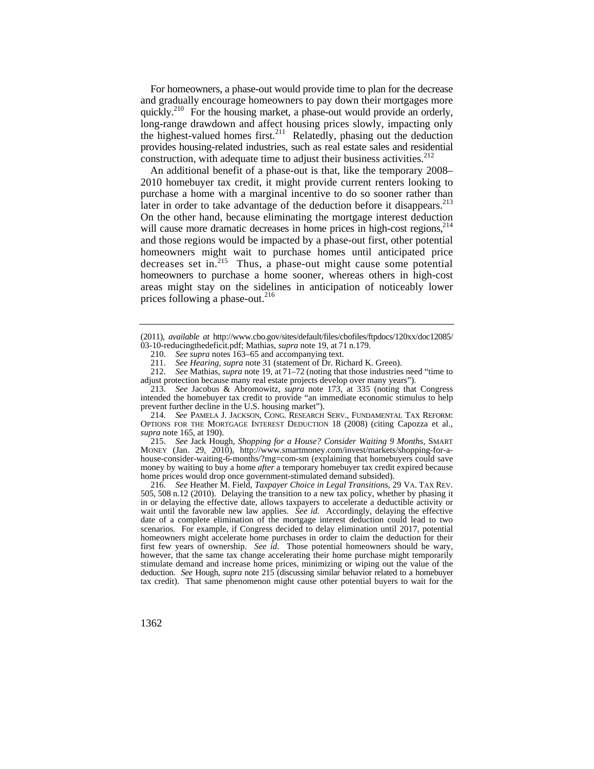For homeowners, a phase-out would provide time to plan for the decrease and gradually encourage homeowners to pay down their mortgages more quickly.[210] For the housing market, a phase-out would provide an orderly, long-range drawdown and affect housing prices slowly, impacting only the highest-valued homes first.[211] Relatedly, phasing out the deduction provides housing-related industries, such as real estate sales and residential construction, with adequate time to adjust their business activities.[212]

An additional benefit of a phase-out is that, like the temporary 2008–2010 homebuyer tax credit, it might provide current renters looking to purchase a home with a marginal incentive to do so sooner rather than later in order to take advantage of the deduction before it disappears.[213] On the other hand, because eliminating the mortgage interest deduction will cause more dramatic decreases in home prices in high-cost regions,[214] and those regions would be impacted by a phase-out first, other potential homeowners might wait to purchase homes until anticipated price decreases set in.[215] Thus, a phase-out might cause some potential homeowners to purchase a home sooner, whereas others in high-cost areas might stay on the sidelines in anticipation of noticeably lower prices following a phase-out.[216]

---

(2011), *available at* http://www.cbo.gov/sites/default/files/cbofiles/ftpdocs/120xx/doc12085/03-10-reducingthedeficit.pdf; Mathias, *supra* note 19, at 71 n.179.

210. *See supra* notes 163–65 and accompanying text.

211. *See Hearing*, *supra* note 31 (statement of Dr. Richard K. Green).

212. *See* Mathias, *supra* note 19, at 71–72 (noting that those industries need "time to adjust protection because many real estate projects develop over many years").

213. *See* Jacobus & Abromowitz, *supra* note 173, at 335 (noting that Congress intended the homebuyer tax credit to provide "an immediate economic stimulus to help prevent further decline in the U.S. housing market").

214. *See* PAMELA J. JACKSON, CONG. RESEARCH SERV., FUNDAMENTAL TAX REFORM: OPTIONS FOR THE MORTGAGE INTEREST DEDUCTION 18 (2008) (citing Capozza et al., *supra* note 165, at 190).

215. *See* Jack Hough, *Shopping for a House? Consider Waiting 9 Months*, SMART MONEY (Jan. 29, 2010), http://www.smartmoney.com/invest/markets/shopping-for-a-house-consider-waiting-6-months/?mg=com-sm (explaining that homebuyers could save money by waiting to buy a home *after* a temporary homebuyer tax credit expired because home prices would drop once government-stimulated demand subsided).

216. *See* Heather M. Field, *Taxpayer Choice in Legal Transitions*, 29 VA. TAX REV. 505, 508 n.12 (2010). Delaying the transition to a new tax policy, whether by phasing it in or delaying the effective date, allows taxpayers to accelerate a deductible activity or wait until the favorable new law applies. *See id.* Accordingly, delaying the effective date of a complete elimination of the mortgage interest deduction could lead to two scenarios. For example, if Congress decided to delay elimination until 2017, potential homeowners might accelerate home purchases in order to claim the deduction for their first few years of ownership. *See id.* Those potential homeowners should be wary, however, that the same tax change accelerating their home purchase might temporarily stimulate demand and increase home prices, minimizing or wiping out the value of the deduction. *See* Hough, *supra* note 215 (discussing similar behavior related to a homebuyer tax credit). That same phenomenon might cause other potential buyers to wait for the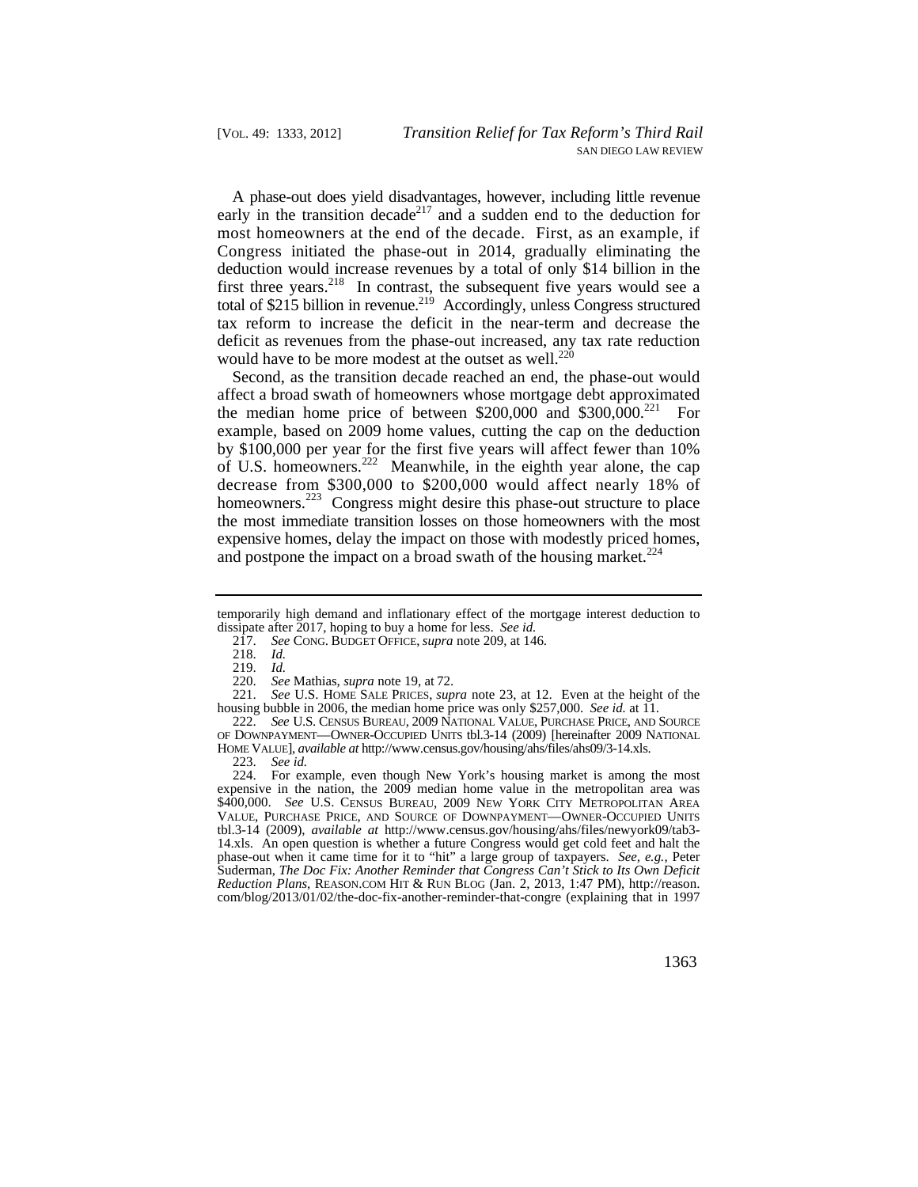A phase-out does yield disadvantages, however, including little revenue early in the transition decade[217] and a sudden end to the deduction for most homeowners at the end of the decade. First, as an example, if Congress initiated the phase-out in 2014, gradually eliminating the deduction would increase revenues by a total of only $14 billion in the first three years.[218] In contrast, the subsequent five years would see a total of $215 billion in revenue.[219] Accordingly, unless Congress structured tax reform to increase the deficit in the near-term and decrease the deficit as revenues from the phase-out increased, any tax rate reduction would have to be more modest at the outset as well.[220]

Second, as the transition decade reached an end, the phase-out would affect a broad swath of homeowners whose mortgage debt approximated the median home price of between $200,000 and $300,000.[221] For example, based on 2009 home values, cutting the cap on the deduction by $100,000 per year for the first five years will affect fewer than 10% of U.S. homeowners.[222] Meanwhile, in the eighth year alone, the cap decrease from $300,000 to $200,000 would affect nearly 18% of homeowners.[223] Congress might desire this phase-out structure to place the most immediate transition losses on those homeowners with the most expensive homes, delay the impact on those with modestly priced homes, and postpone the impact on a broad swath of the housing market.[224]

---

temporarily high demand and inflationary effect of the mortgage interest deduction to dissipate after 2017, hoping to buy a home for less. *See id.*

217. *See* CONG. BUDGET OFFICE, *supra* note 209, at 146.

218. *Id.*

219. *Id.*

220. *See* Mathias, *supra* note 19, at 72.

221. *See* U.S. HOME SALE PRICES, *supra* note 23, at 12. Even at the height of the housing bubble in 2006, the median home price was only $257,000. *See id.* at 11.

222. *See* U.S. CENSUS BUREAU, 2009 NATIONAL VALUE, PURCHASE PRICE, AND SOURCE OF DOWNPAYMENT—OWNER-OCCUPIED UNITS tbl.3-14 (2009) [hereinafter 2009 NATIONAL HOME VALUE], *available at* http://www.census.gov/housing/ahs/files/ahs09/3-14.xls.

223. *See id.*

224. For example, even though New York's housing market is among the most expensive in the nation, the 2009 median home value in the metropolitan area was $400,000. *See* U.S. CENSUS BUREAU, 2009 NEW YORK CITY METROPOLITAN AREA VALUE, PURCHASE PRICE, AND SOURCE OF DOWNPAYMENT—OWNER-OCCUPIED UNITS tbl.3-14 (2009), *available at* http://www.census.gov/housing/ahs/files/newyork09/tab3-14.xls. An open question is whether a future Congress would get cold feet and halt the phase-out when it came time for it to "hit" a large group of taxpayers. *See, e.g.*, Peter Suderman, *The Doc Fix: Another Reminder that Congress Can't Stick to Its Own Deficit Reduction Plans*, REASON.COM HIT & RUN BLOG (Jan. 2, 2013, 1:47 PM), http://reason.com/blog/2013/01/02/the-doc-fix-another-reminder-that-congre (explaining that in 1997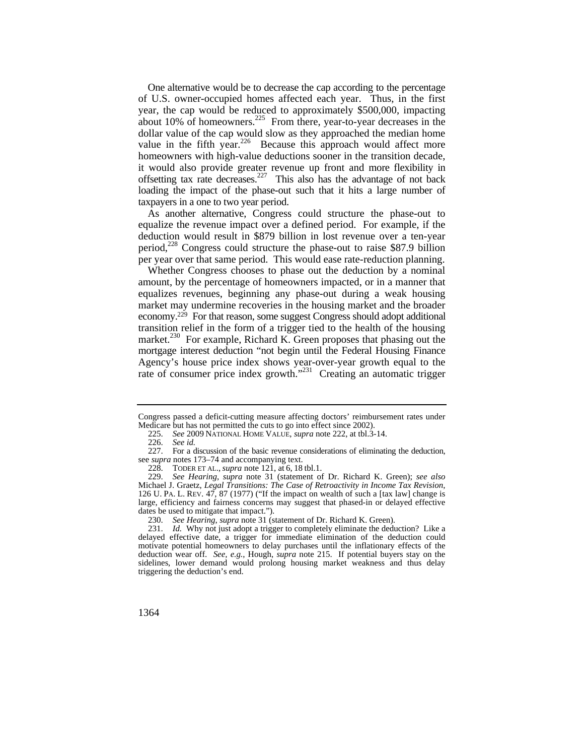One alternative would be to decrease the cap according to the percentage of U.S. owner-occupied homes affected each year. Thus, in the first year, the cap would be reduced to approximately $500,000, impacting about 10% of homeowners.[225] From there, year-to-year decreases in the dollar value of the cap would slow as they approached the median home value in the fifth year.[226] Because this approach would affect more homeowners with high-value deductions sooner in the transition decade, it would also provide greater revenue up front and more flexibility in offsetting tax rate decreases.[227] This also has the advantage of not back loading the impact of the phase-out such that it hits a large number of taxpayers in a one to two year period.

As another alternative, Congress could structure the phase-out to equalize the revenue impact over a defined period. For example, if the deduction would result in $879 billion in lost revenue over a ten-year period,[228] Congress could structure the phase-out to raise $87.9 billion per year over that same period. This would ease rate-reduction planning.

Whether Congress chooses to phase out the deduction by a nominal amount, by the percentage of homeowners impacted, or in a manner that equalizes revenues, beginning any phase-out during a weak housing market may undermine recoveries in the housing market and the broader economy.[229] For that reason, some suggest Congress should adopt additional transition relief in the form of a trigger tied to the health of the housing market.[230] For example, Richard K. Green proposes that phasing out the mortgage interest deduction "not begin until the Federal Housing Finance Agency's house price index shows year-over-year growth equal to the rate of consumer price index growth."[231] Creating an automatic trigger

---

Congress passed a deficit-cutting measure affecting doctors' reimbursement rates under Medicare but has not permitted the cuts to go into effect since 2002).

225. *See* 2009 NATIONAL HOME VALUE, *supra* note 222, at tbl.3-14.

226. *See id.*

227. For a discussion of the basic revenue considerations of eliminating the deduction, see *supra* notes 173–74 and accompanying text.

228. TODER ET AL., *supra* note 121, at 6, 18 tbl.1.

229. *See Hearing*, *supra* note 31 (statement of Dr. Richard K. Green); *see also* Michael J. Graetz, *Legal Transitions: The Case of Retroactivity in Income Tax Revision*, 126 U. PA. L. REV. 47, 87 (1977) ("If the impact on wealth of such a [tax law] change is large, efficiency and fairness concerns may suggest that phased-in or delayed effective dates be used to mitigate that impact.").

230. *See Hearing*, *supra* note 31 (statement of Dr. Richard K. Green).

231. *Id.* Why not just adopt a trigger to completely eliminate the deduction? Like a delayed effective date, a trigger for immediate elimination of the deduction could motivate potential homeowners to delay purchases until the inflationary effects of the deduction wear off. *See, e.g.*, Hough, *supra* note 215. If potential buyers stay on the sidelines, lower demand would prolong housing market weakness and thus delay triggering the deduction's end.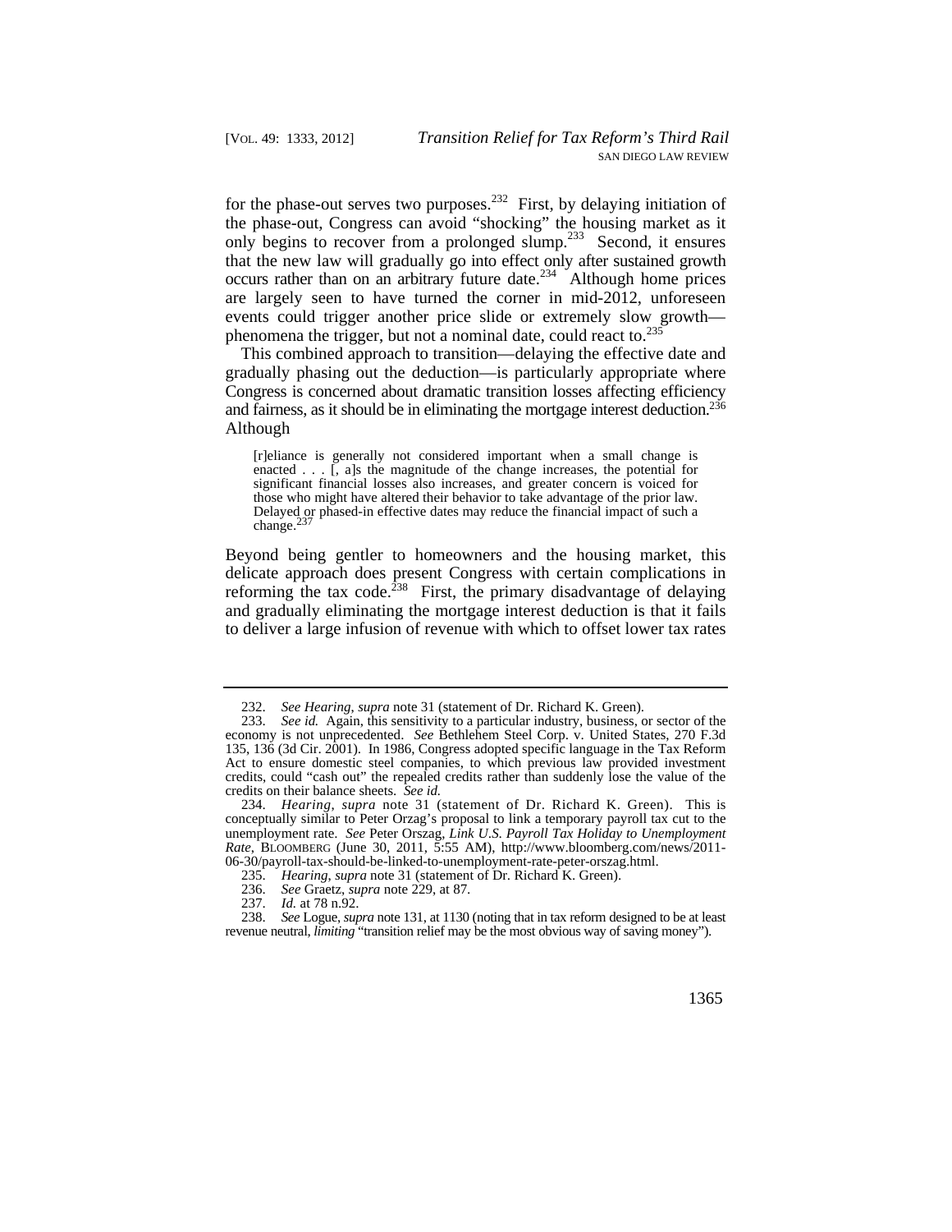for the phase-out serves two purposes.[232] First, by delaying initiation of the phase-out, Congress can avoid "shocking" the housing market as it only begins to recover from a prolonged slump.[233] Second, it ensures that the new law will gradually go into effect only after sustained growth occurs rather than on an arbitrary future date.[234] Although home prices are largely seen to have turned the corner in mid-2012, unforeseen events could trigger another price slide or extremely slow growth—phenomena the trigger, but not a nominal date, could react to.[235]

This combined approach to transition—delaying the effective date and gradually phasing out the deduction—is particularly appropriate where Congress is concerned about dramatic transition losses affecting efficiency and fairness, as it should be in eliminating the mortgage interest deduction.[236] Although

> [r]eliance is generally not considered important when a small change is enacted . . . [, a]s the magnitude of the change increases, the potential for significant financial losses also increases, and greater concern is voiced for those who might have altered their behavior to take advantage of the prior law. Delayed or phased-in effective dates may reduce the financial impact of such a change.[237]

Beyond being gentler to homeowners and the housing market, this delicate approach does present Congress with certain complications in reforming the tax code.[238] First, the primary disadvantage of delaying and gradually eliminating the mortgage interest deduction is that it fails to deliver a large infusion of revenue with which to offset lower tax rates

---

232. *See Hearing*, *supra* note 31 (statement of Dr. Richard K. Green).

233. *See id.* Again, this sensitivity to a particular industry, business, or sector of the economy is not unprecedented. *See* Bethlehem Steel Corp. v. United States, 270 F.3d 135, 136 (3d Cir. 2001). In 1986, Congress adopted specific language in the Tax Reform Act to ensure domestic steel companies, to which previous law provided investment credits, could "cash out" the repealed credits rather than suddenly lose the value of the credits on their balance sheets. *See id.*

234. *Hearing*, *supra* note 31 (statement of Dr. Richard K. Green). This is conceptually similar to Peter Orzag's proposal to link a temporary payroll tax cut to the unemployment rate. *See* Peter Orszag, *Link U.S. Payroll Tax Holiday to Unemployment Rate*, BLOOMBERG (June 30, 2011, 5:55 AM), http://www.bloomberg.com/news/2011-06-30/payroll-tax-should-be-linked-to-unemployment-rate-peter-orszag.html.

235. *Hearing*, *supra* note 31 (statement of Dr. Richard K. Green).

236. *See* Graetz, *supra* note 229, at 87.

237. *Id.* at 78 n.92.

238. *See* Logue, *supra* note 131, at 1130 (noting that in tax reform designed to be at least revenue neutral, *limiting* "transition relief may be the most obvious way of saving money").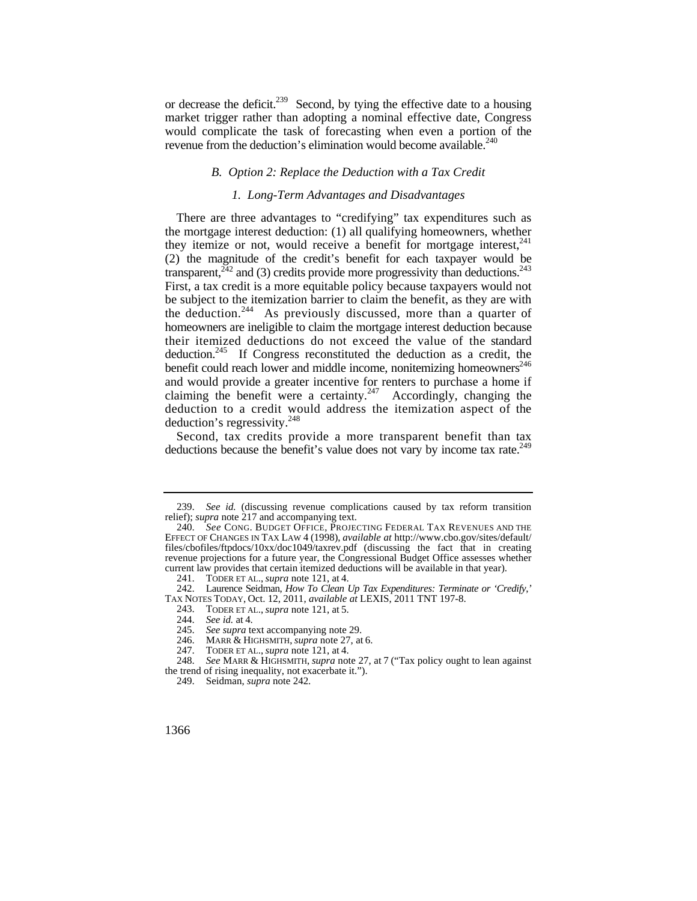or decrease the deficit.[239] Second, by tying the effective date to a housing market trigger rather than adopting a nominal effective date, Congress would complicate the task of forecasting when even a portion of the revenue from the deduction's elimination would become available.[240]

### *B. Option 2: Replace the Deduction with a Tax Credit*

#### *1. Long-Term Advantages and Disadvantages*

There are three advantages to "credifying" tax expenditures such as the mortgage interest deduction: (1) all qualifying homeowners, whether they itemize or not, would receive a benefit for mortgage interest,[241] (2) the magnitude of the credit's benefit for each taxpayer would be transparent,[242] and (3) credits provide more progressivity than deductions.[243] First, a tax credit is a more equitable policy because taxpayers would not be subject to the itemization barrier to claim the benefit, as they are with the deduction.[244] As previously discussed, more than a quarter of homeowners are ineligible to claim the mortgage interest deduction because their itemized deductions do not exceed the value of the standard deduction.[245] If Congress reconstituted the deduction as a credit, the benefit could reach lower and middle income, nonitemizing homeowners[246] and would provide a greater incentive for renters to purchase a home if claiming the benefit were a certainty.[247] Accordingly, changing the deduction to a credit would address the itemization aspect of the deduction's regressivity.[248]

Second, tax credits provide a more transparent benefit than tax deductions because the benefit's value does not vary by income tax rate.[249]

---

239. *See id.* (discussing revenue complications caused by tax reform transition relief); *supra* note 217 and accompanying text.

240. *See* CONG. BUDGET OFFICE, PROJECTING FEDERAL TAX REVENUES AND THE EFFECT OF CHANGES IN TAX LAW 4 (1998), *available at* http://www.cbo.gov/sites/default/files/cbofiles/ftpdocs/10xx/doc1049/taxrev.pdf (discussing the fact that in creating revenue projections for a future year, the Congressional Budget Office assesses whether current law provides that certain itemized deductions will be available in that year).

241. TODER ET AL., *supra* note 121, at 4.

242. Laurence Seidman, *How To Clean Up Tax Expenditures: Terminate or 'Credify*,' TAX NOTES TODAY, Oct. 12, 2011, *available at* LEXIS, 2011 TNT 197-8.

243. TODER ET AL., *supra* note 121, at 5.

244. *See id.* at 4.

245. *See supra* text accompanying note 29.

246. MARR & HIGHSMITH, *supra* note 27, at 6.

247. TODER ET AL., *supra* note 121, at 4.

248. *See* MARR & HIGHSMITH, *supra* note 27, at 7 ("Tax policy ought to lean against the trend of rising inequality, not exacerbate it.").

249. Seidman, *supra* note 242.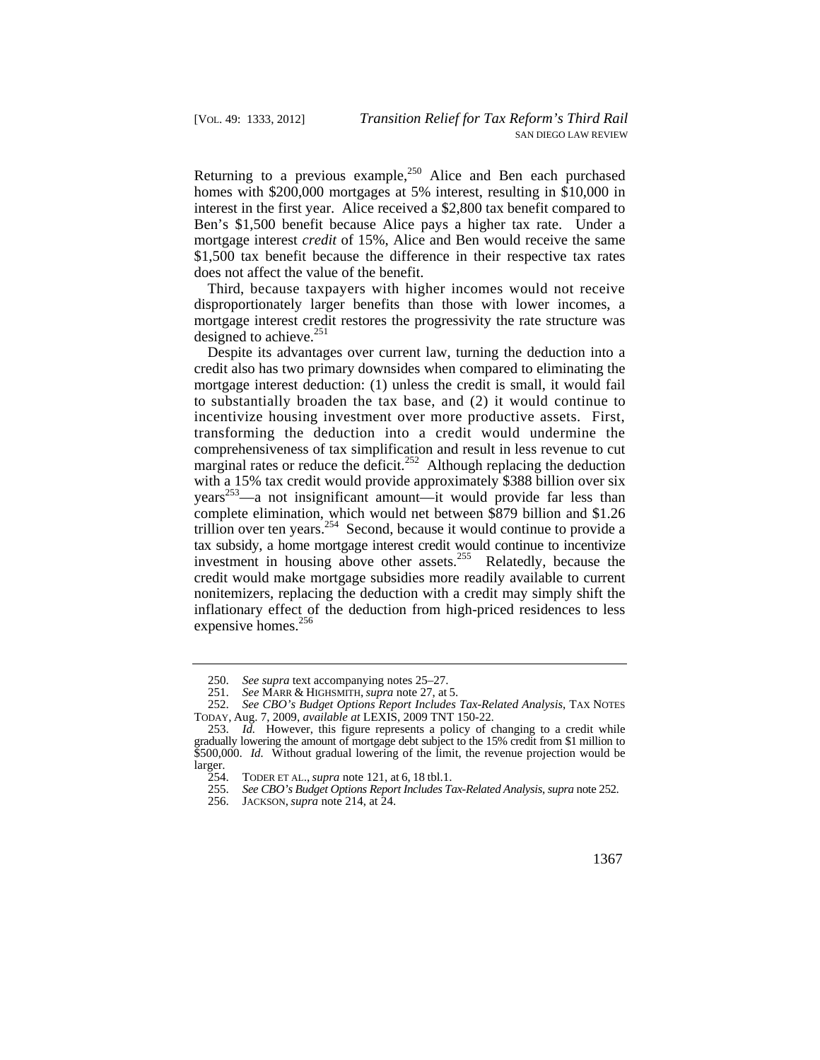Returning to a previous example,[250] Alice and Ben each purchased homes with $200,000 mortgages at 5% interest, resulting in $10,000 in interest in the first year. Alice received a $2,800 tax benefit compared to Ben's $1,500 benefit because Alice pays a higher tax rate. Under a mortgage interest *credit* of 15%, Alice and Ben would receive the same $1,500 tax benefit because the difference in their respective tax rates does not affect the value of the benefit.

Third, because taxpayers with higher incomes would not receive disproportionately larger benefits than those with lower incomes, a mortgage interest credit restores the progressivity the rate structure was designed to achieve.[251]

Despite its advantages over current law, turning the deduction into a credit also has two primary downsides when compared to eliminating the mortgage interest deduction: (1) unless the credit is small, it would fail to substantially broaden the tax base, and (2) it would continue to incentivize housing investment over more productive assets. First, transforming the deduction into a credit would undermine the comprehensiveness of tax simplification and result in less revenue to cut marginal rates or reduce the deficit.[252] Although replacing the deduction with a 15% tax credit would provide approximately $388 billion over six years[253]—a not insignificant amount—it would provide far less than complete elimination, which would net between $879 billion and $1.26 trillion over ten years.[254] Second, because it would continue to provide a tax subsidy, a home mortgage interest credit would continue to incentivize investment in housing above other assets.[255] Relatedly, because the credit would make mortgage subsidies more readily available to current nonitemizers, replacing the deduction with a credit may simply shift the inflationary effect of the deduction from high-priced residences to less expensive homes.[256]

---

250. *See supra* text accompanying notes 25–27.

251. *See* MARR & HIGHSMITH, *supra* note 27, at 5.

252. *See CBO's Budget Options Report Includes Tax-Related Analysis*, TAX NOTES TODAY, Aug. 7, 2009, *available at* LEXIS, 2009 TNT 150-22.

253. *Id.* However, this figure represents a policy of changing to a credit while gradually lowering the amount of mortgage debt subject to the 15% credit from $1 million to $500,000. *Id.* Without gradual lowering of the limit, the revenue projection would be larger.

254. TODER ET AL., *supra* note 121, at 6, 18 tbl.1.

255. *See CBO's Budget Options Report Includes Tax-Related Analysis*, *supra* note 252.

256. JACKSON, *supra* note 214, at 24.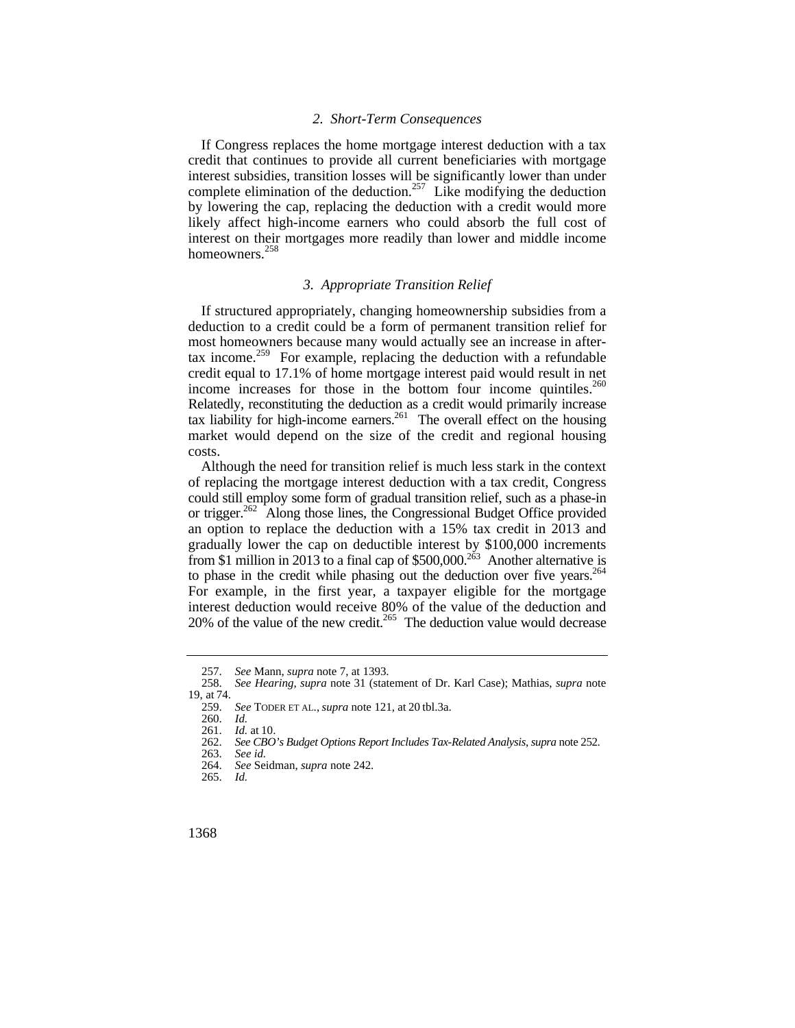### 2. *Short-Term Consequences*

If Congress replaces the home mortgage interest deduction with a tax credit that continues to provide all current beneficiaries with mortgage interest subsidies, transition losses will be significantly lower than under complete elimination of the deduction.[257] Like modifying the deduction by lowering the cap, replacing the deduction with a credit would more likely affect high-income earners who could absorb the full cost of interest on their mortgages more readily than lower and middle income homeowners.[258]

### 3. *Appropriate Transition Relief*

If structured appropriately, changing homeownership subsidies from a deduction to a credit could be a form of permanent transition relief for most homeowners because many would actually see an increase in after-tax income.[259] For example, replacing the deduction with a refundable credit equal to 17.1% of home mortgage interest paid would result in net income increases for those in the bottom four income quintiles.[260] Relatedly, reconstituting the deduction as a credit would primarily increase tax liability for high-income earners.[261] The overall effect on the housing market would depend on the size of the credit and regional housing costs.

Although the need for transition relief is much less stark in the context of replacing the mortgage interest deduction with a tax credit, Congress could still employ some form of gradual transition relief, such as a phase-in or trigger.[262] Along those lines, the Congressional Budget Office provided an option to replace the deduction with a 15% tax credit in 2013 and gradually lower the cap on deductible interest by \$100,000 increments from \$1 million in 2013 to a final cap of \$500,000.[263] Another alternative is to phase in the credit while phasing out the deduction over five years.[264] For example, in the first year, a taxpayer eligible for the mortgage interest deduction would receive 80% of the value of the deduction and 20% of the value of the new credit.[265] The deduction value would decrease

---

257. *See* Mann, *supra* note 7, at 1393.

258. *See Hearing*, *supra* note 31 (statement of Dr. Karl Case); Mathias, *supra* note 19, at 74.

259. *See* TODER ET AL., *supra* note 121, at 20 tbl.3a.

260. *Id.*

261. *Id.* at 10.

262. *See CBO's Budget Options Report Includes Tax-Related Analysis*, *supra* note 252.

263. *See id.*

264. *See* Seidman, *supra* note 242.

265. *Id.*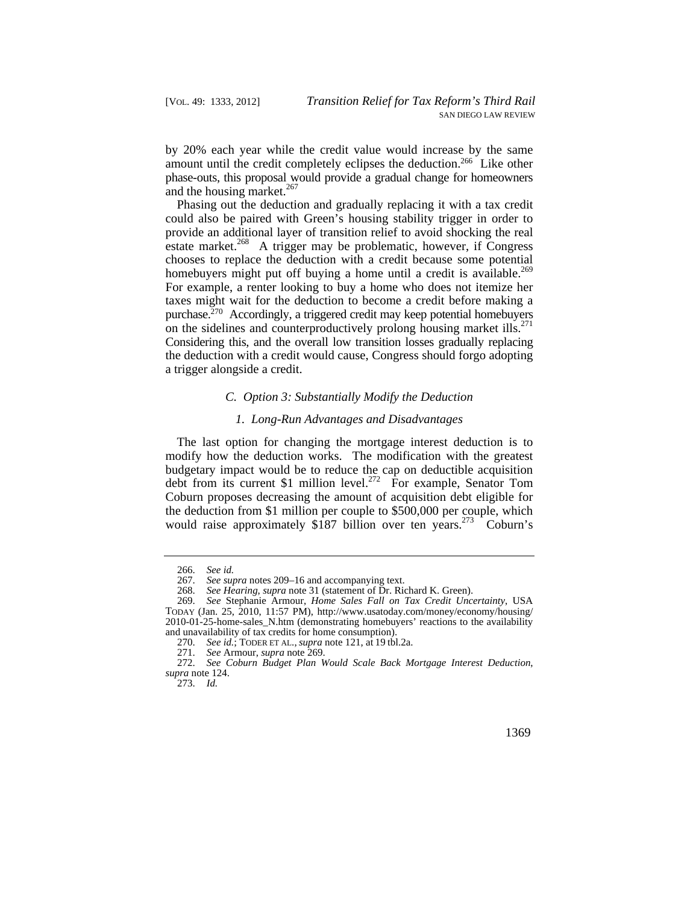by 20% each year while the credit value would increase by the same amount until the credit completely eclipses the deduction.[266] Like other phase-outs, this proposal would provide a gradual change for homeowners and the housing market.[267]

Phasing out the deduction and gradually replacing it with a tax credit could also be paired with Green's housing stability trigger in order to provide an additional layer of transition relief to avoid shocking the real estate market.[268] A trigger may be problematic, however, if Congress chooses to replace the deduction with a credit because some potential homebuyers might put off buying a home until a credit is available.[269] For example, a renter looking to buy a home who does not itemize her taxes might wait for the deduction to become a credit before making a purchase.[270] Accordingly, a triggered credit may keep potential homebuyers on the sidelines and counterproductively prolong housing market ills.[271] Considering this, and the overall low transition losses gradually replacing the deduction with a credit would cause, Congress should forgo adopting a trigger alongside a credit.

### *C. Option 3: Substantially Modify the Deduction*

#### *1. Long-Run Advantages and Disadvantages*

The last option for changing the mortgage interest deduction is to modify how the deduction works. The modification with the greatest budgetary impact would be to reduce the cap on deductible acquisition debt from its current $1 million level.[272] For example, Senator Tom Coburn proposes decreasing the amount of acquisition debt eligible for the deduction from $1 million per couple to $500,000 per couple, which would raise approximately $187 billion over ten years.[273] Coburn's

---

266. *See id.*

267. *See supra* notes 209–16 and accompanying text.

268. *See Hearing*, *supra* note 31 (statement of Dr. Richard K. Green).

269. *See* Stephanie Armour, *Home Sales Fall on Tax Credit Uncertainty*, USA TODAY (Jan. 25, 2010, 11:57 PM), http://www.usatoday.com/money/economy/housing/2010-01-25-home-sales_N.htm (demonstrating homebuyers' reactions to the availability and unavailability of tax credits for home consumption).

270. *See id.*; TODER ET AL., *supra* note 121, at 19 tbl.2a.

271. *See* Armour, *supra* note 269.

272. *See Coburn Budget Plan Would Scale Back Mortgage Interest Deduction*, *supra* note 124.

273. *Id.*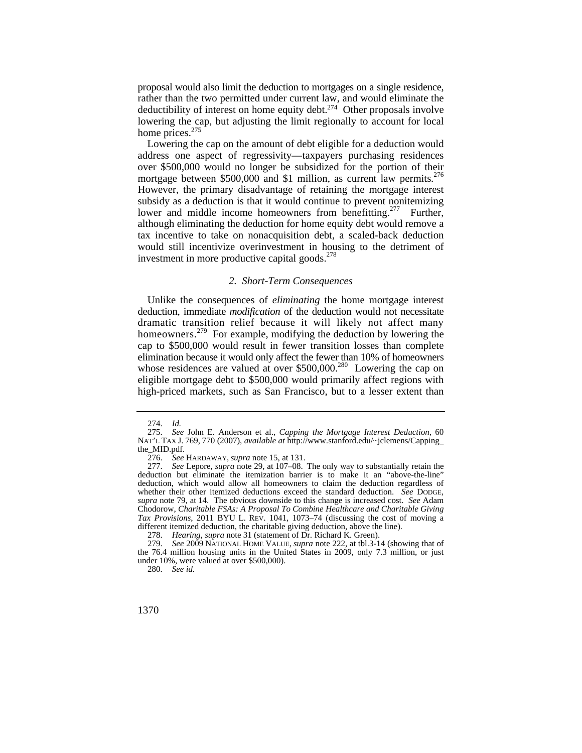proposal would also limit the deduction to mortgages on a single residence, rather than the two permitted under current law, and would eliminate the deductibility of interest on home equity debt.[274] Other proposals involve lowering the cap, but adjusting the limit regionally to account for local home prices.[275]

Lowering the cap on the amount of debt eligible for a deduction would address one aspect of regressivity—taxpayers purchasing residences over $500,000 would no longer be subsidized for the portion of their mortgage between $500,000 and $1 million, as current law permits.[276] However, the primary disadvantage of retaining the mortgage interest subsidy as a deduction is that it would continue to prevent nonitemizing lower and middle income homeowners from benefitting.[277] Further, although eliminating the deduction for home equity debt would remove a tax incentive to take on nonacquisition debt, a scaled-back deduction would still incentivize overinvestment in housing to the detriment of investment in more productive capital goods.[278]

### *2. Short-Term Consequences*

Unlike the consequences of *eliminating* the home mortgage interest deduction, immediate *modification* of the deduction would not necessitate dramatic transition relief because it will likely not affect many homeowners.[279] For example, modifying the deduction by lowering the cap to $500,000 would result in fewer transition losses than complete elimination because it would only affect the fewer than 10% of homeowners whose residences are valued at over $500,000.[280] Lowering the cap on eligible mortgage debt to $500,000 would primarily affect regions with high-priced markets, such as San Francisco, but to a lesser extent than

---

274. *Id.*

275. *See* John E. Anderson et al., *Capping the Mortgage Interest Deduction*, 60 NAT'L TAX J. 769, 770 (2007), *available at* http://www.stanford.edu/~jclemens/Capping_the_MID.pdf.

276. *See* HARDAWAY, *supra* note 15, at 131.

277. *See* Lepore, *supra* note 29, at 107–08. The only way to substantially retain the deduction but eliminate the itemization barrier is to make it an "above-the-line" deduction, which would allow all homeowners to claim the deduction regardless of whether their other itemized deductions exceed the standard deduction. *See* DODGE, *supra* note 79, at 14. The obvious downside to this change is increased cost. *See* Adam Chodorow, *Charitable FSAs: A Proposal To Combine Healthcare and Charitable Giving Tax Provisions*, 2011 BYU L. REV. 1041, 1073–74 (discussing the cost of moving a different itemized deduction, the charitable giving deduction, above the line).

278. *Hearing*, *supra* note 31 (statement of Dr. Richard K. Green).

279. *See* 2009 NATIONAL HOME VALUE, *supra* note 222, at tbl.3-14 (showing that of the 76.4 million housing units in the United States in 2009, only 7.3 million, or just under 10%, were valued at over $500,000).

280. *See id.*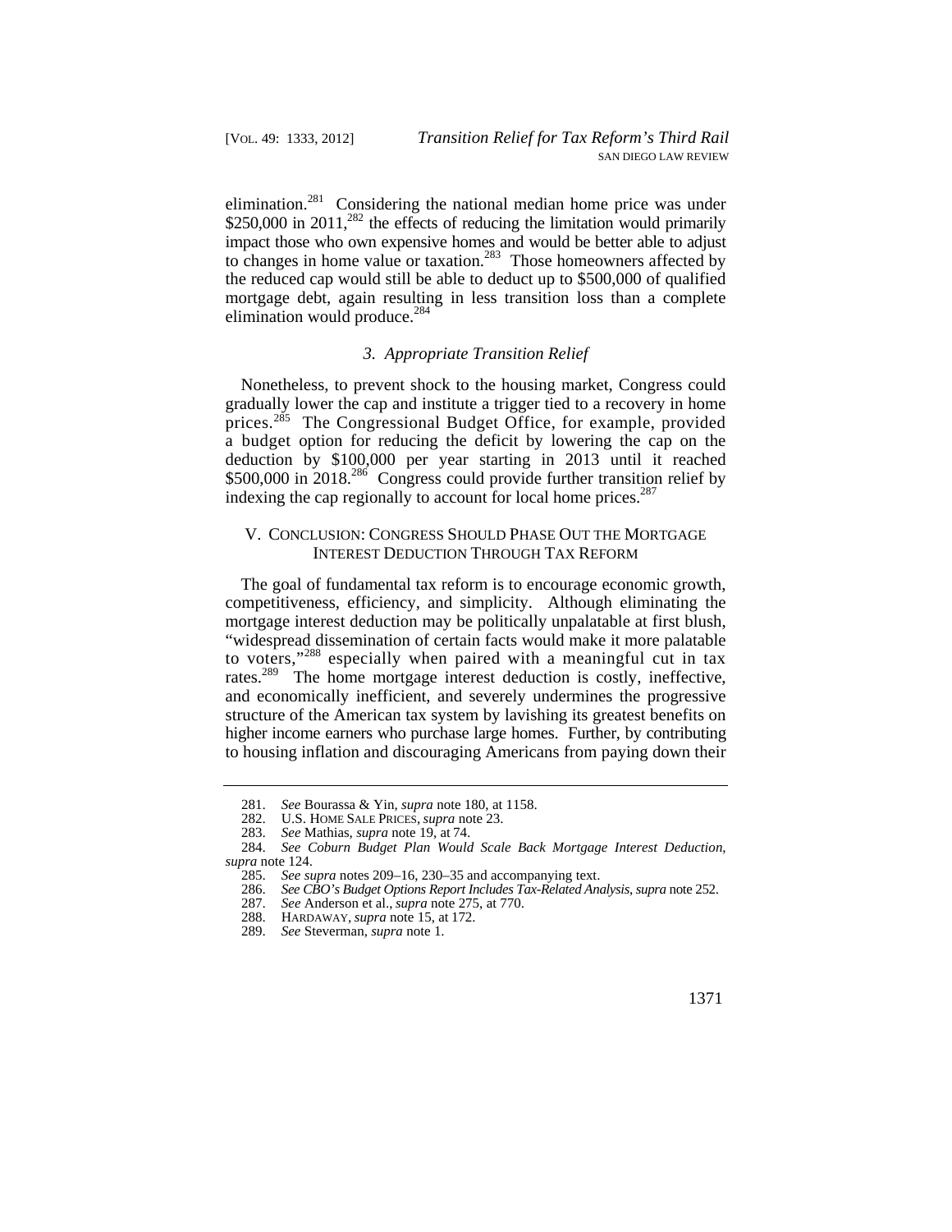elimination.[281] Considering the national median home price was under $250,000 in 2011,[282] the effects of reducing the limitation would primarily impact those who own expensive homes and would be better able to adjust to changes in home value or taxation.[283] Those homeowners affected by the reduced cap would still be able to deduct up to $500,000 of qualified mortgage debt, again resulting in less transition loss than a complete elimination would produce.[284]

### *3. Appropriate Transition Relief*

Nonetheless, to prevent shock to the housing market, Congress could gradually lower the cap and institute a trigger tied to a recovery in home prices.[285] The Congressional Budget Office, for example, provided a budget option for reducing the deficit by lowering the cap on the deduction by $100,000 per year starting in 2013 until it reached $500,000 in 2018.[286] Congress could provide further transition relief by indexing the cap regionally to account for local home prices.[287]

## V. CONCLUSION: CONGRESS SHOULD PHASE OUT THE MORTGAGE INTEREST DEDUCTION THROUGH TAX REFORM

The goal of fundamental tax reform is to encourage economic growth, competitiveness, efficiency, and simplicity. Although eliminating the mortgage interest deduction may be politically unpalatable at first blush, "widespread dissemination of certain facts would make it more palatable to voters,"[288] especially when paired with a meaningful cut in tax rates.[289] The home mortgage interest deduction is costly, ineffective, and economically inefficient, and severely undermines the progressive structure of the American tax system by lavishing its greatest benefits on higher income earners who purchase large homes. Further, by contributing to housing inflation and discouraging Americans from paying down their

---

281. *See* Bourassa & Yin, *supra* note 180, at 1158.

282. U.S. HOME SALE PRICES, *supra* note 23.

283. *See* Mathias, *supra* note 19, at 74.

284. *See Coburn Budget Plan Would Scale Back Mortgage Interest Deduction*, *supra* note 124.

285. *See supra* notes 209–16, 230–35 and accompanying text.

286. *See CBO's Budget Options Report Includes Tax-Related Analysis*, *supra* note 252.

287. *See* Anderson et al., *supra* note 275, at 770.

288. HARDAWAY, *supra* note 15, at 172.

289. *See* Steverman, *supra* note 1.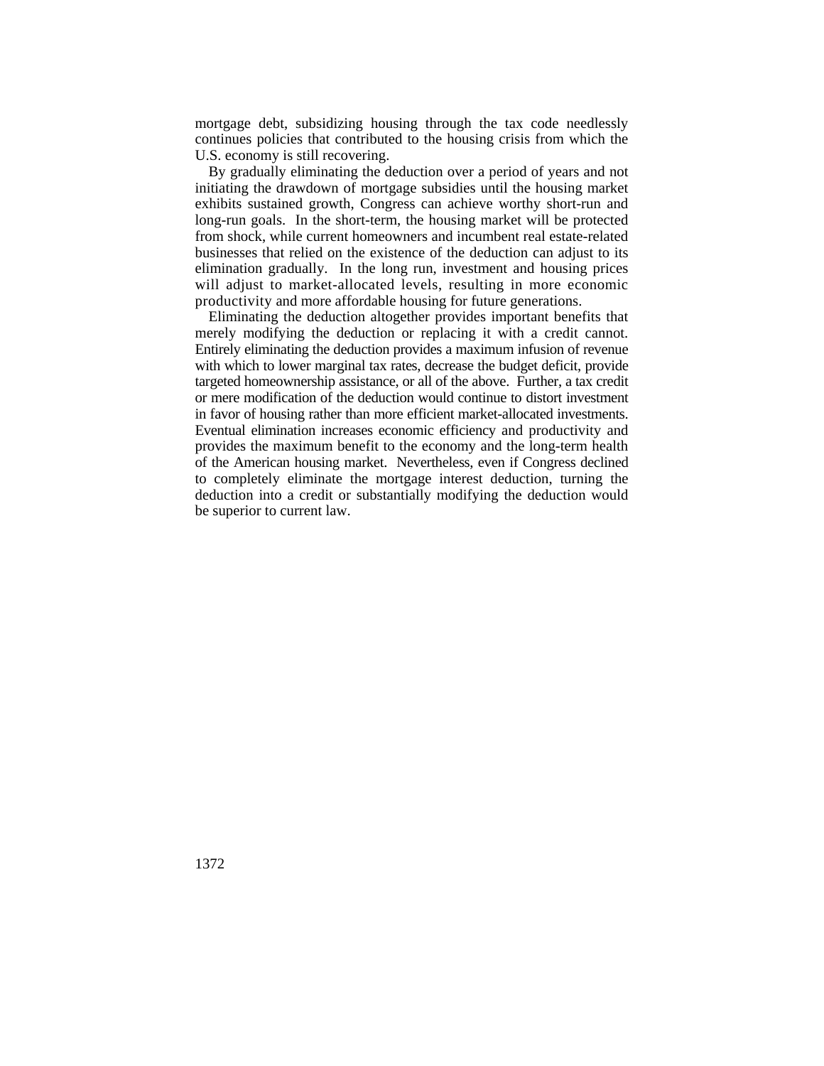mortgage debt, subsidizing housing through the tax code needlessly continues policies that contributed to the housing crisis from which the U.S. economy is still recovering.

By gradually eliminating the deduction over a period of years and not initiating the drawdown of mortgage subsidies until the housing market exhibits sustained growth, Congress can achieve worthy short-run and long-run goals. In the short-term, the housing market will be protected from shock, while current homeowners and incumbent real estate-related businesses that relied on the existence of the deduction can adjust to its elimination gradually. In the long run, investment and housing prices will adjust to market-allocated levels, resulting in more economic productivity and more affordable housing for future generations.

Eliminating the deduction altogether provides important benefits that merely modifying the deduction or replacing it with a credit cannot. Entirely eliminating the deduction provides a maximum infusion of revenue with which to lower marginal tax rates, decrease the budget deficit, provide targeted homeownership assistance, or all of the above. Further, a tax credit or mere modification of the deduction would continue to distort investment in favor of housing rather than more efficient market-allocated investments. Eventual elimination increases economic efficiency and productivity and provides the maximum benefit to the economy and the long-term health of the American housing market. Nevertheless, even if Congress declined to completely eliminate the mortgage interest deduction, turning the deduction into a credit or substantially modifying the deduction would be superior to current law.